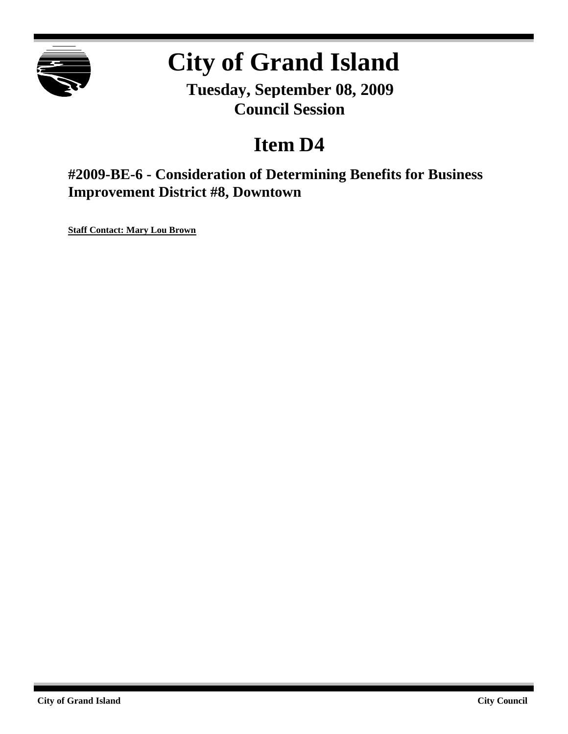# City of Grand Island

**Tuesday, September 08, 2009**
**Council Session**

## Item D4

### #2009-BE-6 - Consideration of Determining Benefits for Business Improvement District #8, Downtown

**Staff Contact: Mary Lou Brown**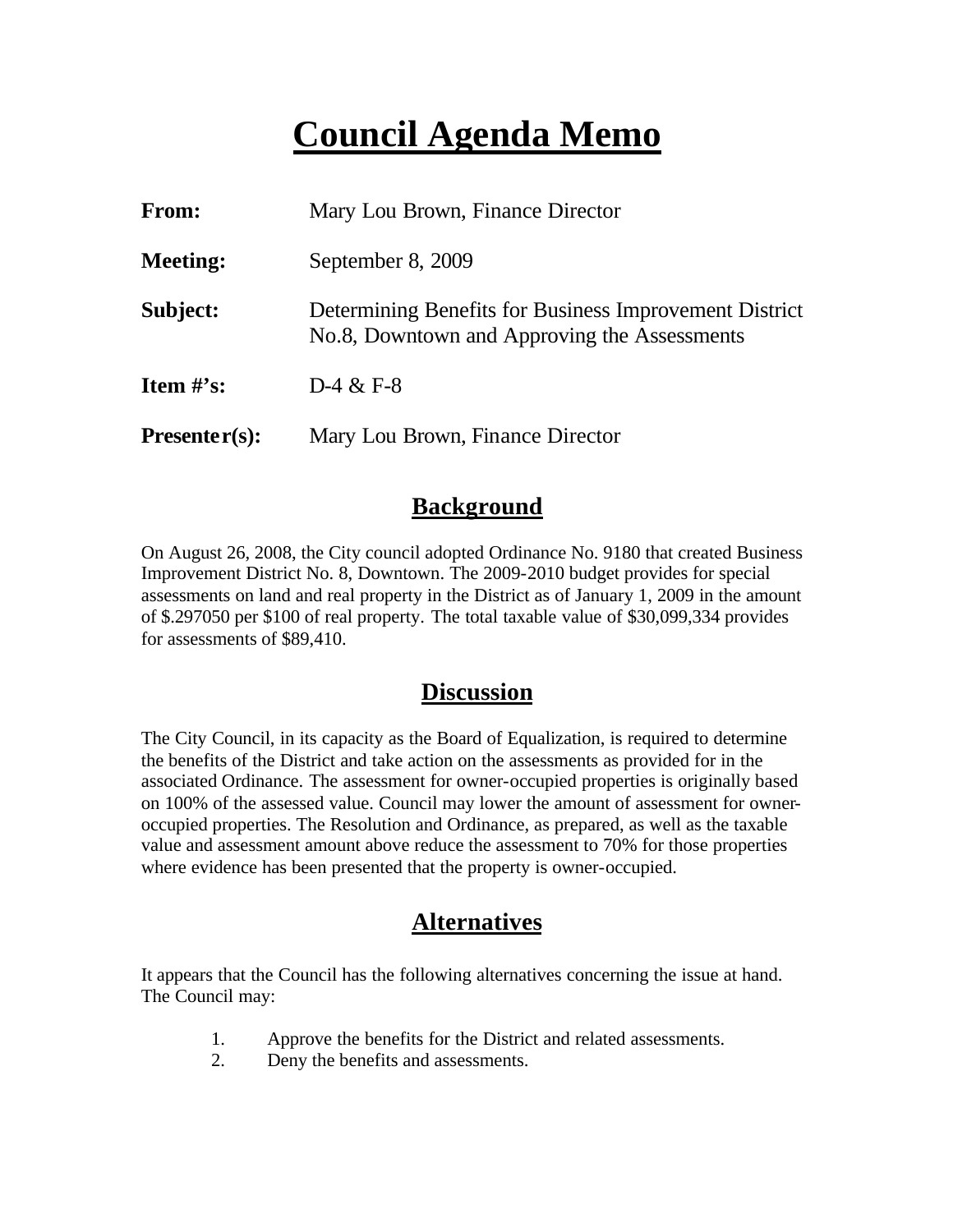# Council Agenda Memo

**From:** Mary Lou Brown, Finance Director

**Meeting:** September 8, 2009

**Subject:** Determining Benefits for Business Improvement District No.8, Downtown and Approving the Assessments

**Item #'s:** D-4 & F-8

**Presenter(s):** Mary Lou Brown, Finance Director

## Background

On August 26, 2008, the City council adopted Ordinance No. 9180 that created Business Improvement District No. 8, Downtown. The 2009-2010 budget provides for special assessments on land and real property in the District as of January 1, 2009 in the amount of $.297050 per $100 of real property. The total taxable value of $30,099,334 provides for assessments of $89,410.

## Discussion

The City Council, in its capacity as the Board of Equalization, is required to determine the benefits of the District and take action on the assessments as provided for in the associated Ordinance. The assessment for owner-occupied properties is originally based on 100% of the assessed value. Council may lower the amount of assessment for owner-occupied properties. The Resolution and Ordinance, as prepared, as well as the taxable value and assessment amount above reduce the assessment to 70% for those properties where evidence has been presented that the property is owner-occupied.

## Alternatives

It appears that the Council has the following alternatives concerning the issue at hand. The Council may:

1. Approve the benefits for the District and related assessments.
2. Deny the benefits and assessments.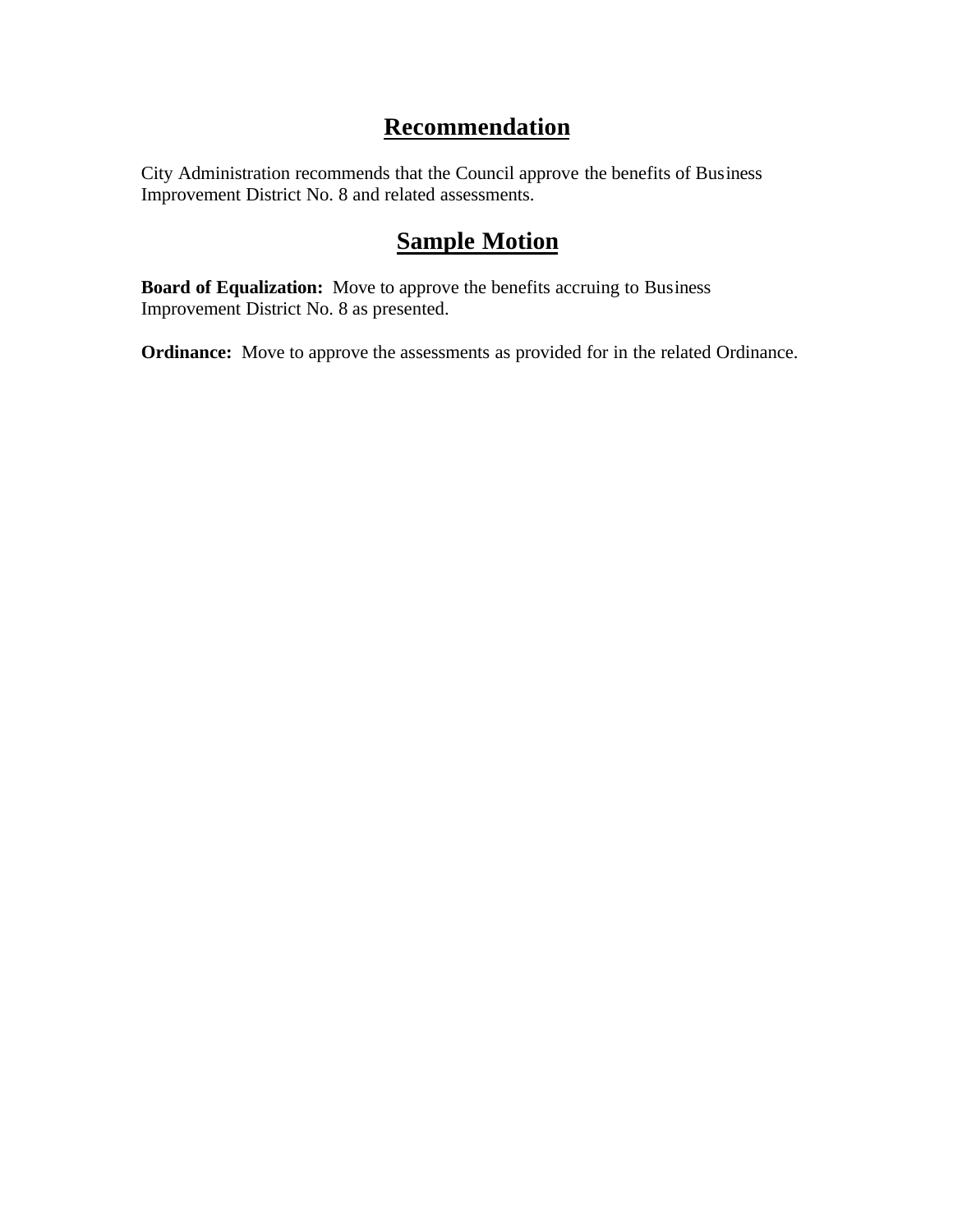## Recommendation

City Administration recommends that the Council approve the benefits of Business Improvement District No. 8 and related assessments.

## Sample Motion

**Board of Equalization:** Move to approve the benefits accruing to Business Improvement District No. 8 as presented.

**Ordinance:** Move to approve the assessments as provided for in the related Ordinance.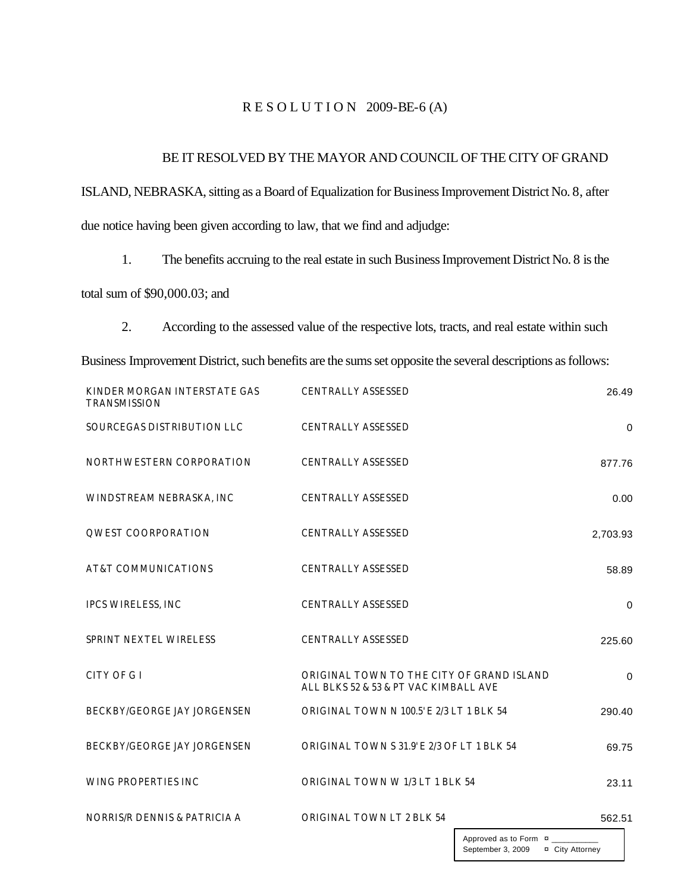# R E S O L U T I O N 2009-BE-6 (A)

BE IT RESOLVED BY THE MAYOR AND COUNCIL OF THE CITY OF GRAND ISLAND, NEBRASKA, sitting as a Board of Equalization for Business Improvement District No. 8, after due notice having been given according to law, that we find and adjudge:

1. The benefits accruing to the real estate in such Business Improvement District No. 8 is the total sum of $90,000.03; and

2. According to the assessed value of the respective lots, tracts, and real estate within such Business Improvement District, such benefits are the sums set opposite the several descriptions as follows:

| | | |
|---|---|---|
| KINDER MORGAN INTERSTATE GAS TRANSMISSION | CENTRALLY ASSESSED | 26.49 |
| SOURCEGAS DISTRIBUTION LLC | CENTRALLY ASSESSED | 0 |
| NORTHWESTERN CORPORATION | CENTRALLY ASSESSED | 877.76 |
| WINDSTREAM NEBRASKA, INC | CENTRALLY ASSESSED | 0.00 |
| QWEST COORPORATION | CENTRALLY ASSESSED | 2,703.93 |
| AT&T COMMUNICATIONS | CENTRALLY ASSESSED | 58.89 |
| IPCS WIRELESS, INC | CENTRALLY ASSESSED | 0 |
| SPRINT NEXTEL WIRELESS | CENTRALLY ASSESSED | 225.60 |
| CITY OF G I | ORIGINAL TOWN TO THE CITY OF GRAND ISLAND ALL BLKS 52 & 53 & PT VAC KIMBALL AVE | 0 |
| BECKBY/GEORGE JAY JORGENSEN | ORIGINAL TOWN N 100.5' E 2/3 LT 1 BLK 54 | 290.40 |
| BECKBY/GEORGE JAY JORGENSEN | ORIGINAL TOWN S 31.9' E 2/3 OF LT 1 BLK 54 | 69.75 |
| WING PROPERTIES INC | ORIGINAL TOWN W 1/3 LT 1 BLK 54 | 23.11 |
| NORRIS/R DENNIS & PATRICIA A | ORIGINAL TOWN LT 2 BLK 54 | 562.51 |

Approved as to Form ¤ ___________
September 3, 2009 ¤ City Attorney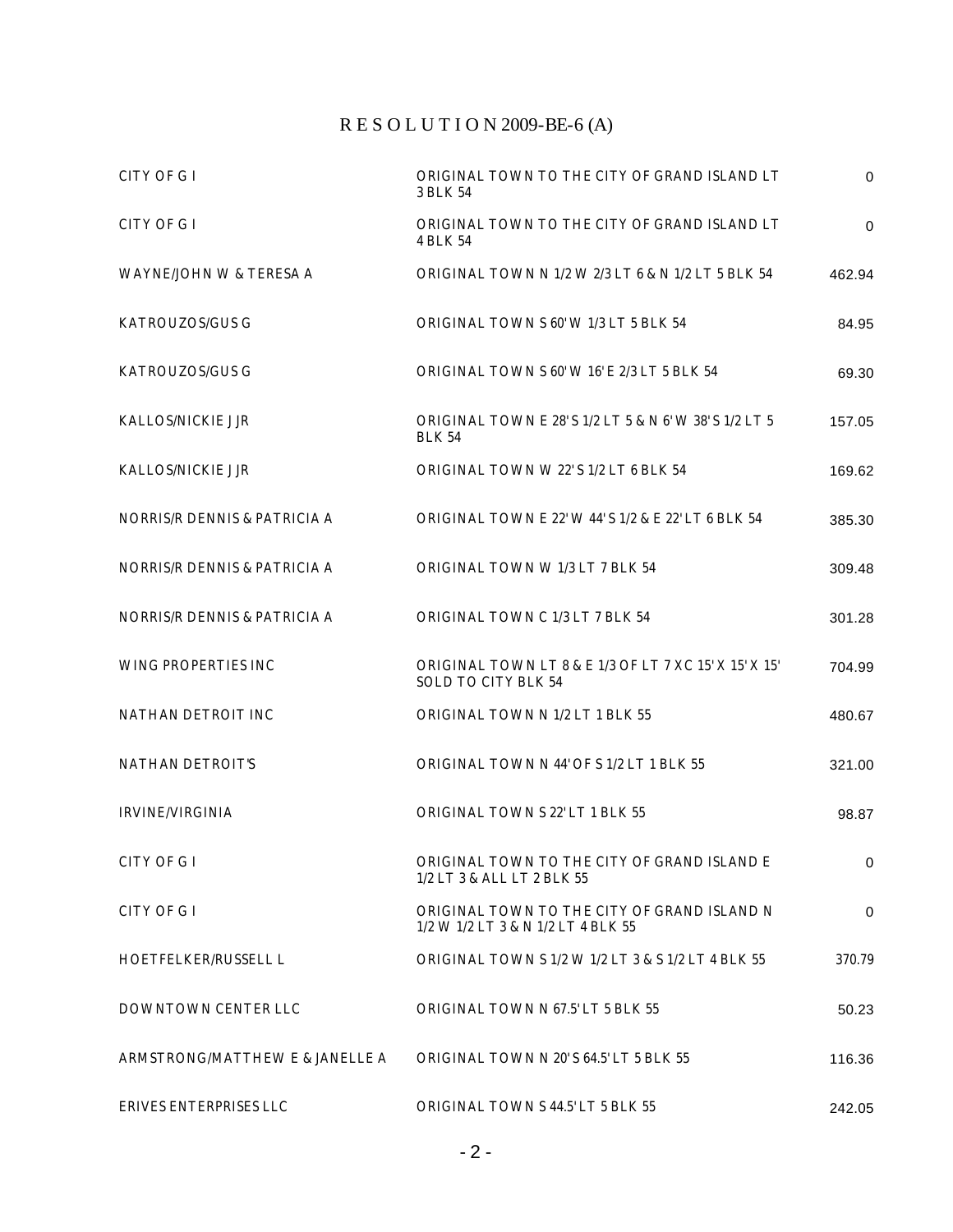# RESOLUTION 2009-BE-6 (A)

| | | |
|---|---|---|
| CITY OF G I | ORIGINAL TOWN TO THE CITY OF GRAND ISLAND LT 3 BLK 54 | 0 |
| CITY OF G I | ORIGINAL TOWN TO THE CITY OF GRAND ISLAND LT 4 BLK 54 | 0 |
| WAYNE/JOHN W & TERESA A | ORIGINAL TOWN N 1/2 W 2/3 LT 6 & N 1/2 LT 5 BLK 54 | 462.94 |
| KATROUZOS/GUS G | ORIGINAL TOWN S 60' W 1/3 LT 5 BLK 54 | 84.95 |
| KATROUZOS/GUS G | ORIGINAL TOWN S 60' W 16' E 2/3 LT 5 BLK 54 | 69.30 |
| KALLOS/NICKIE J JR | ORIGINAL TOWN E 28' S 1/2 LT 5 & N 6' W 38' S 1/2 LT 5 BLK 54 | 157.05 |
| KALLOS/NICKIE J JR | ORIGINAL TOWN W 22' S 1/2 LT 6 BLK 54 | 169.62 |
| NORRIS/R DENNIS & PATRICIA A | ORIGINAL TOWN E 22' W 44' S 1/2 & E 22' LT 6 BLK 54 | 385.30 |
| NORRIS/R DENNIS & PATRICIA A | ORIGINAL TOWN W 1/3 LT 7 BLK 54 | 309.48 |
| NORRIS/R DENNIS & PATRICIA A | ORIGINAL TOWN C 1/3 LT 7 BLK 54 | 301.28 |
| WING PROPERTIES INC | ORIGINAL TOWN LT 8 & E 1/3 OF LT 7 XC 15' X 15' X 15' SOLD TO CITY BLK 54 | 704.99 |
| NATHAN DETROIT INC | ORIGINAL TOWN N 1/2 LT 1 BLK 55 | 480.67 |
| NATHAN DETROIT'S | ORIGINAL TOWN N 44' OF S 1/2 LT 1 BLK 55 | 321.00 |
| IRVINE/VIRGINIA | ORIGINAL TOWN S 22' LT 1 BLK 55 | 98.87 |
| CITY OF G I | ORIGINAL TOWN TO THE CITY OF GRAND ISLAND E 1/2 LT 3 & ALL LT 2 BLK 55 | 0 |
| CITY OF G I | ORIGINAL TOWN TO THE CITY OF GRAND ISLAND N 1/2 W 1/2 LT 3 & N 1/2 LT 4 BLK 55 | 0 |
| HOETFELKER/RUSSELL L | ORIGINAL TOWN S 1/2 W 1/2 LT 3 & S 1/2 LT 4 BLK 55 | 370.79 |
| DOWNTOWN CENTER LLC | ORIGINAL TOWN N 67.5' LT 5 BLK 55 | 50.23 |
| ARMSTRONG/MATTHEW E & JANELLE A | ORIGINAL TOWN N 20' S 64.5' LT 5 BLK 55 | 116.36 |
| ERIVES ENTERPRISES LLC | ORIGINAL TOWN S 44.5' LT 5 BLK 55 | 242.05 |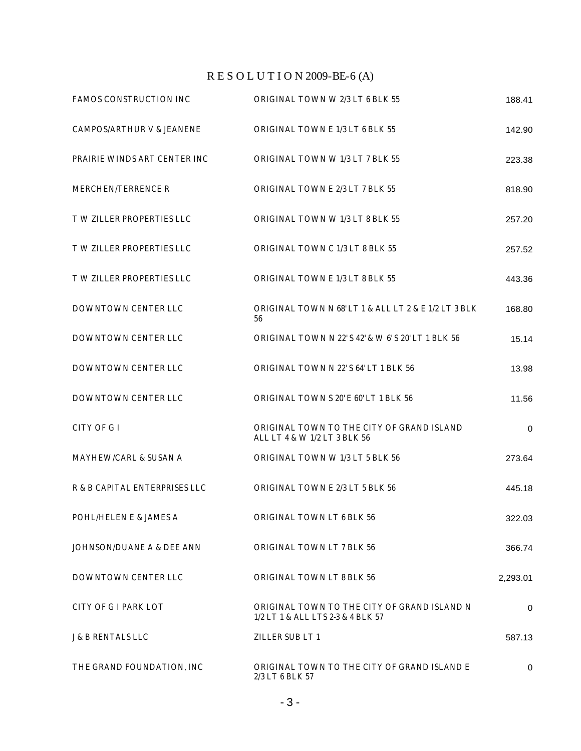# R E S O L U T I O N 2009-BE-6 (A)

| | | |
|---|---|---|
| FAMOS CONSTRUCTION INC | ORIGINAL TOWN W 2/3 LT 6 BLK 55 | 188.41 |
| CAMPOS/ARTHUR V & JEANENE | ORIGINAL TOWN E 1/3 LT 6 BLK 55 | 142.90 |
| PRAIRIE WINDS ART CENTER INC | ORIGINAL TOWN W 1/3 LT 7 BLK 55 | 223.38 |
| MERCHEN/TERRENCE R | ORIGINAL TOWN E 2/3 LT 7 BLK 55 | 818.90 |
| T W ZILLER PROPERTIES LLC | ORIGINAL TOWN W 1/3 LT 8 BLK 55 | 257.20 |
| T W ZILLER PROPERTIES LLC | ORIGINAL TOWN C 1/3 LT 8 BLK 55 | 257.52 |
| T W ZILLER PROPERTIES LLC | ORIGINAL TOWN E 1/3 LT 8 BLK 55 | 443.36 |
| DOWNTOWN CENTER LLC | ORIGINAL TOWN N 68' LT 1 & ALL LT 2 & E 1/2 LT 3 BLK 56 | 168.80 |
| DOWNTOWN CENTER LLC | ORIGINAL TOWN N 22' S 42' & W 6' S 20' LT 1 BLK 56 | 15.14 |
| DOWNTOWN CENTER LLC | ORIGINAL TOWN N 22' S 64' LT 1 BLK 56 | 13.98 |
| DOWNTOWN CENTER LLC | ORIGINAL TOWN S 20' E 60' LT 1 BLK 56 | 11.56 |
| CITY OF G I | ORIGINAL TOWN TO THE CITY OF GRAND ISLAND ALL LT 4 & W 1/2 LT 3 BLK 56 | 0 |
| MAYHEW/CARL & SUSAN A | ORIGINAL TOWN W 1/3 LT 5 BLK 56 | 273.64 |
| R & B CAPITAL ENTERPRISES LLC | ORIGINAL TOWN E 2/3 LT 5 BLK 56 | 445.18 |
| POHL/HELEN E & JAMES A | ORIGINAL TOWN LT 6 BLK 56 | 322.03 |
| JOHNSON/DUANE A & DEE ANN | ORIGINAL TOWN LT 7 BLK 56 | 366.74 |
| DOWNTOWN CENTER LLC | ORIGINAL TOWN LT 8 BLK 56 | 2,293.01 |
| CITY OF G I PARK LOT | ORIGINAL TOWN TO THE CITY OF GRAND ISLAND N 1/2 LT 1 & ALL LTS 2-3 & 4 BLK 57 | 0 |
| J & B RENTALS LLC | ZILLER SUB LT 1 | 587.13 |
| THE GRAND FOUNDATION, INC | ORIGINAL TOWN TO THE CITY OF GRAND ISLAND E 2/3 LT 6 BLK 57 | 0 |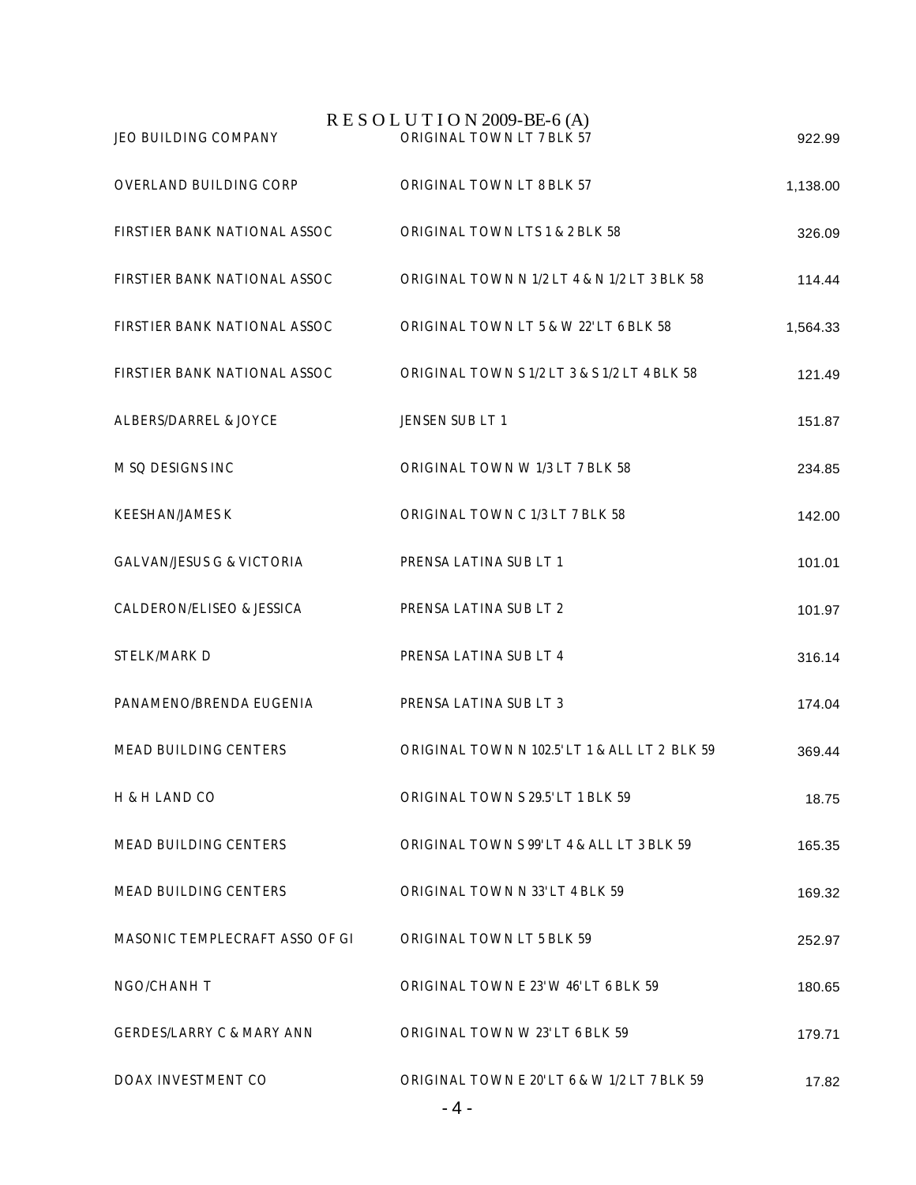# R E S O L U T I O N 2009-BE-6 (A)

| | | |
|---|---|---|
| JEO BUILDING COMPANY | ORIGINAL TOWN LT 7 BLK 57 | 922.99 |
| OVERLAND BUILDING CORP | ORIGINAL TOWN LT 8 BLK 57 | 1,138.00 |
| FIRSTIER BANK NATIONAL ASSOC | ORIGINAL TOWN LTS 1 & 2 BLK 58 | 326.09 |
| FIRSTIER BANK NATIONAL ASSOC | ORIGINAL TOWN N 1/2 LT 4 & N 1/2 LT 3 BLK 58 | 114.44 |
| FIRSTIER BANK NATIONAL ASSOC | ORIGINAL TOWN LT 5 & W 22' LT 6 BLK 58 | 1,564.33 |
| FIRSTIER BANK NATIONAL ASSOC | ORIGINAL TOWN S 1/2 LT 3 & S 1/2 LT 4 BLK 58 | 121.49 |
| ALBERS/DARREL & JOYCE | JENSEN SUB LT 1 | 151.87 |
| M SQ DESIGNS INC | ORIGINAL TOWN W 1/3 LT 7 BLK 58 | 234.85 |
| KEESHAN/JAMES K | ORIGINAL TOWN C 1/3 LT 7 BLK 58 | 142.00 |
| GALVAN/JESUS G & VICTORIA | PRENSA LATINA SUB LT 1 | 101.01 |
| CALDERON/ELISEO & JESSICA | PRENSA LATINA SUB LT 2 | 101.97 |
| STELK/MARK D | PRENSA LATINA SUB LT 4 | 316.14 |
| PANAMENO/BRENDA EUGENIA | PRENSA LATINA SUB LT 3 | 174.04 |
| MEAD BUILDING CENTERS | ORIGINAL TOWN N 102.5' LT 1 & ALL LT 2 BLK 59 | 369.44 |
| H & H LAND CO | ORIGINAL TOWN S 29.5' LT 1 BLK 59 | 18.75 |
| MEAD BUILDING CENTERS | ORIGINAL TOWN S 99' LT 4 & ALL LT 3 BLK 59 | 165.35 |
| MEAD BUILDING CENTERS | ORIGINAL TOWN N 33' LT 4 BLK 59 | 169.32 |
| MASONIC TEMPLECRAFT ASSO OF GI | ORIGINAL TOWN LT 5 BLK 59 | 252.97 |
| NGO/CHANH T | ORIGINAL TOWN E 23' W 46' LT 6 BLK 59 | 180.65 |
| GERDES/LARRY C & MARY ANN | ORIGINAL TOWN W 23' LT 6 BLK 59 | 179.71 |
| DOAX INVESTMENT CO | ORIGINAL TOWN E 20' LT 6 & W 1/2 LT 7 BLK 59 | 17.82 |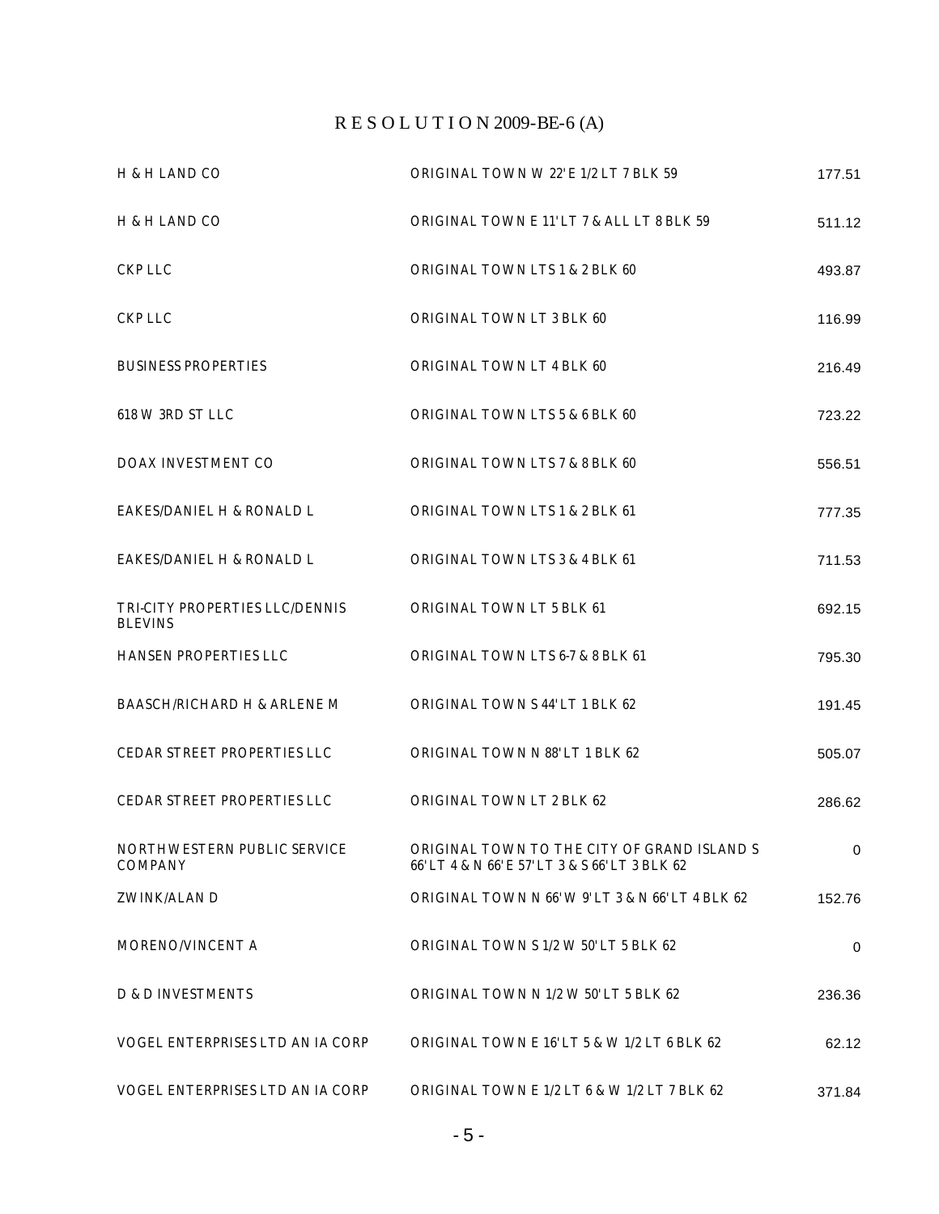# RESOLUTION 2009-BE-6 (A)

| | | |
|---|---|---|
| H & H LAND CO | ORIGINAL TOWN W 22' E 1/2 LT 7 BLK 59 | 177.51 |
| H & H LAND CO | ORIGINAL TOWN E 11' LT 7 & ALL LT 8 BLK 59 | 511.12 |
| CKP LLC | ORIGINAL TOWN LTS 1 & 2 BLK 60 | 493.87 |
| CKP LLC | ORIGINAL TOWN LT 3 BLK 60 | 116.99 |
| BUSINESS PROPERTIES | ORIGINAL TOWN LT 4 BLK 60 | 216.49 |
| 618 W 3RD ST LLC | ORIGINAL TOWN LTS 5 & 6 BLK 60 | 723.22 |
| DOAX INVESTMENT CO | ORIGINAL TOWN LTS 7 & 8 BLK 60 | 556.51 |
| EAKES/DANIEL H & RONALD L | ORIGINAL TOWN LTS 1 & 2 BLK 61 | 777.35 |
| EAKES/DANIEL H & RONALD L | ORIGINAL TOWN LTS 3 & 4 BLK 61 | 711.53 |
| TRI-CITY PROPERTIES LLC/DENNIS BLEVINS | ORIGINAL TOWN LT 5 BLK 61 | 692.15 |
| HANSEN PROPERTIES LLC | ORIGINAL TOWN LTS 6-7 & 8 BLK 61 | 795.30 |
| BAASCH/RICHARD H & ARLENE M | ORIGINAL TOWN S 44' LT 1 BLK 62 | 191.45 |
| CEDAR STREET PROPERTIES LLC | ORIGINAL TOWN N 88' LT 1 BLK 62 | 505.07 |
| CEDAR STREET PROPERTIES LLC | ORIGINAL TOWN LT 2 BLK 62 | 286.62 |
| NORTHWESTERN PUBLIC SERVICE COMPANY | ORIGINAL TOWN TO THE CITY OF GRAND ISLAND S 66' LT 4 & N 66' E 57' LT 3 & S 66' LT 3 BLK 62 | 0 |
| ZWINK/ALAN D | ORIGINAL TOWN N 66' W 9' LT 3 & N 66' LT 4 BLK 62 | 152.76 |
| MORENO/VINCENT A | ORIGINAL TOWN S 1/2 W 50' LT 5 BLK 62 | 0 |
| D & D INVESTMENTS | ORIGINAL TOWN N 1/2 W 50' LT 5 BLK 62 | 236.36 |
| VOGEL ENTERPRISES LTD AN IA CORP | ORIGINAL TOWN E 16' LT 5 & W 1/2 LT 6 BLK 62 | 62.12 |
| VOGEL ENTERPRISES LTD AN IA CORP | ORIGINAL TOWN E 1/2 LT 6 & W 1/2 LT 7 BLK 62 | 371.84 |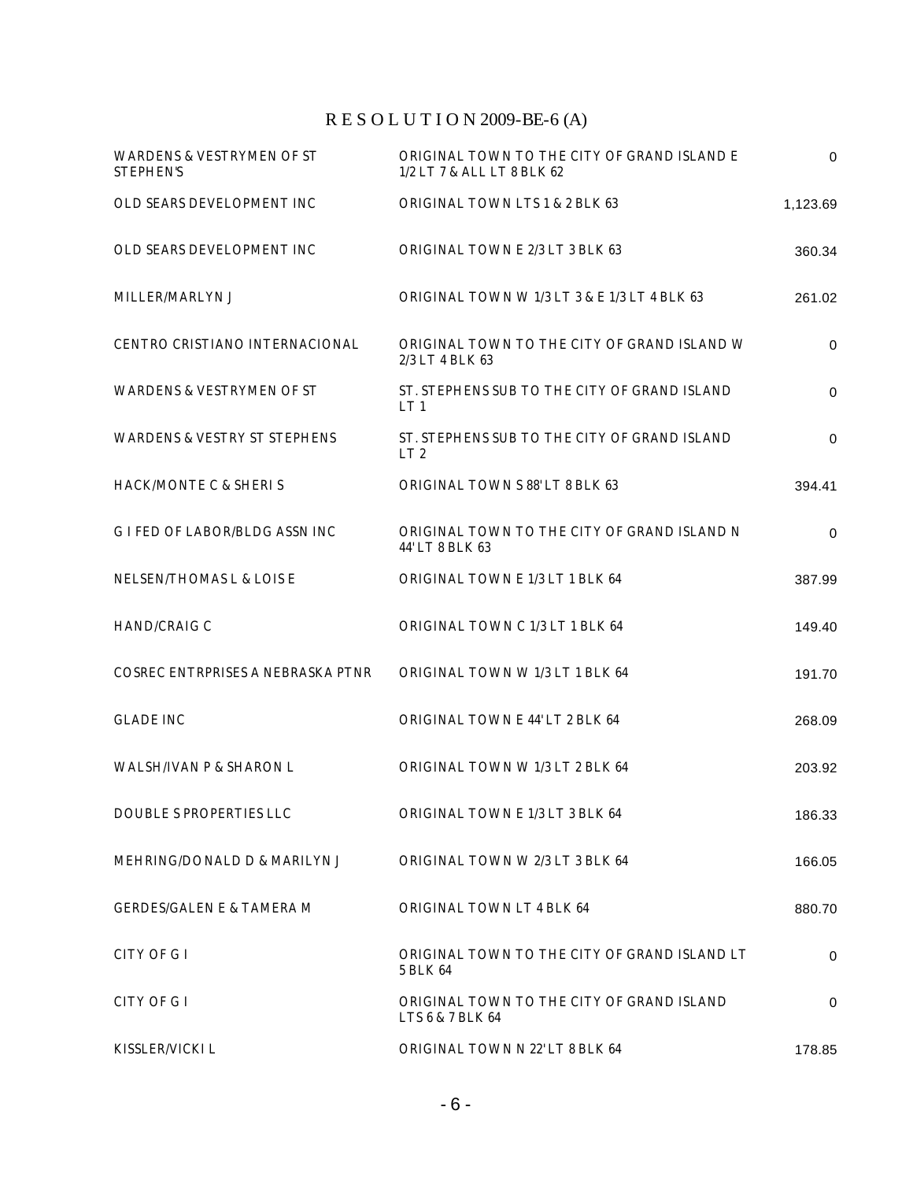# R E S O L U T I O N 2009-BE-6 (A)

| | | |
|---|---|---|
| WARDENS & VESTRYMEN OF ST STEPHEN'S | ORIGINAL TOWN TO THE CITY OF GRAND ISLAND E 1/2 LT 7 & ALL LT 8 BLK 62 | 0 |
| OLD SEARS DEVELOPMENT INC | ORIGINAL TOWN LTS 1 & 2 BLK 63 | 1,123.69 |
| OLD SEARS DEVELOPMENT INC | ORIGINAL TOWN E 2/3 LT 3 BLK 63 | 360.34 |
| MILLER/MARLYN J | ORIGINAL TOWN W 1/3 LT 3 & E 1/3 LT 4 BLK 63 | 261.02 |
| CENTRO CRISTIANO INTERNACIONAL | ORIGINAL TOWN TO THE CITY OF GRAND ISLAND W 2/3 LT 4 BLK 63 | 0 |
| WARDENS & VESTRYMEN OF ST | ST. STEPHENS SUB TO THE CITY OF GRAND ISLAND LT 1 | 0 |
| WARDENS & VESTRY ST STEPHENS | ST. STEPHENS SUB TO THE CITY OF GRAND ISLAND LT 2 | 0 |
| HACK/MONTE C & SHERI S | ORIGINAL TOWN S 88' LT 8 BLK 63 | 394.41 |
| G I FED OF LABOR/BLDG ASSN INC | ORIGINAL TOWN TO THE CITY OF GRAND ISLAND N 44' LT 8 BLK 63 | 0 |
| NELSEN/THOMAS L & LOIS E | ORIGINAL TOWN E 1/3 LT 1 BLK 64 | 387.99 |
| HAND/CRAIG C | ORIGINAL TOWN C 1/3 LT 1 BLK 64 | 149.40 |
| COSREC ENTRPRISES A NEBRASKA PTNR | ORIGINAL TOWN W 1/3 LT 1 BLK 64 | 191.70 |
| GLADE INC | ORIGINAL TOWN E 44' LT 2 BLK 64 | 268.09 |
| WALSH/IVAN P & SHARON L | ORIGINAL TOWN W 1/3 LT 2 BLK 64 | 203.92 |
| DOUBLE S PROPERTIES LLC | ORIGINAL TOWN E 1/3 LT 3 BLK 64 | 186.33 |
| MEHRING/DONALD D & MARILYN J | ORIGINAL TOWN W 2/3 LT 3 BLK 64 | 166.05 |
| GERDES/GALEN E & TAMERA M | ORIGINAL TOWN LT 4 BLK 64 | 880.70 |
| CITY OF G I | ORIGINAL TOWN TO THE CITY OF GRAND ISLAND LT 5 BLK 64 | 0 |
| CITY OF G I | ORIGINAL TOWN TO THE CITY OF GRAND ISLAND LTS 6 & 7 BLK 64 | 0 |
| KISSLER/VICKI L | ORIGINAL TOWN N 22' LT 8 BLK 64 | 178.85 |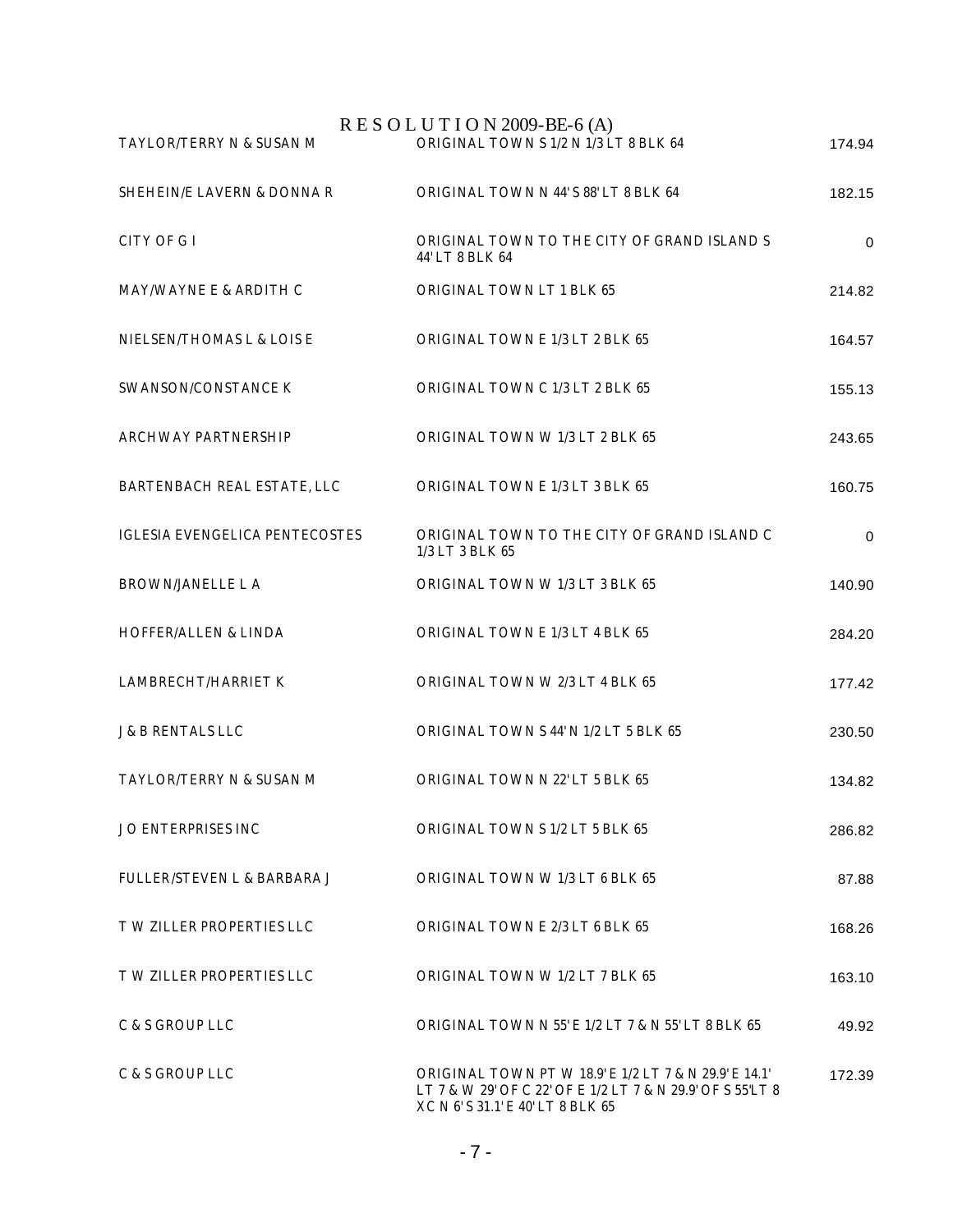# RESOLUTION 2009-BE-6 (A)

| | | |
|---|---|---|
| TAYLOR/TERRY N & SUSAN M | ORIGINAL TOWN S 1/2 N 1/3 LT 8 BLK 64 | 174.94 |
| SHEHEIN/E LAVERN & DONNA R | ORIGINAL TOWN N 44' S 88' LT 8 BLK 64 | 182.15 |
| CITY OF G I | ORIGINAL TOWN TO THE CITY OF GRAND ISLAND S 44' LT 8 BLK 64 | 0 |
| MAY/WAYNE E & ARDITH C | ORIGINAL TOWN LT 1 BLK 65 | 214.82 |
| NIELSEN/THOMAS L & LOIS E | ORIGINAL TOWN E 1/3 LT 2 BLK 65 | 164.57 |
| SWANSON/CONSTANCE K | ORIGINAL TOWN C 1/3 LT 2 BLK 65 | 155.13 |
| ARCHWAY PARTNERSHIP | ORIGINAL TOWN W 1/3 LT 2 BLK 65 | 243.65 |
| BARTENBACH REAL ESTATE, LLC | ORIGINAL TOWN E 1/3 LT 3 BLK 65 | 160.75 |
| IGLESIA EVENGELICA PENTECOSTES | ORIGINAL TOWN TO THE CITY OF GRAND ISLAND C 1/3 LT 3 BLK 65 | 0 |
| BROWN/JANELLE L A | ORIGINAL TOWN W 1/3 LT 3 BLK 65 | 140.90 |
| HOFFER/ALLEN & LINDA | ORIGINAL TOWN E 1/3 LT 4 BLK 65 | 284.20 |
| LAMBRECHT/HARRIET K | ORIGINAL TOWN W 2/3 LT 4 BLK 65 | 177.42 |
| J & B RENTALS LLC | ORIGINAL TOWN S 44' N 1/2 LT 5 BLK 65 | 230.50 |
| TAYLOR/TERRY N & SUSAN M | ORIGINAL TOWN N 22' LT 5 BLK 65 | 134.82 |
| J O ENTERPRISES INC | ORIGINAL TOWN S 1/2 LT 5 BLK 65 | 286.82 |
| FULLER/STEVEN L & BARBARA J | ORIGINAL TOWN W 1/3 LT 6 BLK 65 | 87.88 |
| T W ZILLER PROPERTIES LLC | ORIGINAL TOWN E 2/3 LT 6 BLK 65 | 168.26 |
| T W ZILLER PROPERTIES LLC | ORIGINAL TOWN W 1/2 LT 7 BLK 65 | 163.10 |
| C & S GROUP LLC | ORIGINAL TOWN N 55' E 1/2 LT 7 & N 55' LT 8 BLK 65 | 49.92 |
| C & S GROUP LLC | ORIGINAL TOWN PT W 18.9' E 1/2 LT 7 & N 29.9' E 14.1' LT 7 & W 29' OF C 22' OF E 1/2 LT 7 & N 29.9' OF S 55'LT 8 X C N 6' S 31.1' E 40' LT 8 BLK 65 | 172.39 |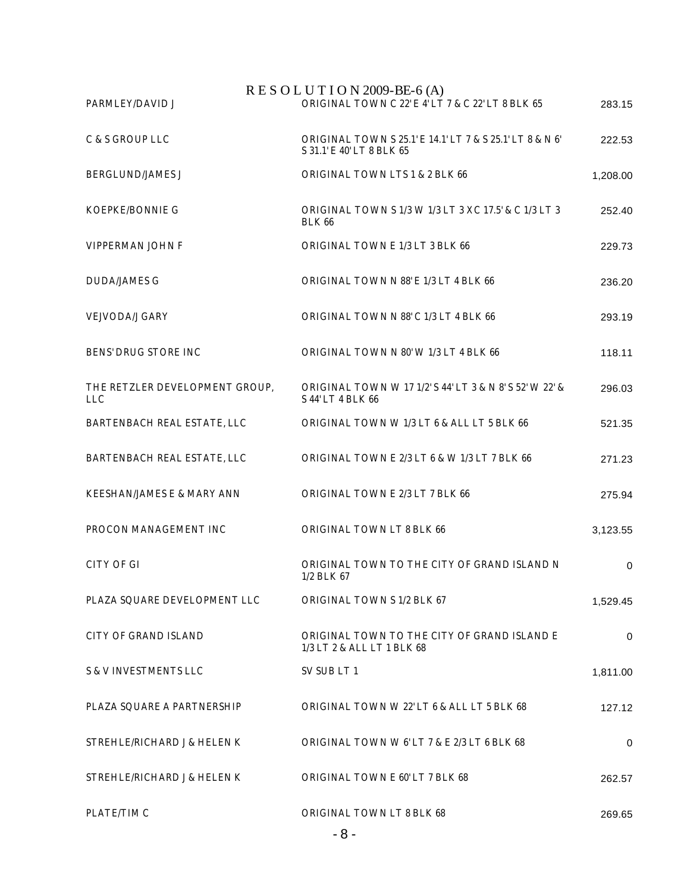# RESOLUTION 2009-BE-6 (A)

| | | |
|---|---|---|
| PARMLEY/DAVID J | ORIGINAL TOWN C 22' E 4' LT 7 & C 22' LT 8 BLK 65 | 283.15 |
| C & S GROUP LLC | ORIGINAL TOWN S 25.1' E 14.1' LT 7 & S 25.1' LT 8 & N 6' S 31.1' E 40' LT 8 BLK 65 | 222.53 |
| BERGLUND/JAMES J | ORIGINAL TOWN LTS 1 & 2 BLK 66 | 1,208.00 |
| KOEPKE/BONNIE G | ORIGINAL TOWN S 1/3 W 1/3 LT 3 X C 17.5' & C 1/3 LT 3 BLK 66 | 252.40 |
| VIPPERMAN JOHN F | ORIGINAL TOWN E 1/3 LT 3 BLK 66 | 229.73 |
| DUDA/JAMES G | ORIGINAL TOWN N 88' E 1/3 LT 4 BLK 66 | 236.20 |
| VEJVODA/J GARY | ORIGINAL TOWN N 88' C 1/3 LT 4 BLK 66 | 293.19 |
| BENS' DRUG STORE INC | ORIGINAL TOWN N 80' W 1/3 LT 4 BLK 66 | 118.11 |
| THE RETZLER DEVELOPMENT GROUP, LLC | ORIGINAL TOWN W 17 1/2' S 44' LT 3 & N 8' S 52' W 22' & S 44' LT 4 BLK 66 | 296.03 |
| BARTENBACH REAL ESTATE, LLC | ORIGINAL TOWN W 1/3 LT 6 & ALL LT 5 BLK 66 | 521.35 |
| BARTENBACH REAL ESTATE, LLC | ORIGINAL TOWN E 2/3 LT 6 & W 1/3 LT 7 BLK 66 | 271.23 |
| KEESHAN/JAMES E & MARY ANN | ORIGINAL TOWN E 2/3 LT 7 BLK 66 | 275.94 |
| PROCON MANAGEMENT INC | ORIGINAL TOWN LT 8 BLK 66 | 3,123.55 |
| CITY OF GI | ORIGINAL TOWN TO THE CITY OF GRAND ISLAND N 1/2 BLK 67 | 0 |
| PLAZA SQUARE DEVELOPMENT LLC | ORIGINAL TOWN S 1/2 BLK 67 | 1,529.45 |
| CITY OF GRAND ISLAND | ORIGINAL TOWN TO THE CITY OF GRAND ISLAND E 1/3 LT 2 & ALL LT 1 BLK 68 | 0 |
| S & V INVESTMENTS LLC | SV SUB LT 1 | 1,811.00 |
| PLAZA SQUARE A PARTNERSHIP | ORIGINAL TOWN W 22' LT 6 & ALL LT 5 BLK 68 | 127.12 |
| STREHLE/RICHARD J & HELEN K | ORIGINAL TOWN W 6' LT 7 & E 2/3 LT 6 BLK 68 | 0 |
| STREHLE/RICHARD J & HELEN K | ORIGINAL TOWN E 60' LT 7 BLK 68 | 262.57 |
| PLATE/TIM C | ORIGINAL TOWN LT 8 BLK 68 | 269.65 |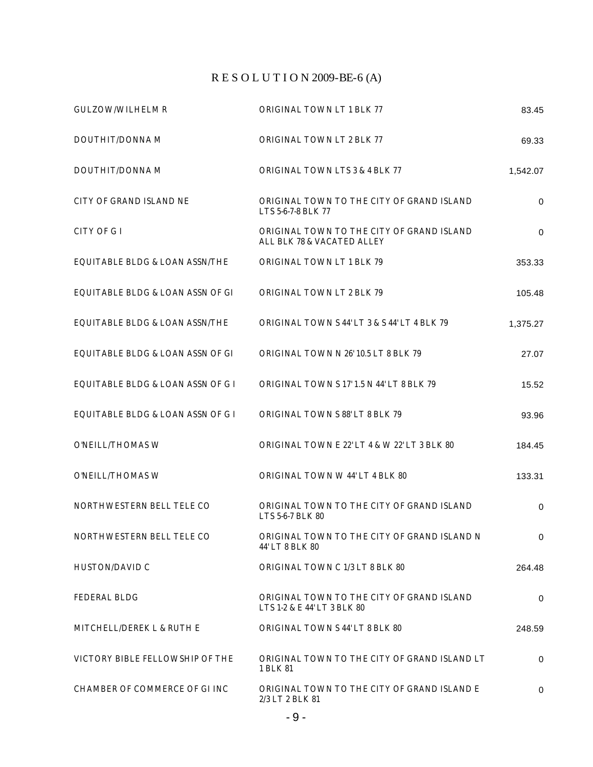# R E S O L U T I O N 2009-BE-6 (A)

| | | |
|---|---|---|
| GULZOW/WILHELM R | ORIGINAL TOWN LT 1 BLK 77 | 83.45 |
| DOUTHIT/DONNA M | ORIGINAL TOWN LT 2 BLK 77 | 69.33 |
| DOUTHIT/DONNA M | ORIGINAL TOWN LTS 3 & 4 BLK 77 | 1,542.07 |
| CITY OF GRAND ISLAND NE | ORIGINAL TOWN TO THE CITY OF GRAND ISLAND LTS 5-6-7-8 BLK 77 | 0 |
| CITY OF G I | ORIGINAL TOWN TO THE CITY OF GRAND ISLAND ALL BLK 78 & VACATED ALLEY | 0 |
| EQUITABLE BLDG & LOAN ASSN/THE | ORIGINAL TOWN LT 1 BLK 79 | 353.33 |
| EQUITABLE BLDG & LOAN ASSN OF GI | ORIGINAL TOWN LT 2 BLK 79 | 105.48 |
| EQUITABLE BLDG & LOAN ASSN/THE | ORIGINAL TOWN S 44' LT 3 & S 44' LT 4 BLK 79 | 1,375.27 |
| EQUITABLE BLDG & LOAN ASSN OF GI | ORIGINAL TOWN N 26' 10.5 LT 8 BLK 79 | 27.07 |
| EQUITABLE BLDG & LOAN ASSN OF G I | ORIGINAL TOWN S 17' 1.5 N 44' LT 8 BLK 79 | 15.52 |
| EQUITABLE BLDG & LOAN ASSN OF G I | ORIGINAL TOWN S 88' LT 8 BLK 79 | 93.96 |
| O'NEILL/THOMAS W | ORIGINAL TOWN E 22' LT 4 & W 22' LT 3 BLK 80 | 184.45 |
| O'NEILL/THOMAS W | ORIGINAL TOWN W 44' LT 4 BLK 80 | 133.31 |
| NORTHWESTERN BELL TELE CO | ORIGINAL TOWN TO THE CITY OF GRAND ISLAND LTS 5-6-7 BLK 80 | 0 |
| NORTHWESTERN BELL TELE CO | ORIGINAL TOWN TO THE CITY OF GRAND ISLAND N 44' LT 8 BLK 80 | 0 |
| HUSTON/DAVID C | ORIGINAL TOWN C 1/3 LT 8 BLK 80 | 264.48 |
| FEDERAL BLDG | ORIGINAL TOWN TO THE CITY OF GRAND ISLAND LTS 1-2 & E 44' LT 3 BLK 80 | 0 |
| MITCHELL/DEREK L & RUTH E | ORIGINAL TOWN S 44' LT 8 BLK 80 | 248.59 |
| VICTORY BIBLE FELLOWSHIP OF THE | ORIGINAL TOWN TO THE CITY OF GRAND ISLAND LT 1 BLK 81 | 0 |
| CHAMBER OF COMMERCE OF GI INC | ORIGINAL TOWN TO THE CITY OF GRAND ISLAND E 2/3 LT 2 BLK 81 | 0 |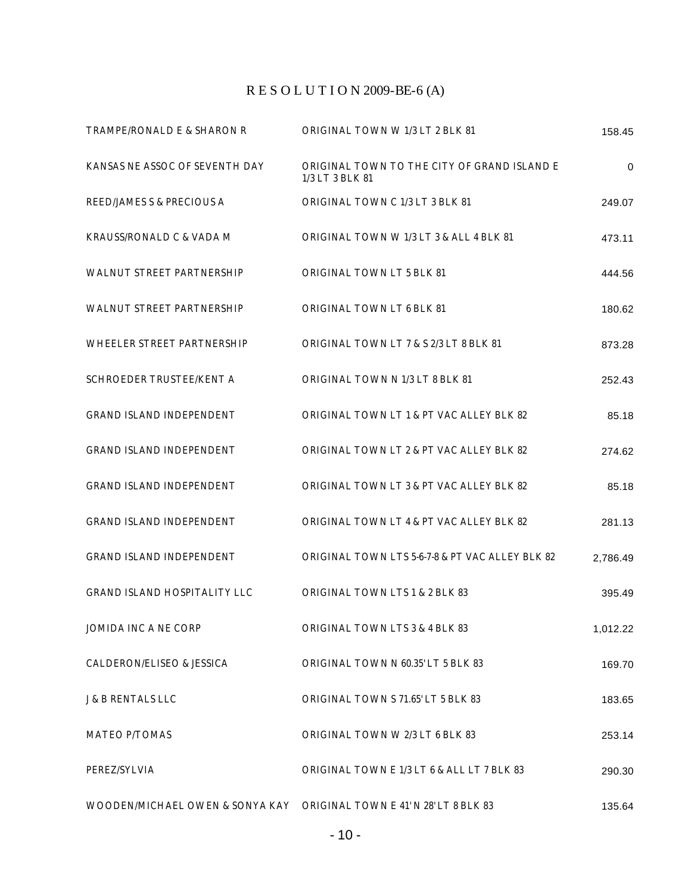# RESOLUTION 2009-BE-6 (A)

| | | |
|---|---|---|
| TRAMPE/RONALD E & SHARON R | ORIGINAL TOWN W 1/3 LT 2 BLK 81 | 158.45 |
| KANSAS NE ASSOC OF SEVENTH DAY | ORIGINAL TOWN TO THE CITY OF GRAND ISLAND E 1/3 LT 3 BLK 81 | 0 |
| REED/JAMES S & PRECIOUS A | ORIGINAL TOWN C 1/3 LT 3 BLK 81 | 249.07 |
| KRAUSS/RONALD C & VADA M | ORIGINAL TOWN W 1/3 LT 3 & ALL 4 BLK 81 | 473.11 |
| WALNUT STREET PARTNERSHIP | ORIGINAL TOWN LT 5 BLK 81 | 444.56 |
| WALNUT STREET PARTNERSHIP | ORIGINAL TOWN LT 6 BLK 81 | 180.62 |
| WHEELER STREET PARTNERSHIP | ORIGINAL TOWN LT 7 & S 2/3 LT 8 BLK 81 | 873.28 |
| SCHROEDER TRUSTEE/KENT A | ORIGINAL TOWN N 1/3 LT 8 BLK 81 | 252.43 |
| GRAND ISLAND INDEPENDENT | ORIGINAL TOWN LT 1 & PT VAC ALLEY BLK 82 | 85.18 |
| GRAND ISLAND INDEPENDENT | ORIGINAL TOWN LT 2 & PT VAC ALLEY BLK 82 | 274.62 |
| GRAND ISLAND INDEPENDENT | ORIGINAL TOWN LT 3 & PT VAC ALLEY BLK 82 | 85.18 |
| GRAND ISLAND INDEPENDENT | ORIGINAL TOWN LT 4 & PT VAC ALLEY BLK 82 | 281.13 |
| GRAND ISLAND INDEPENDENT | ORIGINAL TOWN LTS 5-6-7-8 & PT VAC ALLEY BLK 82 | 2,786.49 |
| GRAND ISLAND HOSPITALITY LLC | ORIGINAL TOWN LTS 1 & 2 BLK 83 | 395.49 |
| JOMIDA INC A NE CORP | ORIGINAL TOWN LTS 3 & 4 BLK 83 | 1,012.22 |
| CALDERON/ELISEO & JESSICA | ORIGINAL TOWN N 60.35' LT 5 BLK 83 | 169.70 |
| J & B RENTALS LLC | ORIGINAL TOWN S 71.65' LT 5 BLK 83 | 183.65 |
| MATEO P/TOMAS | ORIGINAL TOWN W 2/3 LT 6 BLK 83 | 253.14 |
| PEREZ/SYLVIA | ORIGINAL TOWN E 1/3 LT 6 & ALL LT 7 BLK 83 | 290.30 |
| WOODEN/MICHAEL OWEN & SONYA KAY | ORIGINAL TOWN E 41' N 28' LT 8 BLK 83 | 135.64 |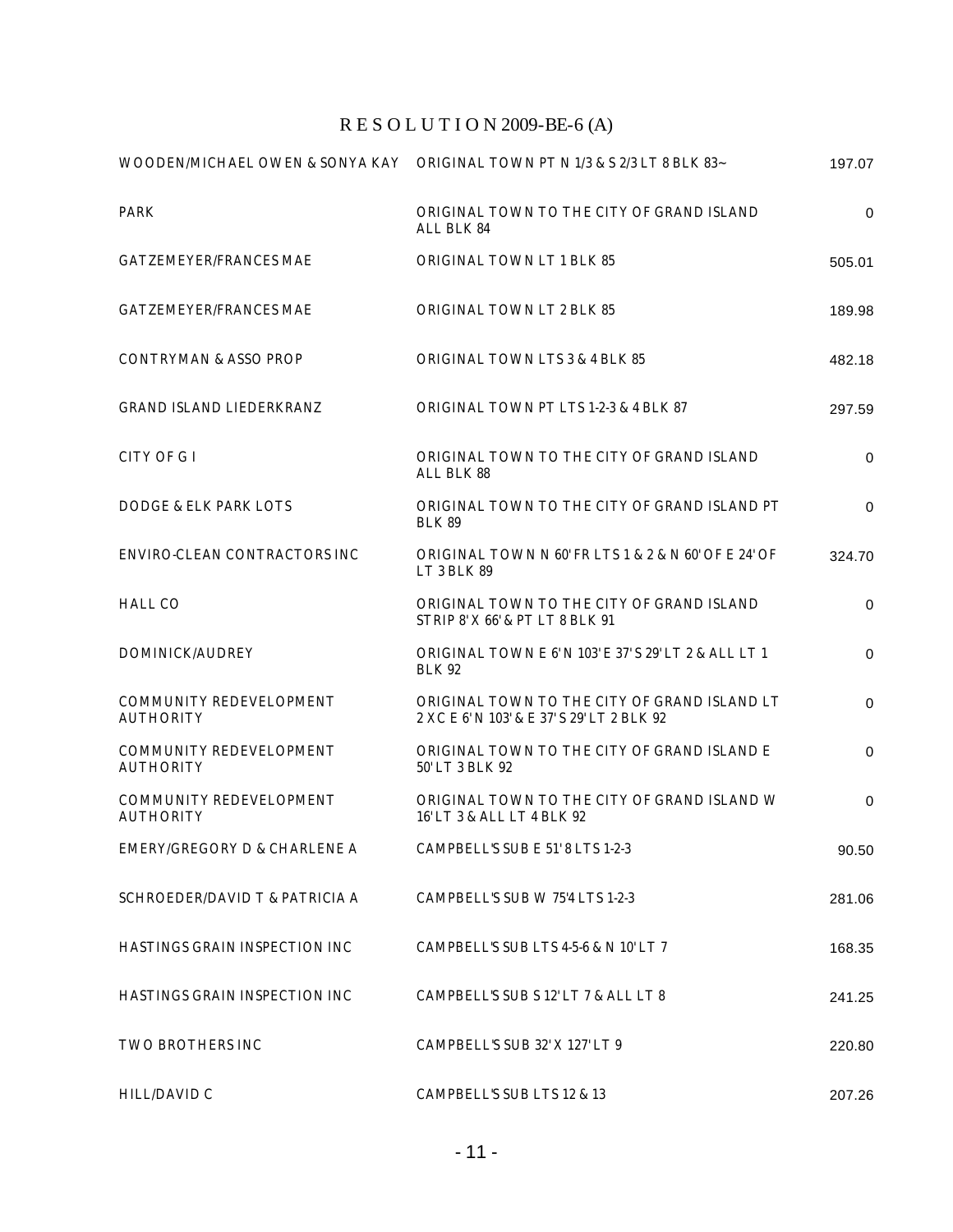# R E S O L U T I O N 2009-BE-6 (A)

| | | |
|---|---|---|
| WOODEN/MICHAEL OWEN & SONYA KAY | ORIGINAL TOWN PT N 1/3 & S 2/3 LT 8 BLK 83~ | 197.07 |
| PARK | ORIGINAL TOWN TO THE CITY OF GRAND ISLAND ALL BLK 84 | 0 |
| GATZEMEYER/FRANCES MAE | ORIGINAL TOWN LT 1 BLK 85 | 505.01 |
| GATZEMEYER/FRANCES MAE | ORIGINAL TOWN LT 2 BLK 85 | 189.98 |
| CONTRYMAN & ASSO PROP | ORIGINAL TOWN LTS 3 & 4 BLK 85 | 482.18 |
| GRAND ISLAND LIEDERKRANZ | ORIGINAL TOWN PT LTS 1-2-3 & 4 BLK 87 | 297.59 |
| CITY OF G I | ORIGINAL TOWN TO THE CITY OF GRAND ISLAND ALL BLK 88 | 0 |
| DODGE & ELK PARK LOTS | ORIGINAL TOWN TO THE CITY OF GRAND ISLAND PT BLK 89 | 0 |
| ENVIRO-CLEAN CONTRACTORS INC | ORIGINAL TOWN N 60' FR LTS 1 & 2 & N 60' OF E 24' OF LT 3 BLK 89 | 324.70 |
| HALL CO | ORIGINAL TOWN TO THE CITY OF GRAND ISLAND STRIP 8' X 66' & PT LT 8 BLK 91 | 0 |
| DOMINICK/AUDREY | ORIGINAL TOWN E 6' N 103' E 37' S 29' LT 2 & ALL LT 1 BLK 92 | 0 |
| COMMUNITY REDEVELOPMENT AUTHORITY | ORIGINAL TOWN TO THE CITY OF GRAND ISLAND LT 2 X C E 6' N 103' & E 37' S 29' LT 2 BLK 92 | 0 |
| COMMUNITY REDEVELOPMENT AUTHORITY | ORIGINAL TOWN TO THE CITY OF GRAND ISLAND E 50' LT 3 BLK 92 | 0 |
| COMMUNITY REDEVELOPMENT AUTHORITY | ORIGINAL TOWN TO THE CITY OF GRAND ISLAND W 16' LT 3 & ALL LT 4 BLK 92 | 0 |
| EMERY/GREGORY D & CHARLENE A | CAMPBELL'S SUB E 51' 8 LTS 1-2-3 | 90.50 |
| SCHROEDER/DAVID T & PATRICIA A | CAMPBELL'S SUB W 75'4 LTS 1-2-3 | 281.06 |
| HASTINGS GRAIN INSPECTION INC | CAMPBELL'S SUB LTS 4-5-6 & N 10' LT 7 | 168.35 |
| HASTINGS GRAIN INSPECTION INC | CAMPBELL'S SUB S 12' LT 7 & ALL LT 8 | 241.25 |
| TWO BROTHERS INC | CAMPBELL'S SUB 32' X 127' LT 9 | 220.80 |
| HILL/DAVID C | CAMPBELL'S SUB LTS 12 & 13 | 207.26 |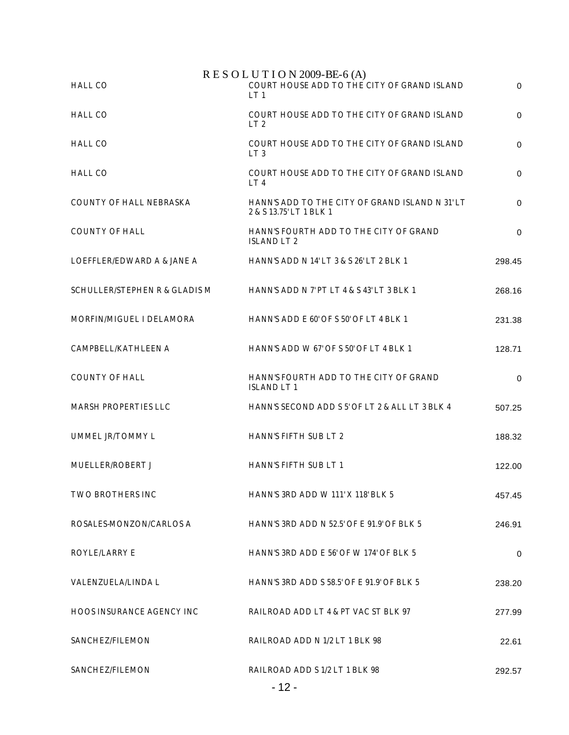# R E S O L U T I O N 2009-BE-6 (A)

| | | |
|---|---|---|
| HALL CO | COURT HOUSE ADD TO THE CITY OF GRAND ISLAND LT 1 | 0 |
| HALL CO | COURT HOUSE ADD TO THE CITY OF GRAND ISLAND LT 2 | 0 |
| HALL CO | COURT HOUSE ADD TO THE CITY OF GRAND ISLAND LT 3 | 0 |
| HALL CO | COURT HOUSE ADD TO THE CITY OF GRAND ISLAND LT 4 | 0 |
| COUNTY OF HALL NEBRASKA | HANN'S ADD TO THE CITY OF GRAND ISLAND N 31' LT 2 & S 13.75' LT 1 BLK 1 | 0 |
| COUNTY OF HALL | HANN'S FOURTH ADD TO THE CITY OF GRAND ISLAND LT 2 | 0 |
| LOEFFLER/EDWARD A & JANE A | HANN'S ADD N 14' LT 3 & S 26' LT 2 BLK 1 | 298.45 |
| SCHULLER/STEPHEN R & GLADIS M | HANN'S ADD N 7' PT LT 4 & S 43' LT 3 BLK 1 | 268.16 |
| MORFIN/MIGUEL I DELAMORA | HANN'S ADD E 60' OF S 50' OF LT 4 BLK 1 | 231.38 |
| CAMPBELL/KATHLEEN A | HANN'S ADD W 67' OF S 50' OF LT 4 BLK 1 | 128.71 |
| COUNTY OF HALL | HANN'S FOURTH ADD TO THE CITY OF GRAND ISLAND LT 1 | 0 |
| MARSH PROPERTIES LLC | HANN'S SECOND ADD S 5' OF LT 2 & ALL LT 3 BLK 4 | 507.25 |
| UMMEL JR/TOMMY L | HANN'S FIFTH SUB LT 2 | 188.32 |
| MUELLER/ROBERT J | HANN'S FIFTH SUB LT 1 | 122.00 |
| TWO BROTHERS INC | HANN'S 3RD ADD W 111' X 118' BLK 5 | 457.45 |
| ROSALES-MONZON/CARLOS A | HANN'S 3RD ADD N 52.5' OF E 91.9' OF BLK 5 | 246.91 |
| ROYLE/LARRY E | HANN'S 3RD ADD E 56' OF W 174' OF BLK 5 | 0 |
| VALENZUELA/LINDA L | HANN'S 3RD ADD S 58.5' OF E 91.9' OF BLK 5 | 238.20 |
| HOOS INSURANCE AGENCY INC | RAILROAD ADD LT 4 & PT VAC ST BLK 97 | 277.99 |
| SANCHEZ/FILEMON | RAILROAD ADD N 1/2 LT 1 BLK 98 | 22.61 |
| SANCHEZ/FILEMON | RAILROAD ADD S 1/2 LT 1 BLK 98 | 292.57 |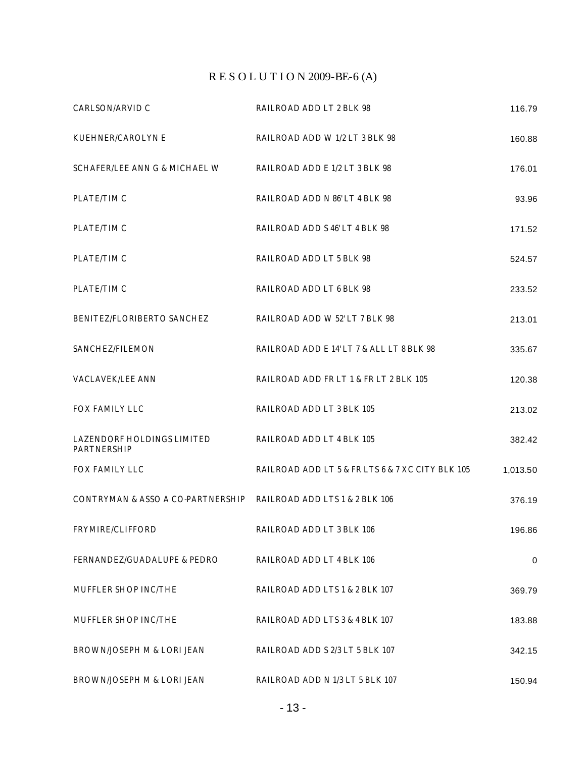# R E S O L U T I O N 2009-BE-6 (A)

| | | |
|---|---|---|
| CARLSON/ARVID C | RAILROAD ADD LT 2 BLK 98 | 116.79 |
| KUEHNER/CAROLYN E | RAILROAD ADD W 1/2 LT 3 BLK 98 | 160.88 |
| SCHAFER/LEE ANN G & MICHAEL W | RAILROAD ADD E 1/2 LT 3 BLK 98 | 176.01 |
| PLATE/TIM C | RAILROAD ADD N 86' LT 4 BLK 98 | 93.96 |
| PLATE/TIM C | RAILROAD ADD S 46' LT 4 BLK 98 | 171.52 |
| PLATE/TIM C | RAILROAD ADD LT 5 BLK 98 | 524.57 |
| PLATE/TIM C | RAILROAD ADD LT 6 BLK 98 | 233.52 |
| BENITEZ/FLORIBERTO SANCHEZ | RAILROAD ADD W 52' LT 7 BLK 98 | 213.01 |
| SANCHEZ/FILEMON | RAILROAD ADD E 14' LT 7 & ALL LT 8 BLK 98 | 335.67 |
| VACLAVEK/LEE ANN | RAILROAD ADD FR LT 1 & FR LT 2 BLK 105 | 120.38 |
| FOX FAMILY LLC | RAILROAD ADD LT 3 BLK 105 | 213.02 |
| LAZENDORF HOLDINGS LIMITED PARTNERSHIP | RAILROAD ADD LT 4 BLK 105 | 382.42 |
| FOX FAMILY LLC | RAILROAD ADD LT 5 & FR LTS 6 & 7 X C CITY BLK 105 | 1,013.50 |
| CONTRYMAN & ASSO A CO-PARTNERSHIP | RAILROAD ADD LTS 1 & 2 BLK 106 | 376.19 |
| FRYMIRE/CLIFFORD | RAILROAD ADD LT 3 BLK 106 | 196.86 |
| FERNANDEZ/GUADALUPE & PEDRO | RAILROAD ADD LT 4 BLK 106 | 0 |
| MUFFLER SHOP INC/THE | RAILROAD ADD LTS 1 & 2 BLK 107 | 369.79 |
| MUFFLER SHOP INC/THE | RAILROAD ADD LTS 3 & 4 BLK 107 | 183.88 |
| BROWN/JOSEPH M & LORI JEAN | RAILROAD ADD S 2/3 LT 5 BLK 107 | 342.15 |
| BROWN/JOSEPH M & LORI JEAN | RAILROAD ADD N 1/3 LT 5 BLK 107 | 150.94 |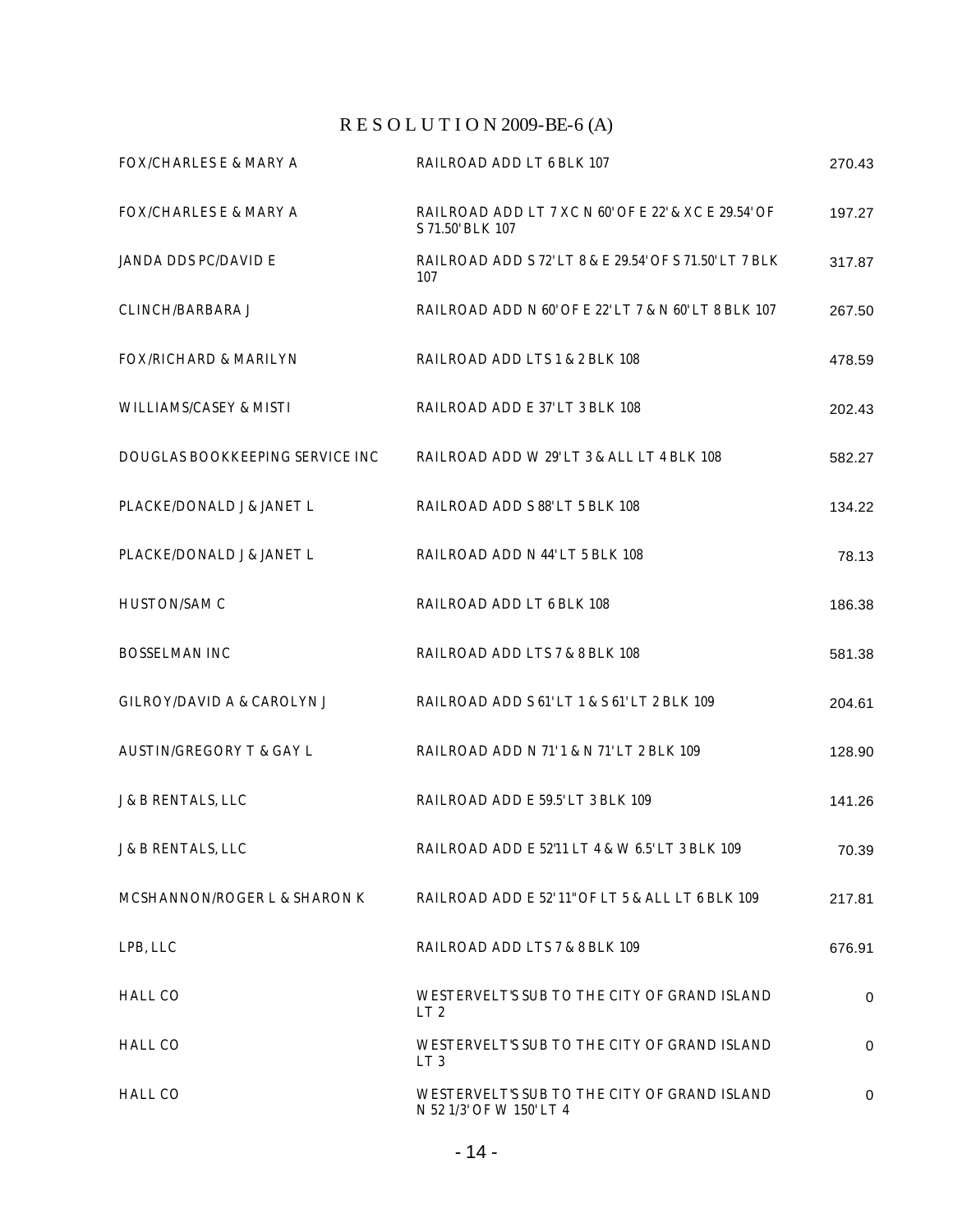# R E S O L U T I O N 2009-BE-6 (A)

| | | |
|---|---|---|
| FOX/CHARLES E & MARY A | RAILROAD ADD LT 6 BLK 107 | 270.43 |
| FOX/CHARLES E & MARY A | RAILROAD ADD LT 7 XC N 60' OF E 22' & XC E 29.54' OF S 71.50' BLK 107 | 197.27 |
| JANDA DDS PC/DAVID E | RAILROAD ADD S 72' LT 8 & E 29.54' OF S 71.50' LT 7 BLK 107 | 317.87 |
| CLINCH/BARBARA J | RAILROAD ADD N 60' OF E 22' LT 7 & N 60' LT 8 BLK 107 | 267.50 |
| FOX/RICHARD & MARILYN | RAILROAD ADD LTS 1 & 2 BLK 108 | 478.59 |
| WILLIAMS/CASEY & MISTI | RAILROAD ADD E 37' LT 3 BLK 108 | 202.43 |
| DOUGLAS BOOKKEEPING SERVICE INC | RAILROAD ADD W 29' LT 3 & ALL LT 4 BLK 108 | 582.27 |
| PLACKE/DONALD J & JANET L | RAILROAD ADD S 88' LT 5 BLK 108 | 134.22 |
| PLACKE/DONALD J & JANET L | RAILROAD ADD N 44' LT 5 BLK 108 | 78.13 |
| HUSTON/SAM C | RAILROAD ADD LT 6 BLK 108 | 186.38 |
| BOSSELMAN INC | RAILROAD ADD LTS 7 & 8 BLK 108 | 581.38 |
| GILROY/DAVID A & CAROLYN J | RAILROAD ADD S 61' LT 1 & S 61' LT 2 BLK 109 | 204.61 |
| AUSTIN/GREGORY T & GAY L | RAILROAD ADD N 71' 1 & N 71' LT 2 BLK 109 | 128.90 |
| J & B RENTALS, LLC | RAILROAD ADD E 59.5' LT 3 BLK 109 | 141.26 |
| J & B RENTALS, LLC | RAILROAD ADD E 52'11 LT 4 & W 6.5' LT 3 BLK 109 | 70.39 |
| MCSHANNON/ROGER L & SHARON K | RAILROAD ADD E 52' 11" OF LT 5 & ALL LT 6 BLK 109 | 217.81 |
| LPB, LLC | RAILROAD ADD LTS 7 & 8 BLK 109 | 676.91 |
| HALL CO | WESTERVELT'S SUB TO THE CITY OF GRAND ISLAND LT 2 | 0 |
| HALL CO | WESTERVELT'S SUB TO THE CITY OF GRAND ISLAND LT 3 | 0 |
| HALL CO | WESTERVELT'S SUB TO THE CITY OF GRAND ISLAND N 52 1/3' OF W 150' LT 4 | 0 |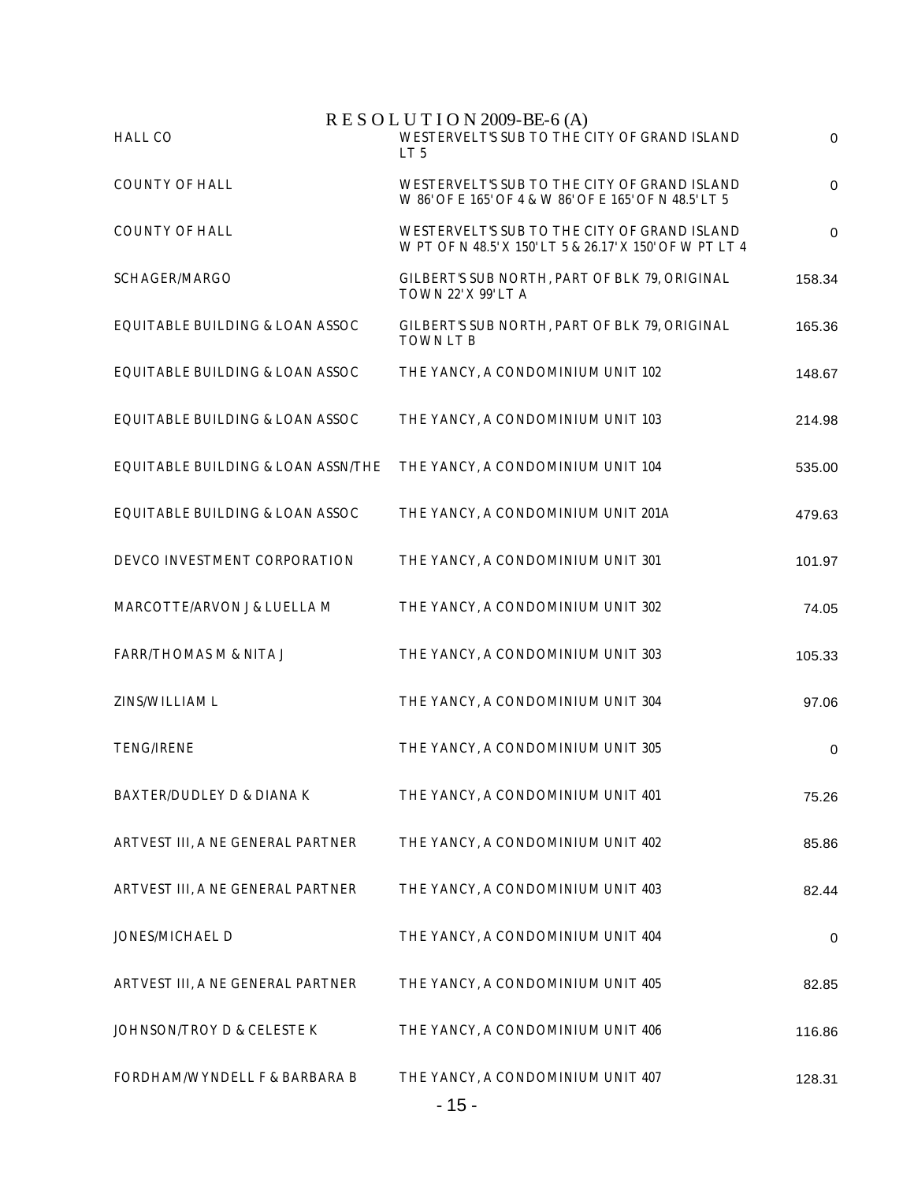# R E S O L U T I O N 2009-BE-6 (A)

| | | |
|---|---|---|
| HALL CO | WESTERVELT'S SUB TO THE CITY OF GRAND ISLAND LT 5 | 0 |
| COUNTY OF HALL | WESTERVELT'S SUB TO THE CITY OF GRAND ISLAND W 86' OF E 165' OF 4 & W 86' OF E 165' OF N 48.5' LT 5 | 0 |
| COUNTY OF HALL | WESTERVELT'S SUB TO THE CITY OF GRAND ISLAND W PT OF N 48.5' X 150' LT 5 & 26.17' X 150' OF W PT LT 4 | 0 |
| SCHAGER/MARGO | GILBERT'S SUB NORTH, PART OF BLK 79, ORIGINAL TOWN 22' X 99' LT A | 158.34 |
| EQUITABLE BUILDING & LOAN ASSOC | GILBERT'S SUB NORTH, PART OF BLK 79, ORIGINAL TOWN LT B | 165.36 |
| EQUITABLE BUILDING & LOAN ASSOC | THE YANCY, A CONDOMINIUM UNIT 102 | 148.67 |
| EQUITABLE BUILDING & LOAN ASSOC | THE YANCY, A CONDOMINIUM UNIT 103 | 214.98 |
| EQUITABLE BUILDING & LOAN ASSN/THE | THE YANCY, A CONDOMINIUM UNIT 104 | 535.00 |
| EQUITABLE BUILDING & LOAN ASSOC | THE YANCY, A CONDOMINIUM UNIT 201A | 479.63 |
| DEVCO INVESTMENT CORPORATION | THE YANCY, A CONDOMINIUM UNIT 301 | 101.97 |
| MARCOTTE/ARVON J & LUELLA M | THE YANCY, A CONDOMINIUM UNIT 302 | 74.05 |
| FARR/THOMAS M & NITA J | THE YANCY, A CONDOMINIUM UNIT 303 | 105.33 |
| ZINS/WILLIAM L | THE YANCY, A CONDOMINIUM UNIT 304 | 97.06 |
| TENG/IRENE | THE YANCY, A CONDOMINIUM UNIT 305 | 0 |
| BAXTER/DUDLEY D & DIANA K | THE YANCY, A CONDOMINIUM UNIT 401 | 75.26 |
| ARTVEST III, A NE GENERAL PARTNER | THE YANCY, A CONDOMINIUM UNIT 402 | 85.86 |
| ARTVEST III, A NE GENERAL PARTNER | THE YANCY, A CONDOMINIUM UNIT 403 | 82.44 |
| JONES/MICHAEL D | THE YANCY, A CONDOMINIUM UNIT 404 | 0 |
| ARTVEST III, A NE GENERAL PARTNER | THE YANCY, A CONDOMINIUM UNIT 405 | 82.85 |
| JOHNSON/TROY D & CELESTE K | THE YANCY, A CONDOMINIUM UNIT 406 | 116.86 |
| FORDHAM/WYNDELL F & BARBARA B | THE YANCY, A CONDOMINIUM UNIT 407 | 128.31 |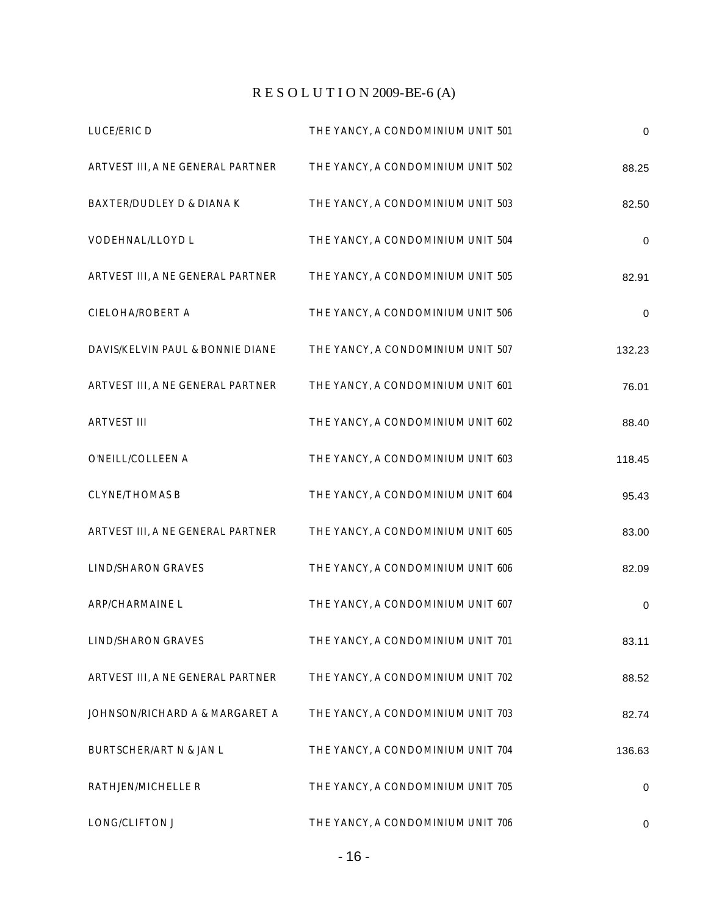# R E S O L U T I O N 2009-BE-6 (A)

| | | |
|---|---|---|
| LUCE/ERIC D | THE YANCY, A CONDOMINIUM UNIT 501 | 0 |
| ARTVEST III, A NE GENERAL PARTNER | THE YANCY, A CONDOMINIUM UNIT 502 | 88.25 |
| BAXTER/DUDLEY D & DIANA K | THE YANCY, A CONDOMINIUM UNIT 503 | 82.50 |
| VODEHNAL/LLOYD L | THE YANCY, A CONDOMINIUM UNIT 504 | 0 |
| ARTVEST III, A NE GENERAL PARTNER | THE YANCY, A CONDOMINIUM UNIT 505 | 82.91 |
| CIELOHA/ROBERT A | THE YANCY, A CONDOMINIUM UNIT 506 | 0 |
| DAVIS/KELVIN PAUL & BONNIE DIANE | THE YANCY, A CONDOMINIUM UNIT 507 | 132.23 |
| ARTVEST III, A NE GENERAL PARTNER | THE YANCY, A CONDOMINIUM UNIT 601 | 76.01 |
| ARTVEST III | THE YANCY, A CONDOMINIUM UNIT 602 | 88.40 |
| O'NEILL/COLLEEN A | THE YANCY, A CONDOMINIUM UNIT 603 | 118.45 |
| CLYNE/THOMAS B | THE YANCY, A CONDOMINIUM UNIT 604 | 95.43 |
| ARTVEST III, A NE GENERAL PARTNER | THE YANCY, A CONDOMINIUM UNIT 605 | 83.00 |
| LIND/SHARON GRAVES | THE YANCY, A CONDOMINIUM UNIT 606 | 82.09 |
| ARP/CHARMAINE L | THE YANCY, A CONDOMINIUM UNIT 607 | 0 |
| LIND/SHARON GRAVES | THE YANCY, A CONDOMINIUM UNIT 701 | 83.11 |
| ARTVEST III, A NE GENERAL PARTNER | THE YANCY, A CONDOMINIUM UNIT 702 | 88.52 |
| JOHNSON/RICHARD A & MARGARET A | THE YANCY, A CONDOMINIUM UNIT 703 | 82.74 |
| BURTSCHER/ART N & JAN L | THE YANCY, A CONDOMINIUM UNIT 704 | 136.63 |
| RATHJEN/MICHELLE R | THE YANCY, A CONDOMINIUM UNIT 705 | 0 |
| LONG/CLIFTON J | THE YANCY, A CONDOMINIUM UNIT 706 | 0 |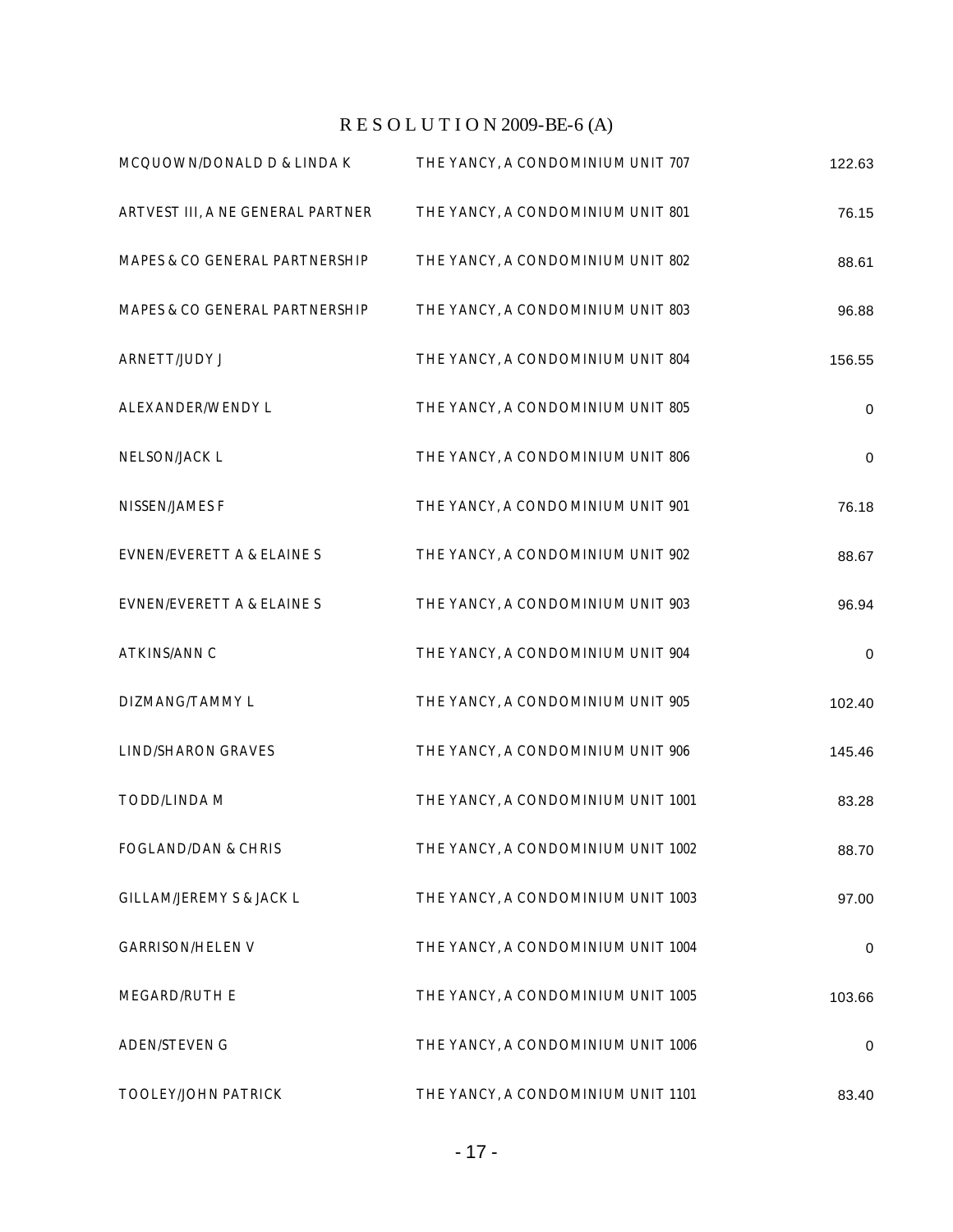# R E S O L U T I O N 2009-BE-6 (A)

| | | |
|---|---|---|
| MCQUOWN/DONALD D & LINDA K | THE YANCY, A CONDOMINIUM UNIT 707 | 122.63 |
| ARTVEST III, A NE GENERAL PARTNER | THE YANCY, A CONDOMINIUM UNIT 801 | 76.15 |
| MAPES & CO GENERAL PARTNERSHIP | THE YANCY, A CONDOMINIUM UNIT 802 | 88.61 |
| MAPES & CO GENERAL PARTNERSHIP | THE YANCY, A CONDOMINIUM UNIT 803 | 96.88 |
| ARNETT/JUDY J | THE YANCY, A CONDOMINIUM UNIT 804 | 156.55 |
| ALEXANDER/WENDY L | THE YANCY, A CONDOMINIUM UNIT 805 | 0 |
| NELSON/JACK L | THE YANCY, A CONDOMINIUM UNIT 806 | 0 |
| NISSEN/JAMES F | THE YANCY, A CONDOMINIUM UNIT 901 | 76.18 |
| EVNEN/EVERETT A & ELAINE S | THE YANCY, A CONDOMINIUM UNIT 902 | 88.67 |
| EVNEN/EVERETT A & ELAINE S | THE YANCY, A CONDOMINIUM UNIT 903 | 96.94 |
| ATKINS/ANN C | THE YANCY, A CONDOMINIUM UNIT 904 | 0 |
| DIZMANG/TAMMY L | THE YANCY, A CONDOMINIUM UNIT 905 | 102.40 |
| LIND/SHARON GRAVES | THE YANCY, A CONDOMINIUM UNIT 906 | 145.46 |
| TODD/LINDA M | THE YANCY, A CONDOMINIUM UNIT 1001 | 83.28 |
| FOGLAND/DAN & CHRIS | THE YANCY, A CONDOMINIUM UNIT 1002 | 88.70 |
| GILLAM/JEREMY S & JACK L | THE YANCY, A CONDOMINIUM UNIT 1003 | 97.00 |
| GARRISON/HELEN V | THE YANCY, A CONDOMINIUM UNIT 1004 | 0 |
| MEGARD/RUTH E | THE YANCY, A CONDOMINIUM UNIT 1005 | 103.66 |
| ADEN/STEVEN G | THE YANCY, A CONDOMINIUM UNIT 1006 | 0 |
| TOOLEY/JOHN PATRICK | THE YANCY, A CONDOMINIUM UNIT 1101 | 83.40 |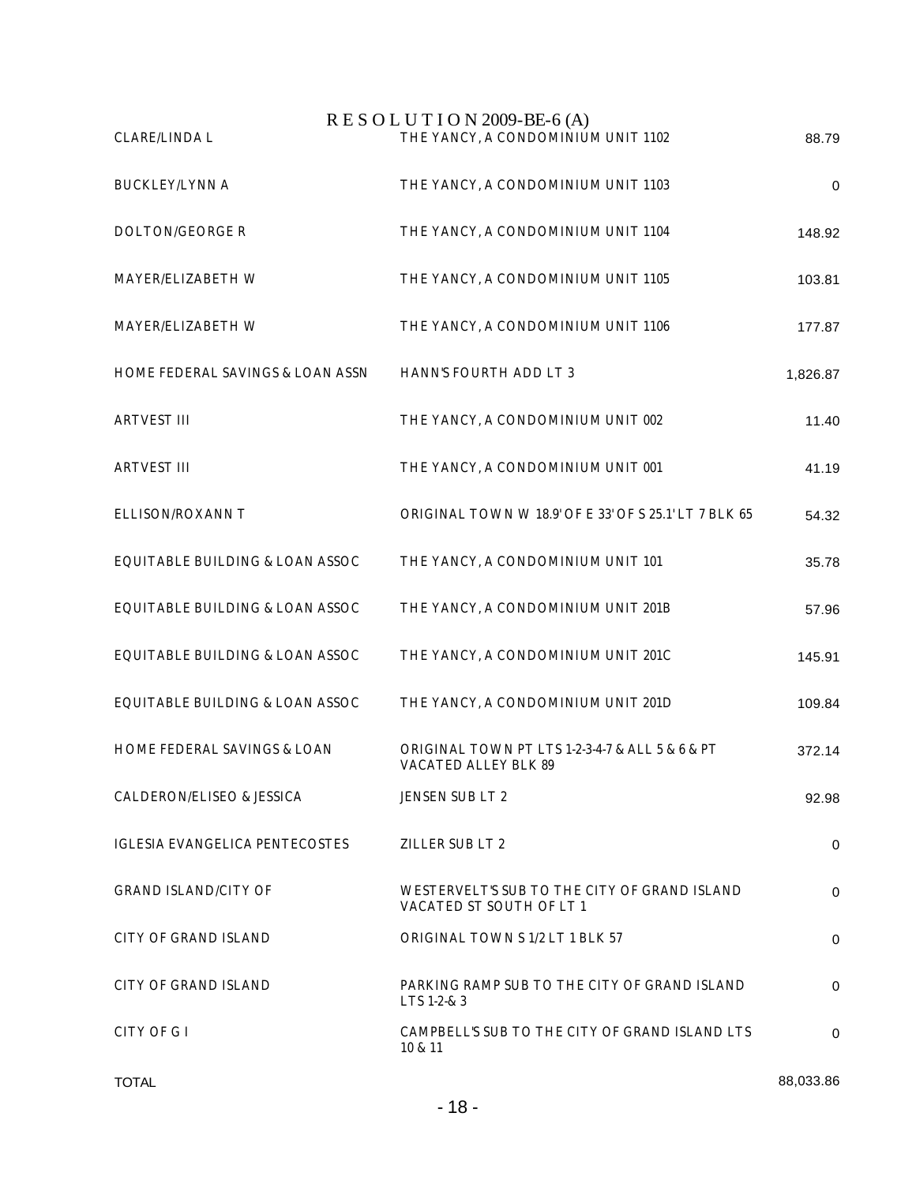# R E S O L U T I O N 2009-BE-6 (A)

| | | |
|---|---|---|
| CLARE/LINDA L | THE YANCY, A CONDOMINIUM UNIT 1102 | 88.79 |
| BUCKLEY/LYNN A | THE YANCY, A CONDOMINIUM UNIT 1103 | 0 |
| DOLTON/GEORGE R | THE YANCY, A CONDOMINIUM UNIT 1104 | 148.92 |
| MAYER/ELIZABETH W | THE YANCY, A CONDOMINIUM UNIT 1105 | 103.81 |
| MAYER/ELIZABETH W | THE YANCY, A CONDOMINIUM UNIT 1106 | 177.87 |
| HOME FEDERAL SAVINGS & LOAN ASSN | HANN'S FOURTH ADD LT 3 | 1,826.87 |
| ARTVEST III | THE YANCY, A CONDOMINIUM UNIT 002 | 11.40 |
| ARTVEST III | THE YANCY, A CONDOMINIUM UNIT 001 | 41.19 |
| ELLISON/ROXANN T | ORIGINAL TOWN W 18.9' OF E 33' OF S 25.1' LT 7 BLK 65 | 54.32 |
| EQUITABLE BUILDING & LOAN ASSOC | THE YANCY, A CONDOMINIUM UNIT 101 | 35.78 |
| EQUITABLE BUILDING & LOAN ASSOC | THE YANCY, A CONDOMINIUM UNIT 201B | 57.96 |
| EQUITABLE BUILDING & LOAN ASSOC | THE YANCY, A CONDOMINIUM UNIT 201C | 145.91 |
| EQUITABLE BUILDING & LOAN ASSOC | THE YANCY, A CONDOMINIUM UNIT 201D | 109.84 |
| HOME FEDERAL SAVINGS & LOAN | ORIGINAL TOWN PT LTS 1-2-3-4-7 & ALL 5 & 6 & PT VACATED ALLEY BLK 89 | 372.14 |
| CALDERON/ELISEO & JESSICA | JENSEN SUB LT 2 | 92.98 |
| IGLESIA EVANGELICA PENTECOSTES | ZILLER SUB LT 2 | 0 |
| GRAND ISLAND/CITY OF | WESTERVELT'S SUB TO THE CITY OF GRAND ISLAND VACATED ST SOUTH OF LT 1 | 0 |
| CITY OF GRAND ISLAND | ORIGINAL TOWN S 1/2 LT 1 BLK 57 | 0 |
| CITY OF GRAND ISLAND | PARKING RAMP SUB TO THE CITY OF GRAND ISLAND LTS 1-2-& 3 | 0 |
| CITY OF G I | CAMPBELL'S SUB TO THE CITY OF GRAND ISLAND LTS 10 & 11 | 0 |
| TOTAL | | 88,033.86 |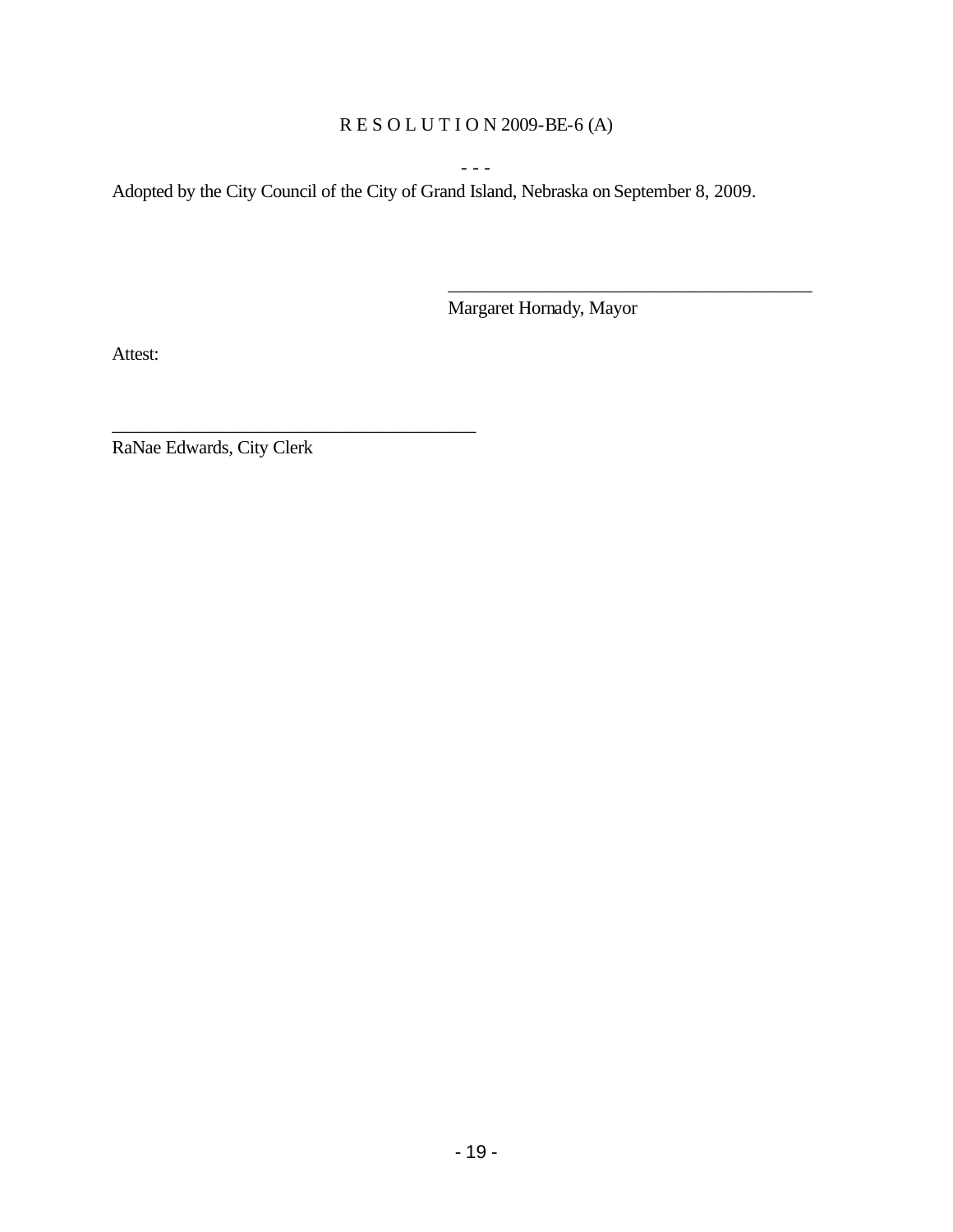R E S O L U T I O N 2009-BE-6 (A)

- - -

Adopted by the City Council of the City of Grand Island, Nebraska on September 8, 2009.

\_\_\_\_\_\_\_\_\_\_\_\_\_\_\_\_\_\_\_\_\_\_\_\_\_\_\_\_\_\_\_\_\_\_\_\_\_\_\_\_\_

Margaret Hornady, Mayor

Attest:

\_\_\_\_\_\_\_\_\_\_\_\_\_\_\_\_\_\_\_\_\_\_\_\_\_\_\_\_\_\_\_\_\_\_\_\_\_\_\_\_\_

RaNae Edwards, City Clerk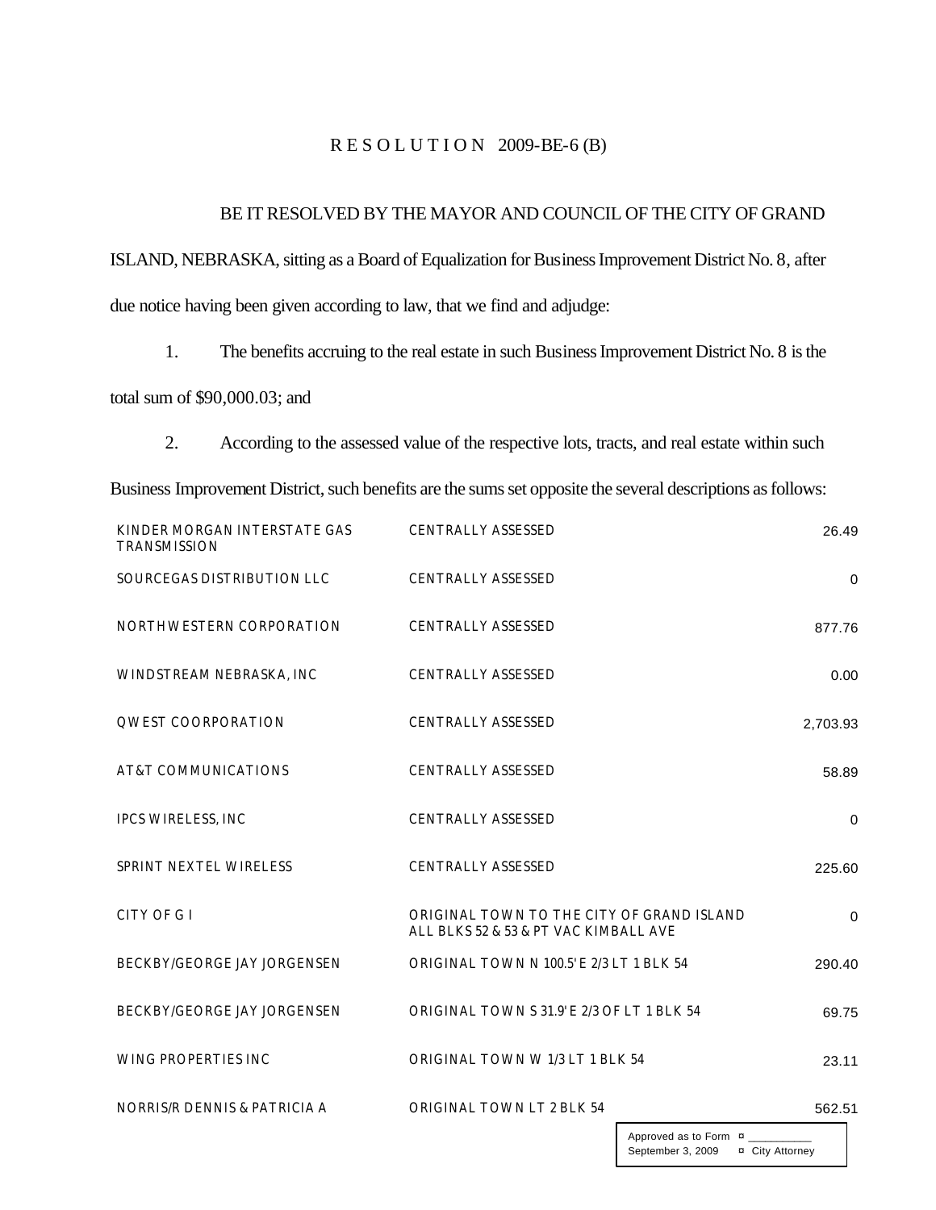# R E S O L U T I O N 2009-BE-6 (B)

BE IT RESOLVED BY THE MAYOR AND COUNCIL OF THE CITY OF GRAND ISLAND, NEBRASKA, sitting as a Board of Equalization for Business Improvement District No. 8, after due notice having been given according to law, that we find and adjudge:

1. The benefits accruing to the real estate in such Business Improvement District No. 8 is the total sum of $90,000.03; and

2. According to the assessed value of the respective lots, tracts, and real estate within such Business Improvement District, such benefits are the sums set opposite the several descriptions as follows:

| | | |
|---|---|---|
| KINDER MORGAN INTERSTATE GAS TRANSMISSION | CENTRALLY ASSESSED | 26.49 |
| SOURCEGAS DISTRIBUTION LLC | CENTRALLY ASSESSED | 0 |
| NORTHWESTERN CORPORATION | CENTRALLY ASSESSED | 877.76 |
| WINDSTREAM NEBRASKA, INC | CENTRALLY ASSESSED | 0.00 |
| QWEST COORPORATION | CENTRALLY ASSESSED | 2,703.93 |
| AT&T COMMUNICATIONS | CENTRALLY ASSESSED | 58.89 |
| IPCS WIRELESS, INC | CENTRALLY ASSESSED | 0 |
| SPRINT NEXTEL WIRELESS | CENTRALLY ASSESSED | 225.60 |
| CITY OF G I | ORIGINAL TOWN TO THE CITY OF GRAND ISLAND ALL BLKS 52 & 53 & PT VAC KIMBALL AVE | 0 |
| BECKBY/GEORGE JAY JORGENSEN | ORIGINAL TOWN N 100.5' E 2/3 LT 1 BLK 54 | 290.40 |
| BECKBY/GEORGE JAY JORGENSEN | ORIGINAL TOWN S 31.9' E 2/3 OF LT 1 BLK 54 | 69.75 |
| WING PROPERTIES INC | ORIGINAL TOWN W 1/3 LT 1 BLK 54 | 23.11 |
| NORRIS/R DENNIS & PATRICIA A | ORIGINAL TOWN LT 2 BLK 54 | 562.51 |

Approved as to Form ¤ ___________
September 3, 2009 ¤ City Attorney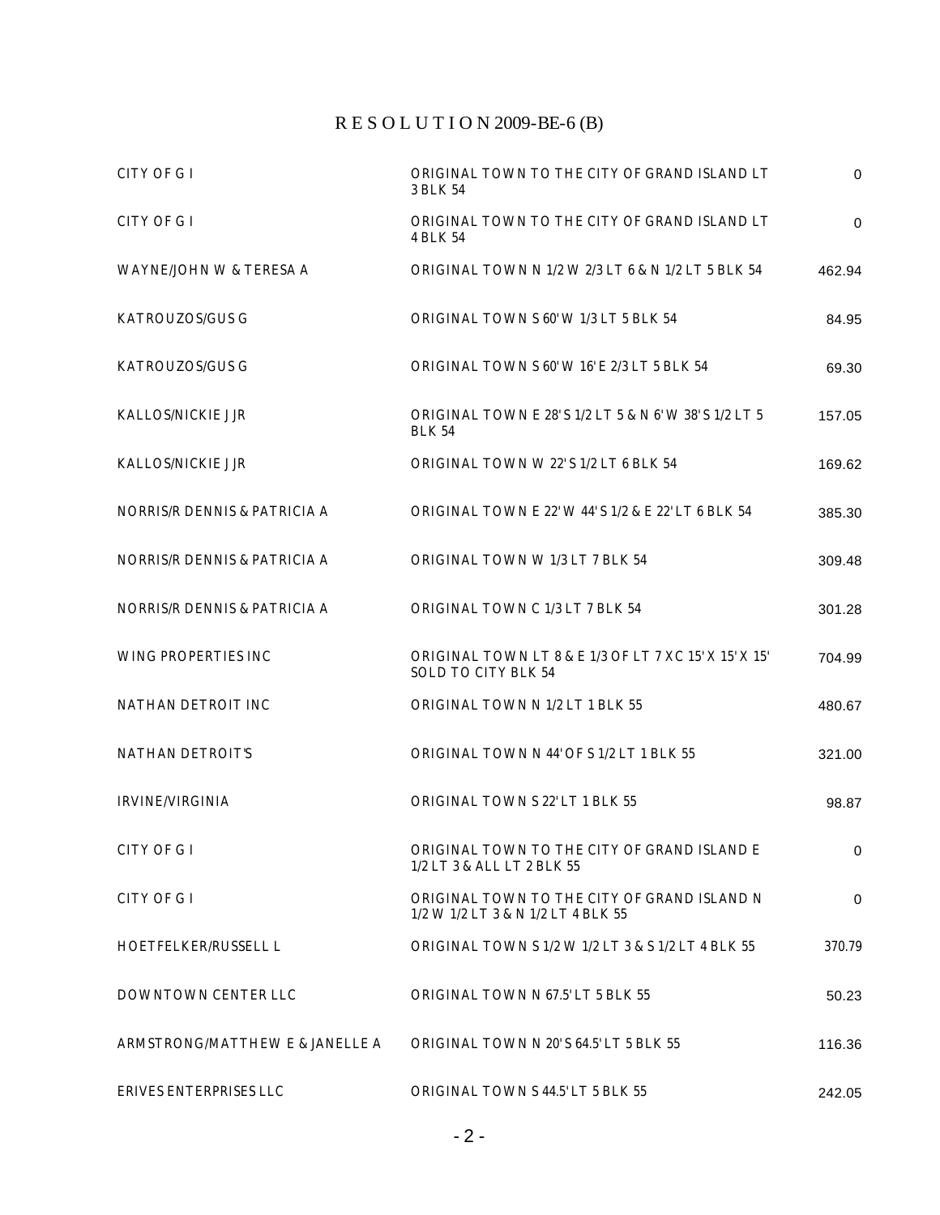# RESOLUTION 2009-BE-6 (B)

| | | |
|---|---|---|
| CITY OF G I | ORIGINAL TOWN TO THE CITY OF GRAND ISLAND LT 3 BLK 54 | 0 |
| CITY OF G I | ORIGINAL TOWN TO THE CITY OF GRAND ISLAND LT 4 BLK 54 | 0 |
| WAYNE/JOHN W & TERESA A | ORIGINAL TOWN N 1/2 W 2/3 LT 6 & N 1/2 LT 5 BLK 54 | 462.94 |
| KATROUZOS/GUS G | ORIGINAL TOWN S 60' W 1/3 LT 5 BLK 54 | 84.95 |
| KATROUZOS/GUS G | ORIGINAL TOWN S 60' W 16' E 2/3 LT 5 BLK 54 | 69.30 |
| KALLOS/NICKIE J JR | ORIGINAL TOWN E 28' S 1/2 LT 5 & N 6' W 38' S 1/2 LT 5 BLK 54 | 157.05 |
| KALLOS/NICKIE J JR | ORIGINAL TOWN W 22' S 1/2 LT 6 BLK 54 | 169.62 |
| NORRIS/R DENNIS & PATRICIA A | ORIGINAL TOWN E 22' W 44' S 1/2 & E 22' LT 6 BLK 54 | 385.30 |
| NORRIS/R DENNIS & PATRICIA A | ORIGINAL TOWN W 1/3 LT 7 BLK 54 | 309.48 |
| NORRIS/R DENNIS & PATRICIA A | ORIGINAL TOWN C 1/3 LT 7 BLK 54 | 301.28 |
| WING PROPERTIES INC | ORIGINAL TOWN LT 8 & E 1/3 OF LT 7 X C 15' X 15' X 15' SOLD TO CITY BLK 54 | 704.99 |
| NATHAN DETROIT INC | ORIGINAL TOWN N 1/2 LT 1 BLK 55 | 480.67 |
| NATHAN DETROIT'S | ORIGINAL TOWN N 44' OF S 1/2 LT 1 BLK 55 | 321.00 |
| IRVINE/VIRGINIA | ORIGINAL TOWN S 22' LT 1 BLK 55 | 98.87 |
| CITY OF G I | ORIGINAL TOWN TO THE CITY OF GRAND ISLAND E 1/2 LT 3 & ALL LT 2 BLK 55 | 0 |
| CITY OF G I | ORIGINAL TOWN TO THE CITY OF GRAND ISLAND N 1/2 W 1/2 LT 3 & N 1/2 LT 4 BLK 55 | 0 |
| HOETFELKER/RUSSELL L | ORIGINAL TOWN S 1/2 W 1/2 LT 3 & S 1/2 LT 4 BLK 55 | 370.79 |
| DOWNTOWN CENTER LLC | ORIGINAL TOWN N 67.5' LT 5 BLK 55 | 50.23 |
| ARMSTRONG/MATTHEW E & JANELLE A | ORIGINAL TOWN N 20' S 64.5' LT 5 BLK 55 | 116.36 |
| ERIVES ENTERPRISES LLC | ORIGINAL TOWN S 44.5' LT 5 BLK 55 | 242.05 |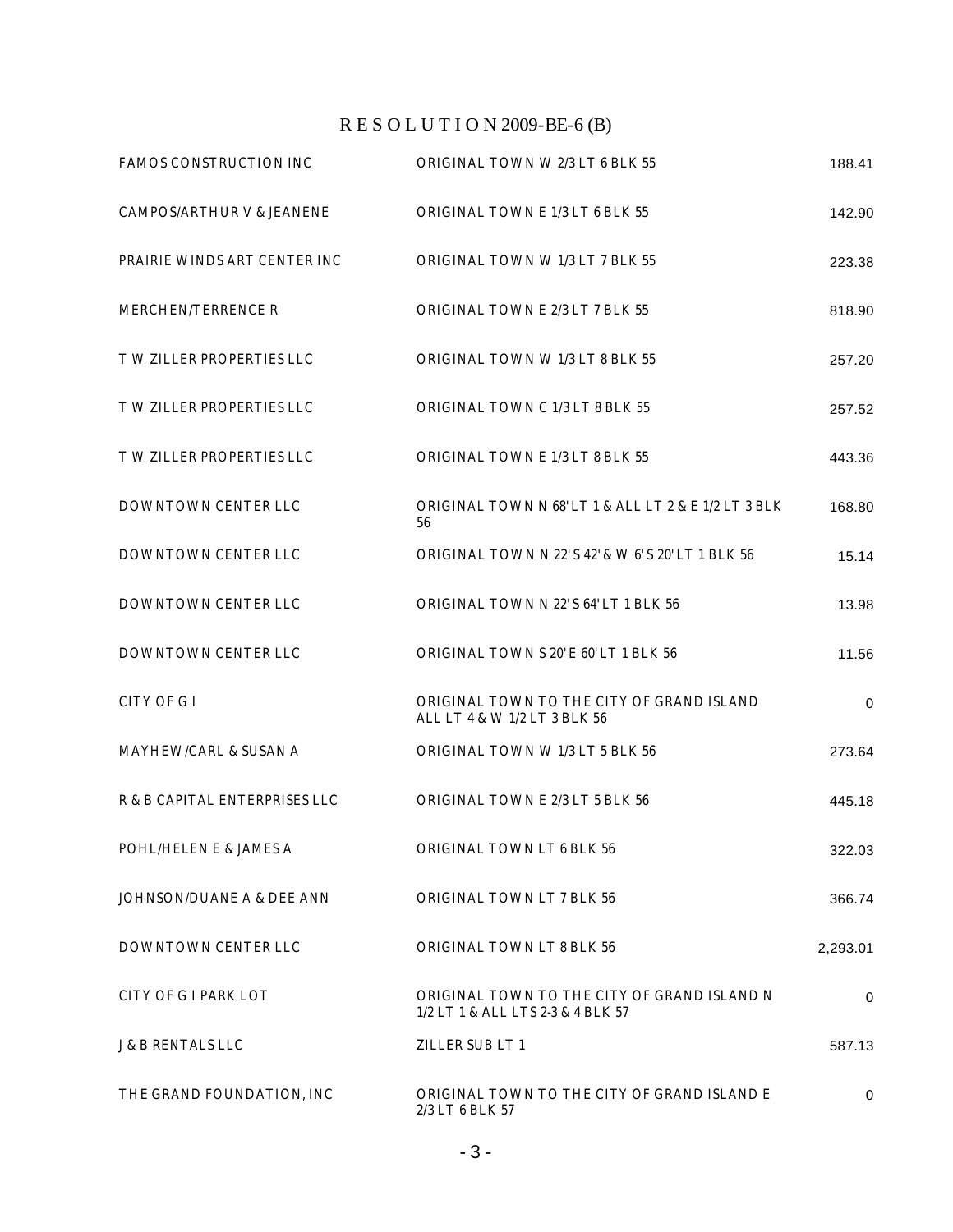# RESOLUTION 2009-BE-6 (B)

| | | |
|---|---|---|
| FAMOS CONSTRUCTION INC | ORIGINAL TOWN W 2/3 LT 6 BLK 55 | 188.41 |
| CAMPOS/ARTHUR V & JEANENE | ORIGINAL TOWN E 1/3 LT 6 BLK 55 | 142.90 |
| PRAIRIE WINDS ART CENTER INC | ORIGINAL TOWN W 1/3 LT 7 BLK 55 | 223.38 |
| MERCHEN/TERRENCE R | ORIGINAL TOWN E 2/3 LT 7 BLK 55 | 818.90 |
| T W ZILLER PROPERTIES LLC | ORIGINAL TOWN W 1/3 LT 8 BLK 55 | 257.20 |
| T W ZILLER PROPERTIES LLC | ORIGINAL TOWN C 1/3 LT 8 BLK 55 | 257.52 |
| T W ZILLER PROPERTIES LLC | ORIGINAL TOWN E 1/3 LT 8 BLK 55 | 443.36 |
| DOWNTOWN CENTER LLC | ORIGINAL TOWN N 68' LT 1 & ALL LT 2 & E 1/2 LT 3 BLK 56 | 168.80 |
| DOWNTOWN CENTER LLC | ORIGINAL TOWN N 22' S 42' & W 6' S 20' LT 1 BLK 56 | 15.14 |
| DOWNTOWN CENTER LLC | ORIGINAL TOWN N 22' S 64' LT 1 BLK 56 | 13.98 |
| DOWNTOWN CENTER LLC | ORIGINAL TOWN S 20' E 60' LT 1 BLK 56 | 11.56 |
| CITY OF G I | ORIGINAL TOWN TO THE CITY OF GRAND ISLAND ALL LT 4 & W 1/2 LT 3 BLK 56 | 0 |
| MAYHEW/CARL & SUSAN A | ORIGINAL TOWN W 1/3 LT 5 BLK 56 | 273.64 |
| R & B CAPITAL ENTERPRISES LLC | ORIGINAL TOWN E 2/3 LT 5 BLK 56 | 445.18 |
| POHL/HELEN E & JAMES A | ORIGINAL TOWN LT 6 BLK 56 | 322.03 |
| JOHNSON/DUANE A & DEE ANN | ORIGINAL TOWN LT 7 BLK 56 | 366.74 |
| DOWNTOWN CENTER LLC | ORIGINAL TOWN LT 8 BLK 56 | 2,293.01 |
| CITY OF G I PARK LOT | ORIGINAL TOWN TO THE CITY OF GRAND ISLAND N 1/2 LT 1 & ALL LTS 2-3 & 4 BLK 57 | 0 |
| J & B RENTALS LLC | ZILLER SUB LT 1 | 587.13 |
| THE GRAND FOUNDATION, INC | ORIGINAL TOWN TO THE CITY OF GRAND ISLAND E 2/3 LT 6 BLK 57 | 0 |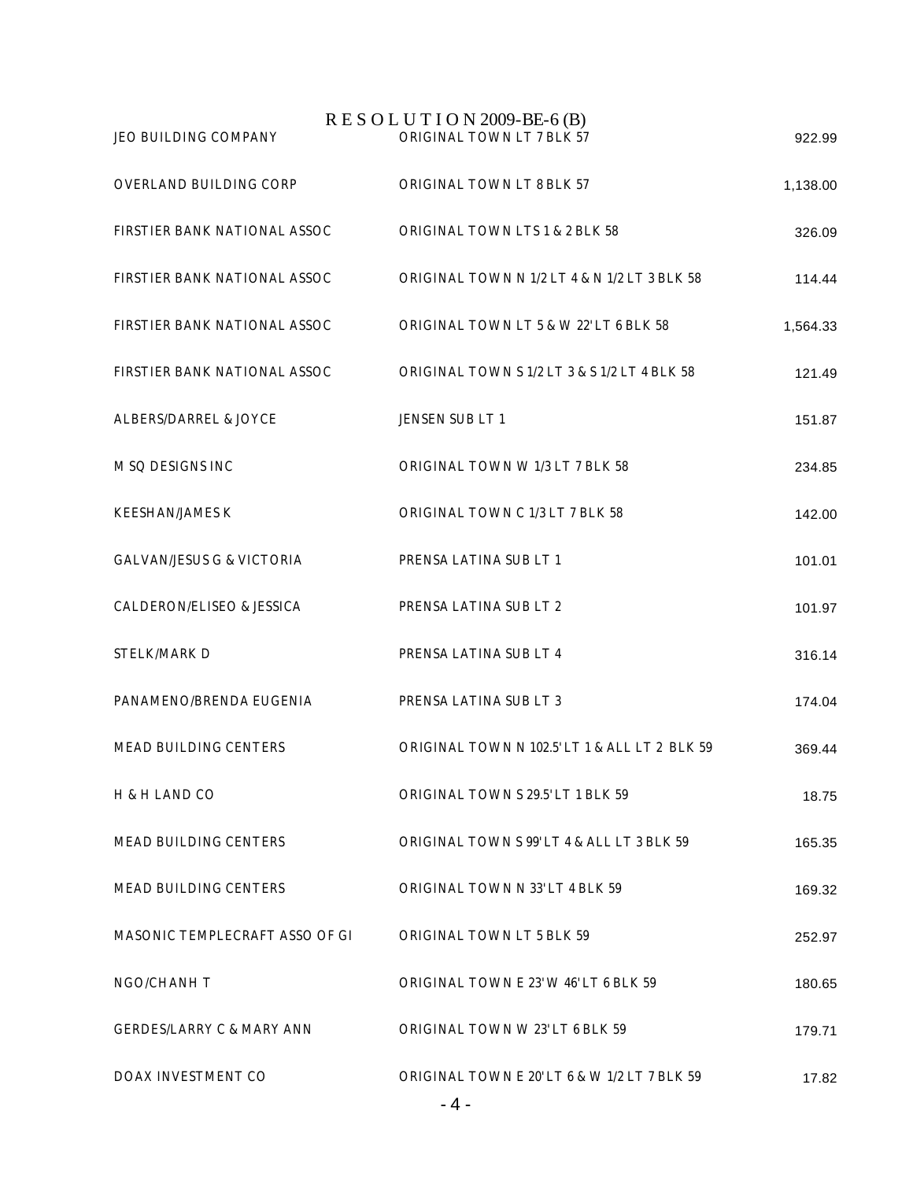# R E S O L U T I O N 2009-BE-6 (B)

| | | |
|---|---|---|
| JEO BUILDING COMPANY | ORIGINAL TOWN LT 7 BLK 57 | 922.99 |
| OVERLAND BUILDING CORP | ORIGINAL TOWN LT 8 BLK 57 | 1,138.00 |
| FIRSTIER BANK NATIONAL ASSOC | ORIGINAL TOWN LTS 1 & 2 BLK 58 | 326.09 |
| FIRSTIER BANK NATIONAL ASSOC | ORIGINAL TOWN N 1/2 LT 4 & N 1/2 LT 3 BLK 58 | 114.44 |
| FIRSTIER BANK NATIONAL ASSOC | ORIGINAL TOWN LT 5 & W 22' LT 6 BLK 58 | 1,564.33 |
| FIRSTIER BANK NATIONAL ASSOC | ORIGINAL TOWN S 1/2 LT 3 & S 1/2 LT 4 BLK 58 | 121.49 |
| ALBERS/DARREL & JOYCE | JENSEN SUB LT 1 | 151.87 |
| M SQ DESIGNS INC | ORIGINAL TOWN W 1/3 LT 7 BLK 58 | 234.85 |
| KEESHAN/JAMES K | ORIGINAL TOWN C 1/3 LT 7 BLK 58 | 142.00 |
| GALVAN/JESUS G & VICTORIA | PRENSA LATINA SUB LT 1 | 101.01 |
| CALDERON/ELISEO & JESSICA | PRENSA LATINA SUB LT 2 | 101.97 |
| STELK/MARK D | PRENSA LATINA SUB LT 4 | 316.14 |
| PANAMENO/BRENDA EUGENIA | PRENSA LATINA SUB LT 3 | 174.04 |
| MEAD BUILDING CENTERS | ORIGINAL TOWN N 102.5' LT 1 & ALL LT 2 BLK 59 | 369.44 |
| H & H LAND CO | ORIGINAL TOWN S 29.5' LT 1 BLK 59 | 18.75 |
| MEAD BUILDING CENTERS | ORIGINAL TOWN S 99' LT 4 & ALL LT 3 BLK 59 | 165.35 |
| MEAD BUILDING CENTERS | ORIGINAL TOWN N 33' LT 4 BLK 59 | 169.32 |
| MASONIC TEMPLECRAFT ASSO OF GI | ORIGINAL TOWN LT 5 BLK 59 | 252.97 |
| NGO/CHANH T | ORIGINAL TOWN E 23' W 46' LT 6 BLK 59 | 180.65 |
| GERDES/LARRY C & MARY ANN | ORIGINAL TOWN W 23' LT 6 BLK 59 | 179.71 |
| DOAX INVESTMENT CO | ORIGINAL TOWN E 20' LT 6 & W 1/2 LT 7 BLK 59 | 17.82 |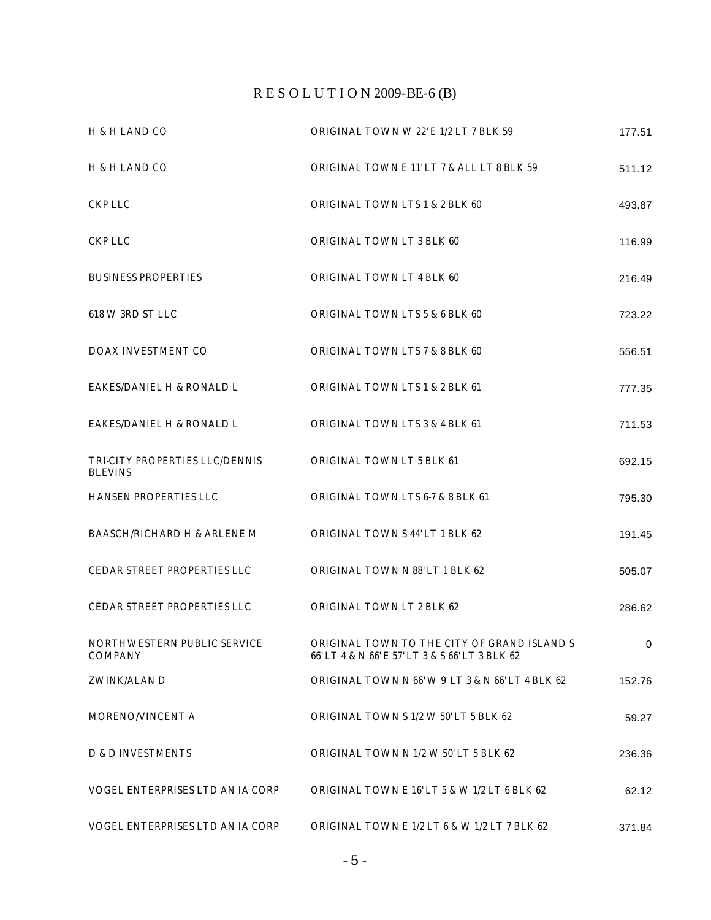# R E S O L U T I O N 2009-BE-6 (B)

| | | |
|---|---|---|
| H & H LAND CO | ORIGINAL TOWN W 22' E 1/2 LT 7 BLK 59 | 177.51 |
| H & H LAND CO | ORIGINAL TOWN E 11' LT 7 & ALL LT 8 BLK 59 | 511.12 |
| CKP LLC | ORIGINAL TOWN LTS 1 & 2 BLK 60 | 493.87 |
| CKP LLC | ORIGINAL TOWN LT 3 BLK 60 | 116.99 |
| BUSINESS PROPERTIES | ORIGINAL TOWN LT 4 BLK 60 | 216.49 |
| 618 W 3RD ST LLC | ORIGINAL TOWN LTS 5 & 6 BLK 60 | 723.22 |
| DOAX INVESTMENT CO | ORIGINAL TOWN LTS 7 & 8 BLK 60 | 556.51 |
| EAKES/DANIEL H & RONALD L | ORIGINAL TOWN LTS 1 & 2 BLK 61 | 777.35 |
| EAKES/DANIEL H & RONALD L | ORIGINAL TOWN LTS 3 & 4 BLK 61 | 711.53 |
| TRI-CITY PROPERTIES LLC/DENNIS BLEVINS | ORIGINAL TOWN LT 5 BLK 61 | 692.15 |
| HANSEN PROPERTIES LLC | ORIGINAL TOWN LTS 6-7 & 8 BLK 61 | 795.30 |
| BAASCH/RICHARD H & ARLENE M | ORIGINAL TOWN S 44' LT 1 BLK 62 | 191.45 |
| CEDAR STREET PROPERTIES LLC | ORIGINAL TOWN N 88' LT 1 BLK 62 | 505.07 |
| CEDAR STREET PROPERTIES LLC | ORIGINAL TOWN LT 2 BLK 62 | 286.62 |
| NORTHWESTERN PUBLIC SERVICE COMPANY | ORIGINAL TOWN TO THE CITY OF GRAND ISLAND S 66' LT 4 & N 66' E 57' LT 3 & S 66' LT 3 BLK 62 | 0 |
| ZWINK/ALAN D | ORIGINAL TOWN N 66' W 9' LT 3 & N 66' LT 4 BLK 62 | 152.76 |
| MORENO/VINCENT A | ORIGINAL TOWN S 1/2 W 50' LT 5 BLK 62 | 59.27 |
| D & D INVESTMENTS | ORIGINAL TOWN N 1/2 W 50' LT 5 BLK 62 | 236.36 |
| VOGEL ENTERPRISES LTD AN IA CORP | ORIGINAL TOWN E 16' LT 5 & W 1/2 LT 6 BLK 62 | 62.12 |
| VOGEL ENTERPRISES LTD AN IA CORP | ORIGINAL TOWN E 1/2 LT 6 & W 1/2 LT 7 BLK 62 | 371.84 |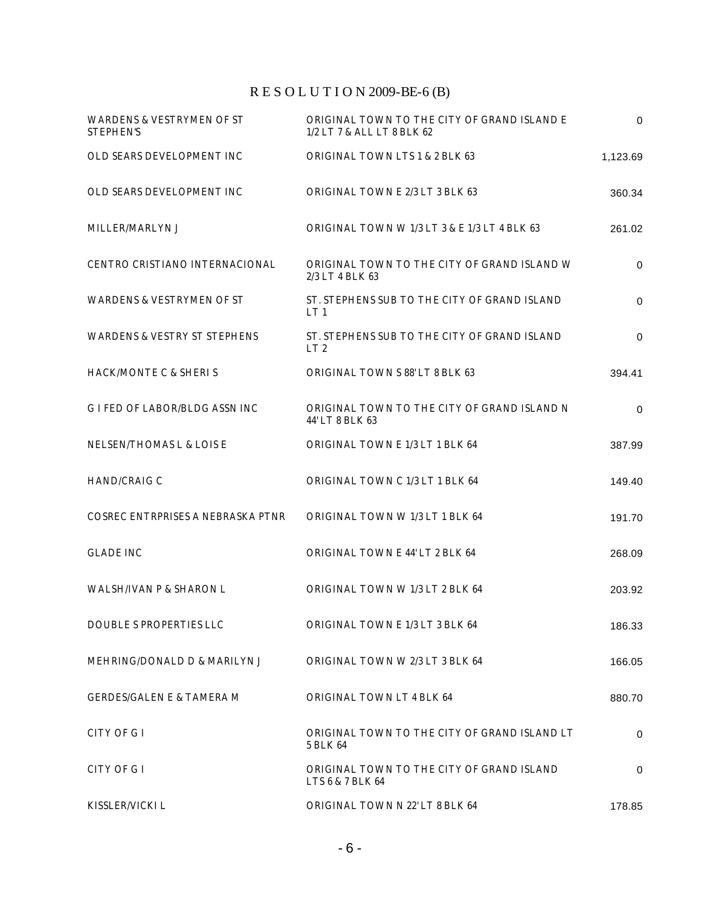# R E S O L U T I O N 2009-BE-6 (B)

| | | |
|---|---|---|
| WARDENS & VESTRYMEN OF ST STEPHEN'S | ORIGINAL TOWN TO THE CITY OF GRAND ISLAND E 1/2 LT 7 & ALL LT 8 BLK 62 | 0 |
| OLD SEARS DEVELOPMENT INC | ORIGINAL TOWN LTS 1 & 2 BLK 63 | 1,123.69 |
| OLD SEARS DEVELOPMENT INC | ORIGINAL TOWN E 2/3 LT 3 BLK 63 | 360.34 |
| MILLER/MARLYN J | ORIGINAL TOWN W 1/3 LT 3 & E 1/3 LT 4 BLK 63 | 261.02 |
| CENTRO CRISTIANO INTERNACIONAL | ORIGINAL TOWN TO THE CITY OF GRAND ISLAND W 2/3 LT 4 BLK 63 | 0 |
| WARDENS & VESTRYMEN OF ST | ST. STEPHENS SUB TO THE CITY OF GRAND ISLAND LT 1 | 0 |
| WARDENS & VESTRY ST STEPHENS | ST. STEPHENS SUB TO THE CITY OF GRAND ISLAND LT 2 | 0 |
| HACK/MONTE C & SHERI S | ORIGINAL TOWN S 88' LT 8 BLK 63 | 394.41 |
| G I FED OF LABOR/BLDG ASSN INC | ORIGINAL TOWN TO THE CITY OF GRAND ISLAND N 44' LT 8 BLK 63 | 0 |
| NELSEN/THOMAS L & LOIS E | ORIGINAL TOWN E 1/3 LT 1 BLK 64 | 387.99 |
| HAND/CRAIG C | ORIGINAL TOWN C 1/3 LT 1 BLK 64 | 149.40 |
| COSREC ENTRPRISES A NEBRASKA PTNR | ORIGINAL TOWN W 1/3 LT 1 BLK 64 | 191.70 |
| GLADE INC | ORIGINAL TOWN E 44' LT 2 BLK 64 | 268.09 |
| WALSH/IVAN P & SHARON L | ORIGINAL TOWN W 1/3 LT 2 BLK 64 | 203.92 |
| DOUBLE S PROPERTIES LLC | ORIGINAL TOWN E 1/3 LT 3 BLK 64 | 186.33 |
| MEHRING/DONALD D & MARILYN J | ORIGINAL TOWN W 2/3 LT 3 BLK 64 | 166.05 |
| GERDES/GALEN E & TAMERA M | ORIGINAL TOWN LT 4 BLK 64 | 880.70 |
| CITY OF G I | ORIGINAL TOWN TO THE CITY OF GRAND ISLAND LT 5 BLK 64 | 0 |
| CITY OF G I | ORIGINAL TOWN TO THE CITY OF GRAND ISLAND LTS 6 & 7 BLK 64 | 0 |
| KISSLER/VICKI L | ORIGINAL TOWN N 22' LT 8 BLK 64 | 178.85 |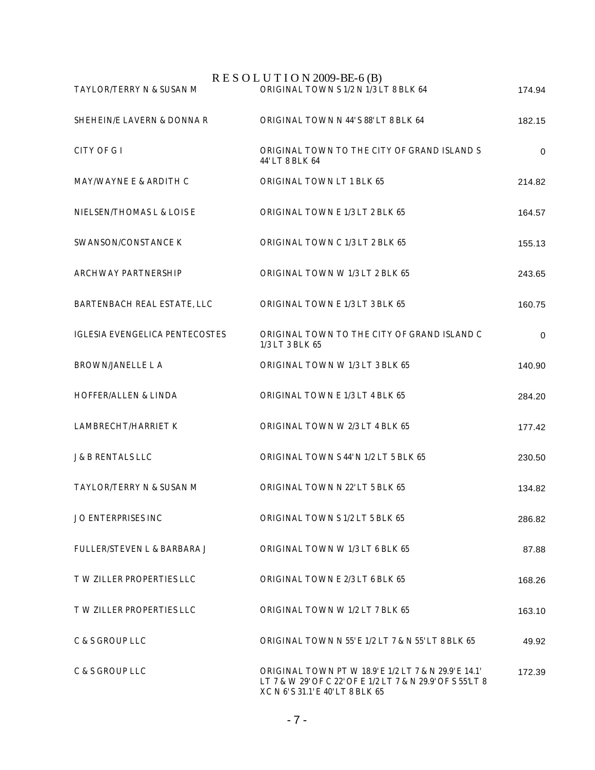# RESOLUTION 2009-BE-6 (B)

| | | |
|---|---|---|
| TAYLOR/TERRY N & SUSAN M | ORIGINAL TOWN S 1/2 N 1/3 LT 8 BLK 64 | 174.94 |
| SHEHEIN/E LAVERN & DONNA R | ORIGINAL TOWN N 44' S 88' LT 8 BLK 64 | 182.15 |
| CITY OF G I | ORIGINAL TOWN TO THE CITY OF GRAND ISLAND S 44' LT 8 BLK 64 | 0 |
| MAY/WAYNE E & ARDITH C | ORIGINAL TOWN LT 1 BLK 65 | 214.82 |
| NIELSEN/THOMAS L & LOIS E | ORIGINAL TOWN E 1/3 LT 2 BLK 65 | 164.57 |
| SWANSON/CONSTANCE K | ORIGINAL TOWN C 1/3 LT 2 BLK 65 | 155.13 |
| ARCHWAY PARTNERSHIP | ORIGINAL TOWN W 1/3 LT 2 BLK 65 | 243.65 |
| BARTENBACH REAL ESTATE, LLC | ORIGINAL TOWN E 1/3 LT 3 BLK 65 | 160.75 |
| IGLESIA EVENGELICA PENTECOSTES | ORIGINAL TOWN TO THE CITY OF GRAND ISLAND C 1/3 LT 3 BLK 65 | 0 |
| BROWN/JANELLE L A | ORIGINAL TOWN W 1/3 LT 3 BLK 65 | 140.90 |
| HOFFER/ALLEN & LINDA | ORIGINAL TOWN E 1/3 LT 4 BLK 65 | 284.20 |
| LAMBRECHT/HARRIET K | ORIGINAL TOWN W 2/3 LT 4 BLK 65 | 177.42 |
| J & B RENTALS LLC | ORIGINAL TOWN S 44' N 1/2 LT 5 BLK 65 | 230.50 |
| TAYLOR/TERRY N & SUSAN M | ORIGINAL TOWN N 22' LT 5 BLK 65 | 134.82 |
| J O ENTERPRISES INC | ORIGINAL TOWN S 1/2 LT 5 BLK 65 | 286.82 |
| FULLER/STEVEN L & BARBARA J | ORIGINAL TOWN W 1/3 LT 6 BLK 65 | 87.88 |
| T W ZILLER PROPERTIES LLC | ORIGINAL TOWN E 2/3 LT 6 BLK 65 | 168.26 |
| T W ZILLER PROPERTIES LLC | ORIGINAL TOWN W 1/2 LT 7 BLK 65 | 163.10 |
| C & S GROUP LLC | ORIGINAL TOWN N 55' E 1/2 LT 7 & N 55' LT 8 BLK 65 | 49.92 |
| C & S GROUP LLC | ORIGINAL TOWN PT W 18.9' E 1/2 LT 7 & N 29.9' E 14.1' LT 7 & W 29' OF C 22' OF E 1/2 LT 7 & N 29.9' OF S 55'LT 8 X C N 6' S 31.1' E 40' LT 8 BLK 65 | 172.39 |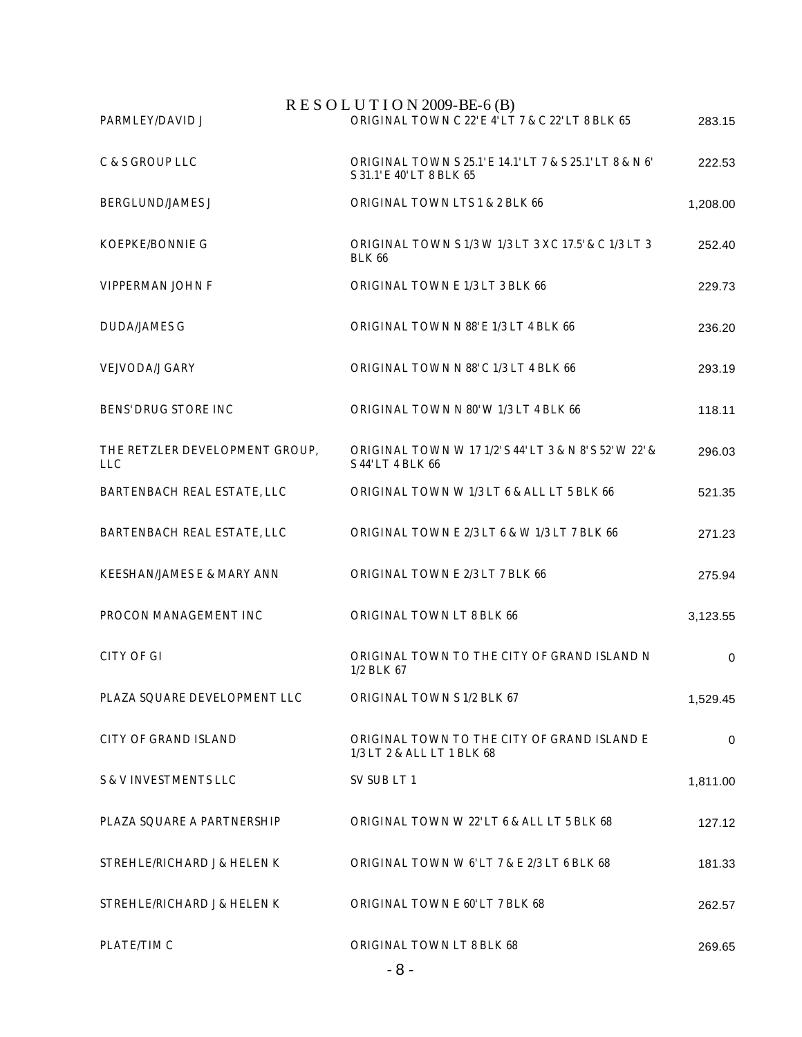# RESOLUTION 2009-BE-6 (B)

| | | |
|---|---|---|
| PARMLEY/DAVID J | ORIGINAL TOWN C 22' E 4' LT 7 & C 22' LT 8 BLK 65 | 283.15 |
| C & S GROUP LLC | ORIGINAL TOWN S 25.1' E 14.1' LT 7 & S 25.1' LT 8 & N 6' S 31.1' E 40' LT 8 BLK 65 | 222.53 |
| BERGLUND/JAMES J | ORIGINAL TOWN LTS 1 & 2 BLK 66 | 1,208.00 |
| KOEPKE/BONNIE G | ORIGINAL TOWN S 1/3 W 1/3 LT 3 X C 17.5' & C 1/3 LT 3 BLK 66 | 252.40 |
| VIPPERMAN JOHN F | ORIGINAL TOWN E 1/3 LT 3 BLK 66 | 229.73 |
| DUDA/JAMES G | ORIGINAL TOWN N 88' E 1/3 LT 4 BLK 66 | 236.20 |
| VEJVODA/J GARY | ORIGINAL TOWN N 88' C 1/3 LT 4 BLK 66 | 293.19 |
| BENS' DRUG STORE INC | ORIGINAL TOWN N 80' W 1/3 LT 4 BLK 66 | 118.11 |
| THE RETZLER DEVELOPMENT GROUP, LLC | ORIGINAL TOWN W 17 1/2' S 44' LT 3 & N 8' S 52' W 22' & S 44' LT 4 BLK 66 | 296.03 |
| BARTENBACH REAL ESTATE, LLC | ORIGINAL TOWN W 1/3 LT 6 & ALL LT 5 BLK 66 | 521.35 |
| BARTENBACH REAL ESTATE, LLC | ORIGINAL TOWN E 2/3 LT 6 & W 1/3 LT 7 BLK 66 | 271.23 |
| KEESHAN/JAMES E & MARY ANN | ORIGINAL TOWN E 2/3 LT 7 BLK 66 | 275.94 |
| PROCON MANAGEMENT INC | ORIGINAL TOWN LT 8 BLK 66 | 3,123.55 |
| CITY OF GI | ORIGINAL TOWN TO THE CITY OF GRAND ISLAND N 1/2 BLK 67 | 0 |
| PLAZA SQUARE DEVELOPMENT LLC | ORIGINAL TOWN S 1/2 BLK 67 | 1,529.45 |
| CITY OF GRAND ISLAND | ORIGINAL TOWN TO THE CITY OF GRAND ISLAND E 1/3 LT 2 & ALL LT 1 BLK 68 | 0 |
| S & V INVESTMENTS LLC | SV SUB LT 1 | 1,811.00 |
| PLAZA SQUARE A PARTNERSHIP | ORIGINAL TOWN W 22' LT 6 & ALL LT 5 BLK 68 | 127.12 |
| STREHLE/RICHARD J & HELEN K | ORIGINAL TOWN W 6' LT 7 & E 2/3 LT 6 BLK 68 | 181.33 |
| STREHLE/RICHARD J & HELEN K | ORIGINAL TOWN E 60' LT 7 BLK 68 | 262.57 |
| PLATE/TIM C | ORIGINAL TOWN LT 8 BLK 68 | 269.65 |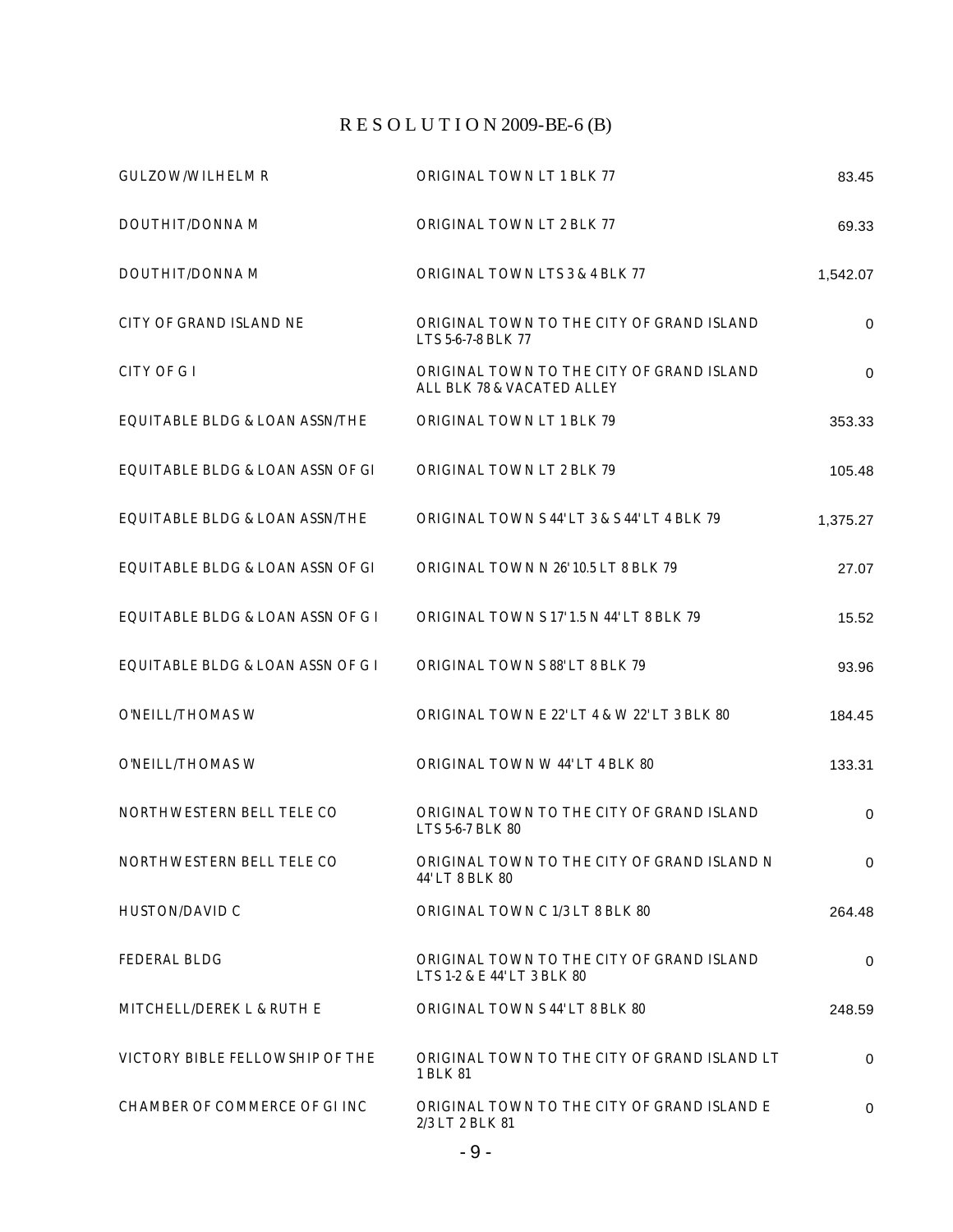# R E S O L U T I O N 2009-BE-6 (B)

| | | |
|---|---|---|
| GULZOW/WILHELM R | ORIGINAL TOWN LT 1 BLK 77 | 83.45 |
| DOUTHIT/DONNA M | ORIGINAL TOWN LT 2 BLK 77 | 69.33 |
| DOUTHIT/DONNA M | ORIGINAL TOWN LTS 3 & 4 BLK 77 | 1,542.07 |
| CITY OF GRAND ISLAND NE | ORIGINAL TOWN TO THE CITY OF GRAND ISLAND LTS 5-6-7-8 BLK 77 | 0 |
| CITY OF G I | ORIGINAL TOWN TO THE CITY OF GRAND ISLAND ALL BLK 78 & VACATED ALLEY | 0 |
| EQUITABLE BLDG & LOAN ASSN/THE | ORIGINAL TOWN LT 1 BLK 79 | 353.33 |
| EQUITABLE BLDG & LOAN ASSN OF GI | ORIGINAL TOWN LT 2 BLK 79 | 105.48 |
| EQUITABLE BLDG & LOAN ASSN/THE | ORIGINAL TOWN S 44' LT 3 & S 44' LT 4 BLK 79 | 1,375.27 |
| EQUITABLE BLDG & LOAN ASSN OF GI | ORIGINAL TOWN N 26' 10.5 LT 8 BLK 79 | 27.07 |
| EQUITABLE BLDG & LOAN ASSN OF G I | ORIGINAL TOWN S 17' 1.5 N 44' LT 8 BLK 79 | 15.52 |
| EQUITABLE BLDG & LOAN ASSN OF G I | ORIGINAL TOWN S 88' LT 8 BLK 79 | 93.96 |
| O'NEILL/THOMAS W | ORIGINAL TOWN E 22' LT 4 & W 22' LT 3 BLK 80 | 184.45 |
| O'NEILL/THOMAS W | ORIGINAL TOWN W 44' LT 4 BLK 80 | 133.31 |
| NORTHWESTERN BELL TELE CO | ORIGINAL TOWN TO THE CITY OF GRAND ISLAND LTS 5-6-7 BLK 80 | 0 |
| NORTHWESTERN BELL TELE CO | ORIGINAL TOWN TO THE CITY OF GRAND ISLAND N 44' LT 8 BLK 80 | 0 |
| HUSTON/DAVID C | ORIGINAL TOWN C 1/3 LT 8 BLK 80 | 264.48 |
| FEDERAL BLDG | ORIGINAL TOWN TO THE CITY OF GRAND ISLAND LTS 1-2 & E 44' LT 3 BLK 80 | 0 |
| MITCHELL/DEREK L & RUTH E | ORIGINAL TOWN S 44' LT 8 BLK 80 | 248.59 |
| VICTORY BIBLE FELLOWSHIP OF THE | ORIGINAL TOWN TO THE CITY OF GRAND ISLAND LT 1 BLK 81 | 0 |
| CHAMBER OF COMMERCE OF GI INC | ORIGINAL TOWN TO THE CITY OF GRAND ISLAND E 2/3 LT 2 BLK 81 | 0 |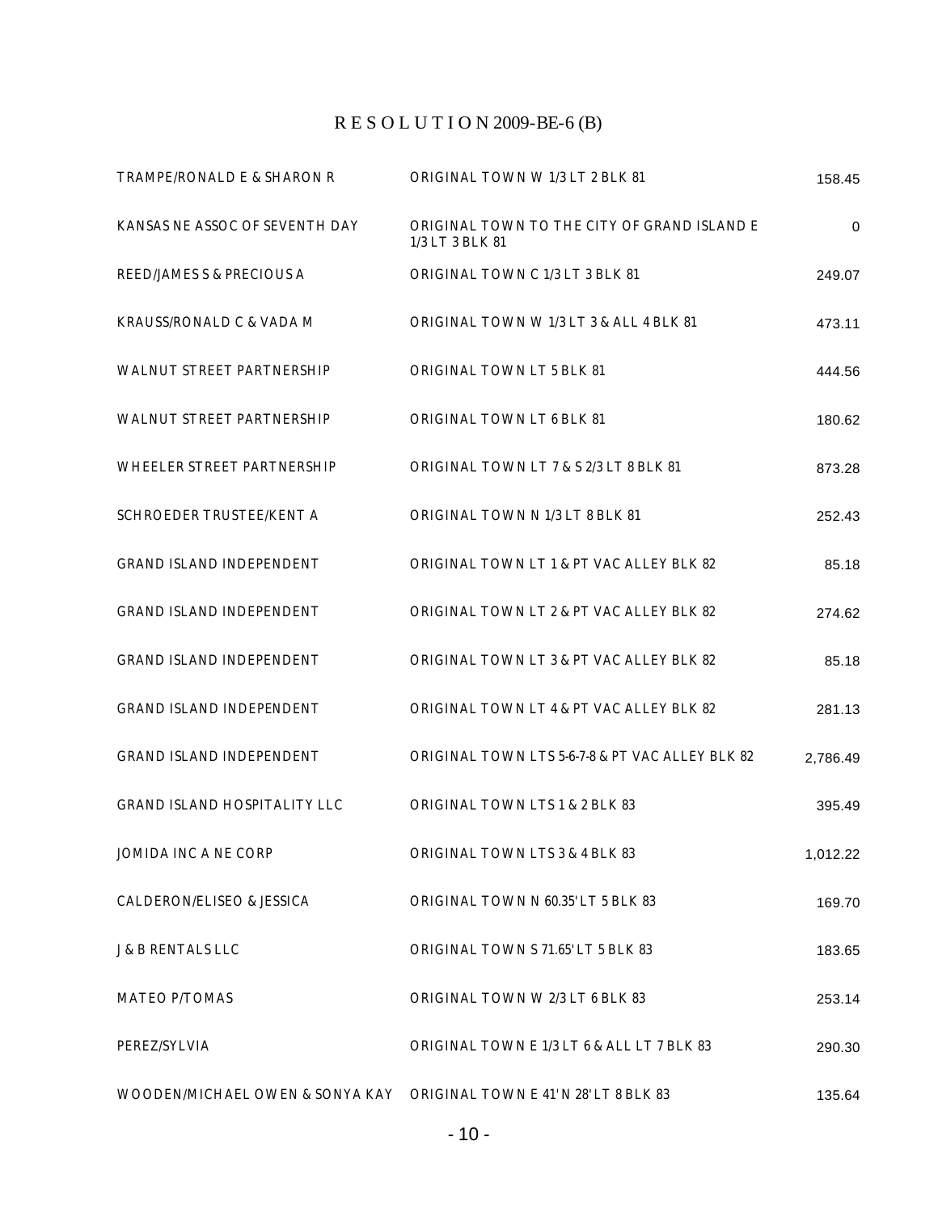# R E S O L U T I O N 2009-BE-6 (B)

| | | |
|---|---|---|
| TRAMPE/RONALD E & SHARON R | ORIGINAL TOWN W 1/3 LT 2 BLK 81 | 158.45 |
| KANSAS NE ASSOC OF SEVENTH DAY | ORIGINAL TOWN TO THE CITY OF GRAND ISLAND E 1/3 LT 3 BLK 81 | 0 |
| REED/JAMES S & PRECIOUS A | ORIGINAL TOWN C 1/3 LT 3 BLK 81 | 249.07 |
| KRAUSS/RONALD C & VADA M | ORIGINAL TOWN W 1/3 LT 3 & ALL 4 BLK 81 | 473.11 |
| WALNUT STREET PARTNERSHIP | ORIGINAL TOWN LT 5 BLK 81 | 444.56 |
| WALNUT STREET PARTNERSHIP | ORIGINAL TOWN LT 6 BLK 81 | 180.62 |
| WHEELER STREET PARTNERSHIP | ORIGINAL TOWN LT 7 & S 2/3 LT 8 BLK 81 | 873.28 |
| SCHROEDER TRUSTEE/KENT A | ORIGINAL TOWN N 1/3 LT 8 BLK 81 | 252.43 |
| GRAND ISLAND INDEPENDENT | ORIGINAL TOWN LT 1 & PT VAC ALLEY BLK 82 | 85.18 |
| GRAND ISLAND INDEPENDENT | ORIGINAL TOWN LT 2 & PT VAC ALLEY BLK 82 | 274.62 |
| GRAND ISLAND INDEPENDENT | ORIGINAL TOWN LT 3 & PT VAC ALLEY BLK 82 | 85.18 |
| GRAND ISLAND INDEPENDENT | ORIGINAL TOWN LT 4 & PT VAC ALLEY BLK 82 | 281.13 |
| GRAND ISLAND INDEPENDENT | ORIGINAL TOWN LTS 5-6-7-8 & PT VAC ALLEY BLK 82 | 2,786.49 |
| GRAND ISLAND HOSPITALITY LLC | ORIGINAL TOWN LTS 1 & 2 BLK 83 | 395.49 |
| JOMIDA INC A NE CORP | ORIGINAL TOWN LTS 3 & 4 BLK 83 | 1,012.22 |
| CALDERON/ELISEO & JESSICA | ORIGINAL TOWN N 60.35' LT 5 BLK 83 | 169.70 |
| J & B RENTALS LLC | ORIGINAL TOWN S 71.65' LT 5 BLK 83 | 183.65 |
| MATEO P/TOMAS | ORIGINAL TOWN W 2/3 LT 6 BLK 83 | 253.14 |
| PEREZ/SYLVIA | ORIGINAL TOWN E 1/3 LT 6 & ALL LT 7 BLK 83 | 290.30 |
| WOODEN/MICHAEL OWEN & SONYA KAY | ORIGINAL TOWN E 41' N 28' LT 8 BLK 83 | 135.64 |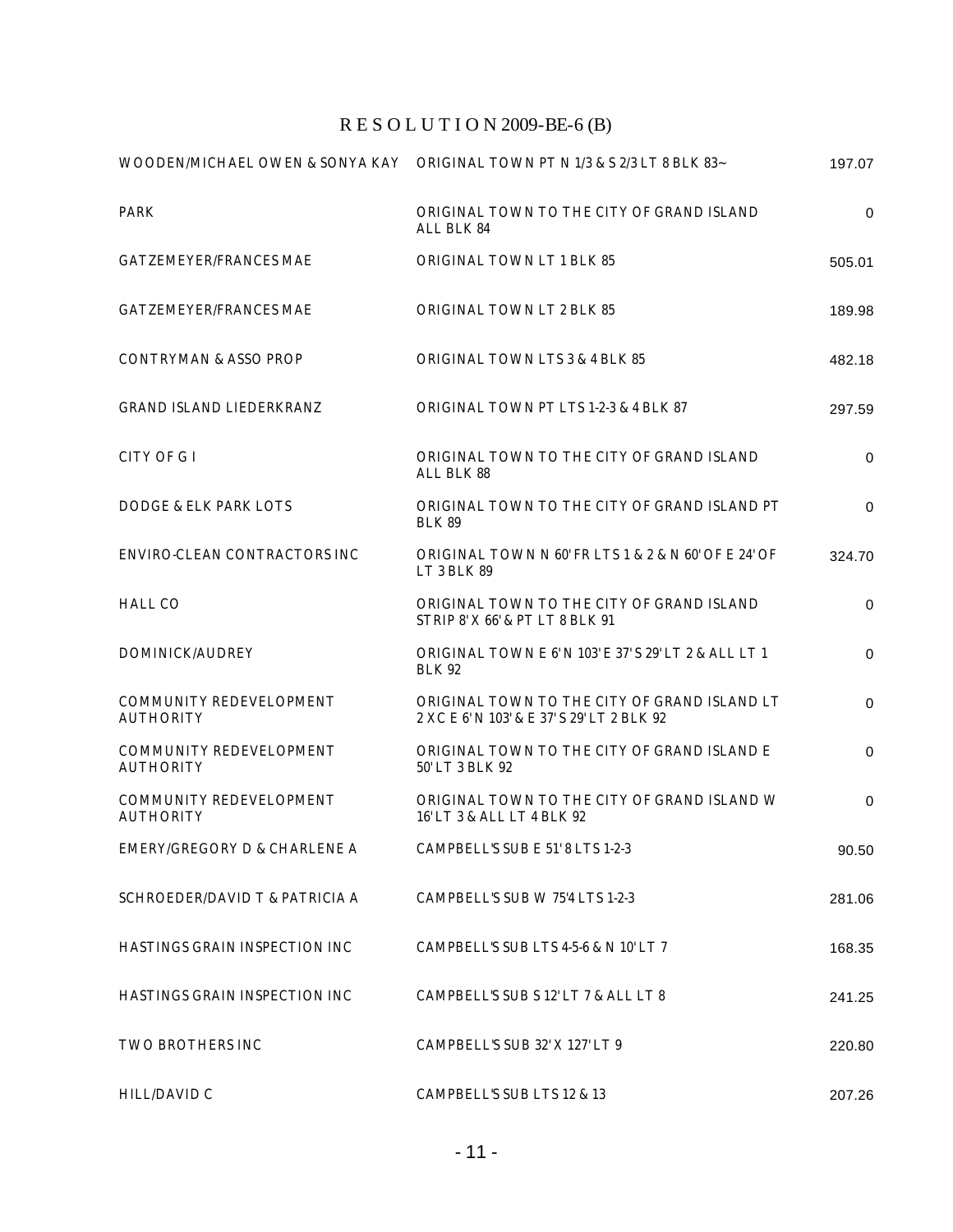# R E S O L U T I O N 2009-BE-6 (B)

| | | |
|---|---|---|
| WOODEN/MICHAEL OWEN & SONYA KAY | ORIGINAL TOWN PT N 1/3 & S 2/3 LT 8 BLK 83~ | 197.07 |
| PARK | ORIGINAL TOWN TO THE CITY OF GRAND ISLAND ALL BLK 84 | 0 |
| GATZEMEYER/FRANCES MAE | ORIGINAL TOWN LT 1 BLK 85 | 505.01 |
| GATZEMEYER/FRANCES MAE | ORIGINAL TOWN LT 2 BLK 85 | 189.98 |
| CONTRYMAN & ASSO PROP | ORIGINAL TOWN LTS 3 & 4 BLK 85 | 482.18 |
| GRAND ISLAND LIEDERKRANZ | ORIGINAL TOWN PT LTS 1-2-3 & 4 BLK 87 | 297.59 |
| CITY OF G I | ORIGINAL TOWN TO THE CITY OF GRAND ISLAND ALL BLK 88 | 0 |
| DODGE & ELK PARK LOTS | ORIGINAL TOWN TO THE CITY OF GRAND ISLAND PT BLK 89 | 0 |
| ENVIRO-CLEAN CONTRACTORS INC | ORIGINAL TOWN N 60' FR LTS 1 & 2 & N 60' OF E 24' OF LT 3 BLK 89 | 324.70 |
| HALL CO | ORIGINAL TOWN TO THE CITY OF GRAND ISLAND STRIP 8' X 66' & PT LT 8 BLK 91 | 0 |
| DOMINICK/AUDREY | ORIGINAL TOWN E 6' N 103' E 37' S 29' LT 2 & ALL LT 1 BLK 92 | 0 |
| COMMUNITY REDEVELOPMENT AUTHORITY | ORIGINAL TOWN TO THE CITY OF GRAND ISLAND LT 2 X C E 6' N 103' & E 37' S 29' LT 2 BLK 92 | 0 |
| COMMUNITY REDEVELOPMENT AUTHORITY | ORIGINAL TOWN TO THE CITY OF GRAND ISLAND E 50' LT 3 BLK 92 | 0 |
| COMMUNITY REDEVELOPMENT AUTHORITY | ORIGINAL TOWN TO THE CITY OF GRAND ISLAND W 16' LT 3 & ALL LT 4 BLK 92 | 0 |
| EMERY/GREGORY D & CHARLENE A | CAMPBELL'S SUB E 51' 8 LTS 1-2-3 | 90.50 |
| SCHROEDER/DAVID T & PATRICIA A | CAMPBELL'S SUB W 75'4 LTS 1-2-3 | 281.06 |
| HASTINGS GRAIN INSPECTION INC | CAMPBELL'S SUB LTS 4-5-6 & N 10' LT 7 | 168.35 |
| HASTINGS GRAIN INSPECTION INC | CAMPBELL'S SUB S 12' LT 7 & ALL LT 8 | 241.25 |
| TWO BROTHERS INC | CAMPBELL'S SUB 32' X 127' LT 9 | 220.80 |
| HILL/DAVID C | CAMPBELL'S SUB LTS 12 & 13 | 207.26 |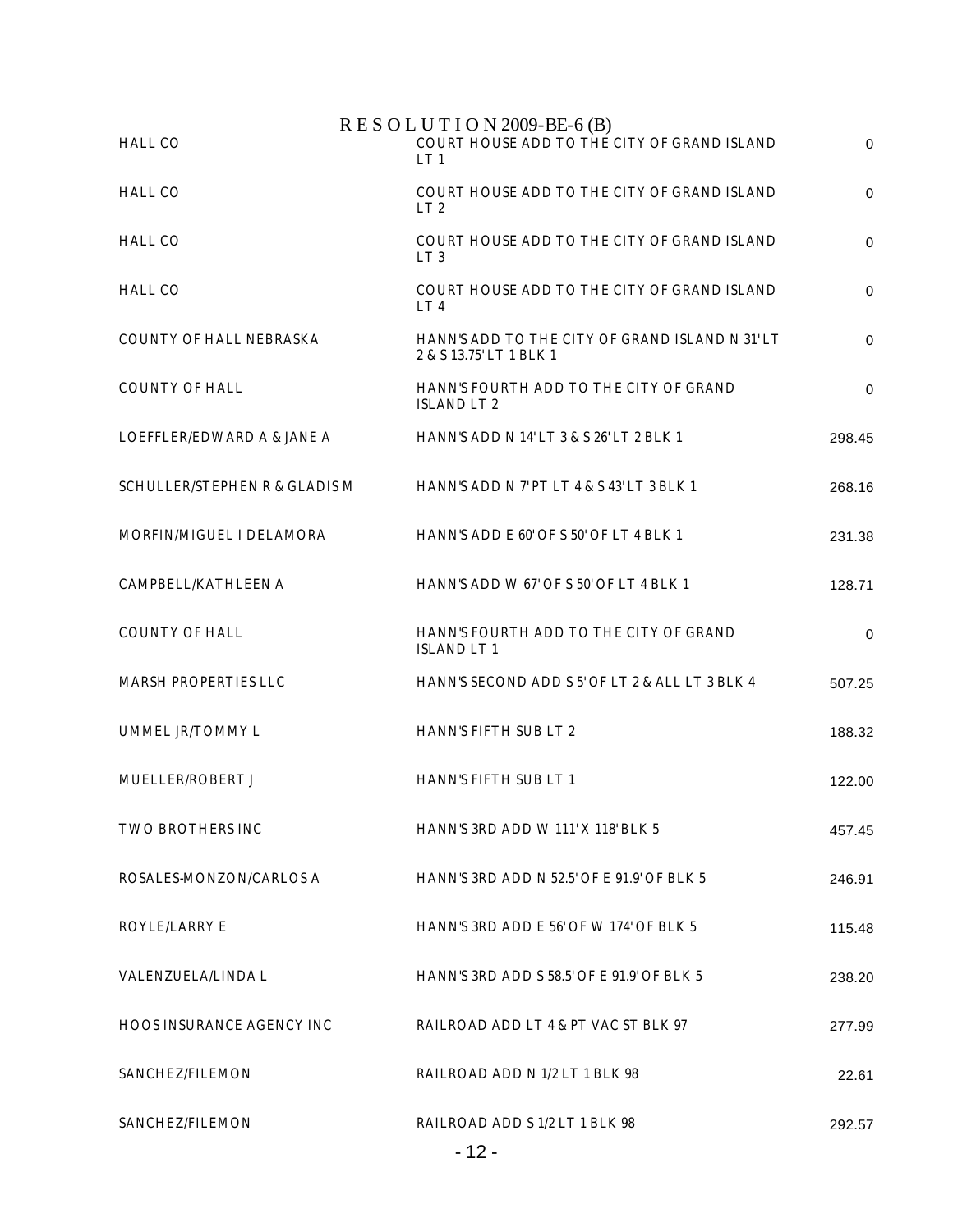# R E S O L U T I O N 2009-BE-6 (B)

| | | |
|---|---|---|
| HALL CO | COURT HOUSE ADD TO THE CITY OF GRAND ISLAND LT 1 | 0 |
| HALL CO | COURT HOUSE ADD TO THE CITY OF GRAND ISLAND LT 2 | 0 |
| HALL CO | COURT HOUSE ADD TO THE CITY OF GRAND ISLAND LT 3 | 0 |
| HALL CO | COURT HOUSE ADD TO THE CITY OF GRAND ISLAND LT 4 | 0 |
| COUNTY OF HALL NEBRASKA | HANN'S ADD TO THE CITY OF GRAND ISLAND N 31' LT 2 & S 13.75' LT 1 BLK 1 | 0 |
| COUNTY OF HALL | HANN'S FOURTH ADD TO THE CITY OF GRAND ISLAND LT 2 | 0 |
| LOEFFLER/EDWARD A & JANE A | HANN'S ADD N 14' LT 3 & S 26' LT 2 BLK 1 | 298.45 |
| SCHULLER/STEPHEN R & GLADIS M | HANN'S ADD N 7' PT LT 4 & S 43' LT 3 BLK 1 | 268.16 |
| MORFIN/MIGUEL I DELAMORA | HANN'S ADD E 60' OF S 50' OF LT 4 BLK 1 | 231.38 |
| CAMPBELL/KATHLEEN A | HANN'S ADD W 67' OF S 50' OF LT 4 BLK 1 | 128.71 |
| COUNTY OF HALL | HANN'S FOURTH ADD TO THE CITY OF GRAND ISLAND LT 1 | 0 |
| MARSH PROPERTIES LLC | HANN'S SECOND ADD S 5' OF LT 2 & ALL LT 3 BLK 4 | 507.25 |
| UMMEL JR/TOMMY L | HANN'S FIFTH SUB LT 2 | 188.32 |
| MUELLER/ROBERT J | HANN'S FIFTH SUB LT 1 | 122.00 |
| TWO BROTHERS INC | HANN'S 3RD ADD W 111' X 118' BLK 5 | 457.45 |
| ROSALES-MONZON/CARLOS A | HANN'S 3RD ADD N 52.5' OF E 91.9' OF BLK 5 | 246.91 |
| ROYLE/LARRY E | HANN'S 3RD ADD E 56' OF W 174' OF BLK 5 | 115.48 |
| VALENZUELA/LINDA L | HANN'S 3RD ADD S 58.5' OF E 91.9' OF BLK 5 | 238.20 |
| HOOS INSURANCE AGENCY INC | RAILROAD ADD LT 4 & PT VAC ST BLK 97 | 277.99 |
| SANCHEZ/FILEMON | RAILROAD ADD N 1/2 LT 1 BLK 98 | 22.61 |
| SANCHEZ/FILEMON | RAILROAD ADD S 1/2 LT 1 BLK 98 | 292.57 |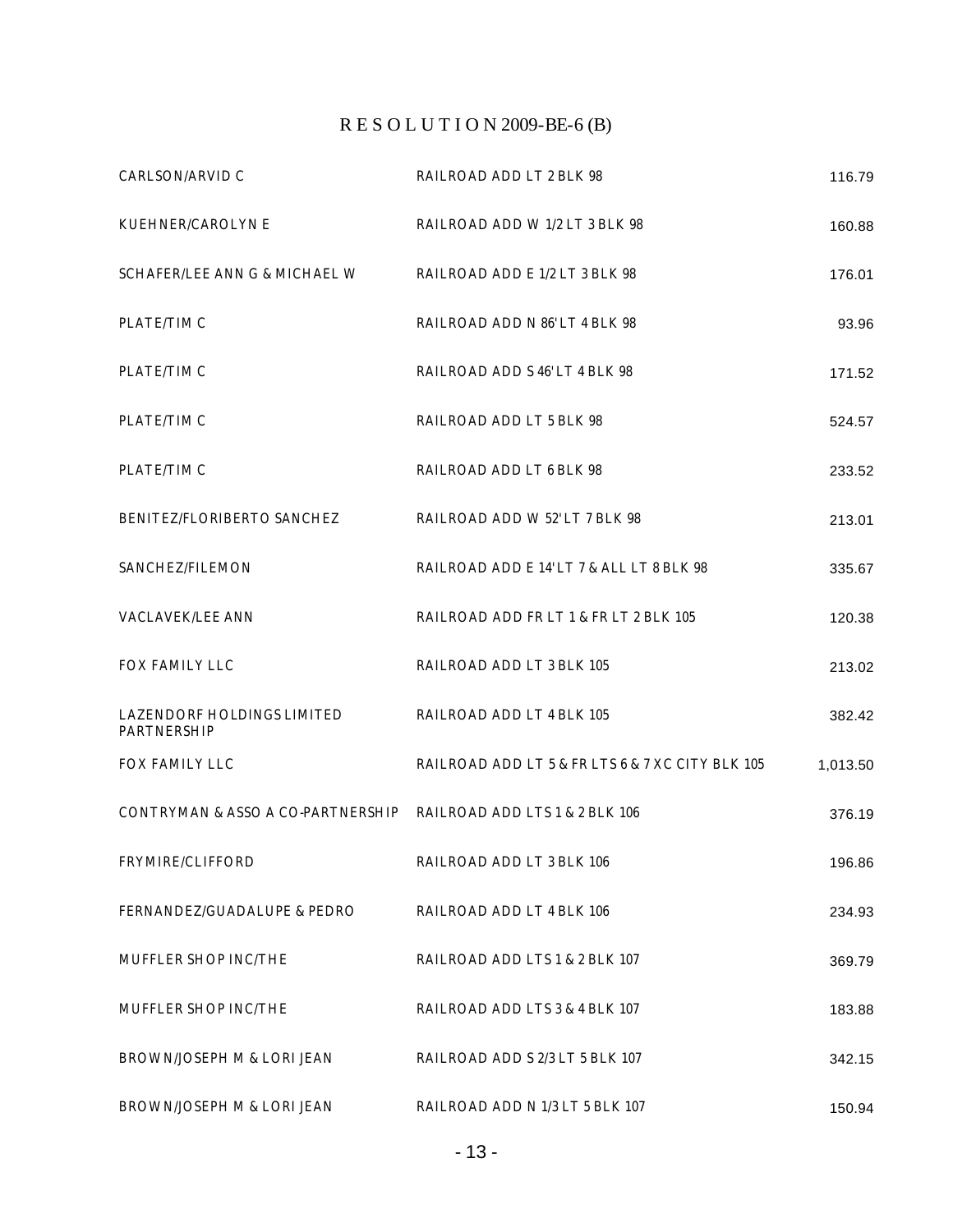# R E S O L U T I O N 2009-BE-6 (B)

| | | |
|---|---|---|
| CARLSON/ARVID C | RAILROAD ADD LT 2 BLK 98 | 116.79 |
| KUEHNER/CAROLYN E | RAILROAD ADD W 1/2 LT 3 BLK 98 | 160.88 |
| SCHAFER/LEE ANN G & MICHAEL W | RAILROAD ADD E 1/2 LT 3 BLK 98 | 176.01 |
| PLATE/TIM C | RAILROAD ADD N 86' LT 4 BLK 98 | 93.96 |
| PLATE/TIM C | RAILROAD ADD S 46' LT 4 BLK 98 | 171.52 |
| PLATE/TIM C | RAILROAD ADD LT 5 BLK 98 | 524.57 |
| PLATE/TIM C | RAILROAD ADD LT 6 BLK 98 | 233.52 |
| BENITEZ/FLORIBERTO SANCHEZ | RAILROAD ADD W 52' LT 7 BLK 98 | 213.01 |
| SANCHEZ/FILEMON | RAILROAD ADD E 14' LT 7 & ALL LT 8 BLK 98 | 335.67 |
| VACLAVEK/LEE ANN | RAILROAD ADD FR LT 1 & FR LT 2 BLK 105 | 120.38 |
| FOX FAMILY LLC | RAILROAD ADD LT 3 BLK 105 | 213.02 |
| LAZENDORF HOLDINGS LIMITED PARTNERSHIP | RAILROAD ADD LT 4 BLK 105 | 382.42 |
| FOX FAMILY LLC | RAILROAD ADD LT 5 & FR LTS 6 & 7 XC CITY BLK 105 | 1,013.50 |
| CONTRYMAN & ASSO A CO-PARTNERSHIP | RAILROAD ADD LTS 1 & 2 BLK 106 | 376.19 |
| FRYMIRE/CLIFFORD | RAILROAD ADD LT 3 BLK 106 | 196.86 |
| FERNANDEZ/GUADALUPE & PEDRO | RAILROAD ADD LT 4 BLK 106 | 234.93 |
| MUFFLER SHOP INC/THE | RAILROAD ADD LTS 1 & 2 BLK 107 | 369.79 |
| MUFFLER SHOP INC/THE | RAILROAD ADD LTS 3 & 4 BLK 107 | 183.88 |
| BROWN/JOSEPH M & LORI JEAN | RAILROAD ADD S 2/3 LT 5 BLK 107 | 342.15 |
| BROWN/JOSEPH M & LORI JEAN | RAILROAD ADD N 1/3 LT 5 BLK 107 | 150.94 |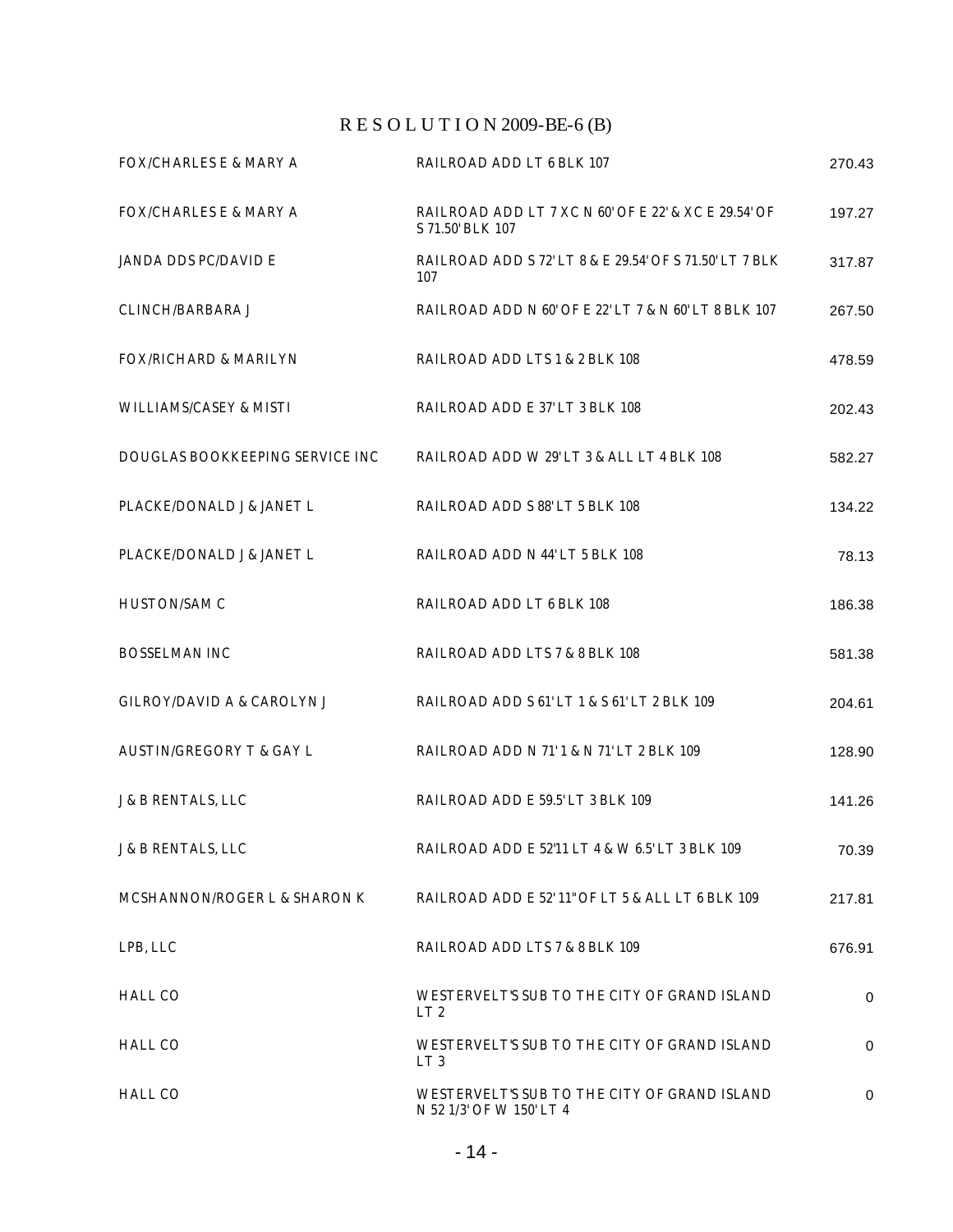# R E S O L U T I O N 2009-BE-6 (B)

| | | |
|---|---|---|
| FOX/CHARLES E & MARY A | RAILROAD ADD LT 6 BLK 107 | 270.43 |
| FOX/CHARLES E & MARY A | RAILROAD ADD LT 7 XC N 60' OF E 22' & XC E 29.54' OF S 71.50' BLK 107 | 197.27 |
| JANDA DDS PC/DAVID E | RAILROAD ADD S 72' LT 8 & E 29.54' OF S 71.50' LT 7 BLK 107 | 317.87 |
| CLINCH/BARBARA J | RAILROAD ADD N 60' OF E 22' LT 7 & N 60' LT 8 BLK 107 | 267.50 |
| FOX/RICHARD & MARILYN | RAILROAD ADD LTS 1 & 2 BLK 108 | 478.59 |
| WILLIAMS/CASEY & MISTI | RAILROAD ADD E 37' LT 3 BLK 108 | 202.43 |
| DOUGLAS BOOKKEEPING SERVICE INC | RAILROAD ADD W 29' LT 3 & ALL LT 4 BLK 108 | 582.27 |
| PLACKE/DONALD J & JANET L | RAILROAD ADD S 88' LT 5 BLK 108 | 134.22 |
| PLACKE/DONALD J & JANET L | RAILROAD ADD N 44' LT 5 BLK 108 | 78.13 |
| HUSTON/SAM C | RAILROAD ADD LT 6 BLK 108 | 186.38 |
| BOSSELMAN INC | RAILROAD ADD LTS 7 & 8 BLK 108 | 581.38 |
| GILROY/DAVID A & CAROLYN J | RAILROAD ADD S 61' LT 1 & S 61' LT 2 BLK 109 | 204.61 |
| AUSTIN/GREGORY T & GAY L | RAILROAD ADD N 71' 1 & N 71' LT 2 BLK 109 | 128.90 |
| J & B RENTALS, LLC | RAILROAD ADD E 59.5' LT 3 BLK 109 | 141.26 |
| J & B RENTALS, LLC | RAILROAD ADD E 52'11 LT 4 & W 6.5' LT 3 BLK 109 | 70.39 |
| MCSHANNON/ROGER L & SHARON K | RAILROAD ADD E 52' 11" OF LT 5 & ALL LT 6 BLK 109 | 217.81 |
| LPB, LLC | RAILROAD ADD LTS 7 & 8 BLK 109 | 676.91 |
| HALL CO | WESTERVELT'S SUB TO THE CITY OF GRAND ISLAND LT 2 | 0 |
| HALL CO | WESTERVELT'S SUB TO THE CITY OF GRAND ISLAND LT 3 | 0 |
| HALL CO | WESTERVELT'S SUB TO THE CITY OF GRAND ISLAND N 52 1/3' OF W 150' LT 4 | 0 |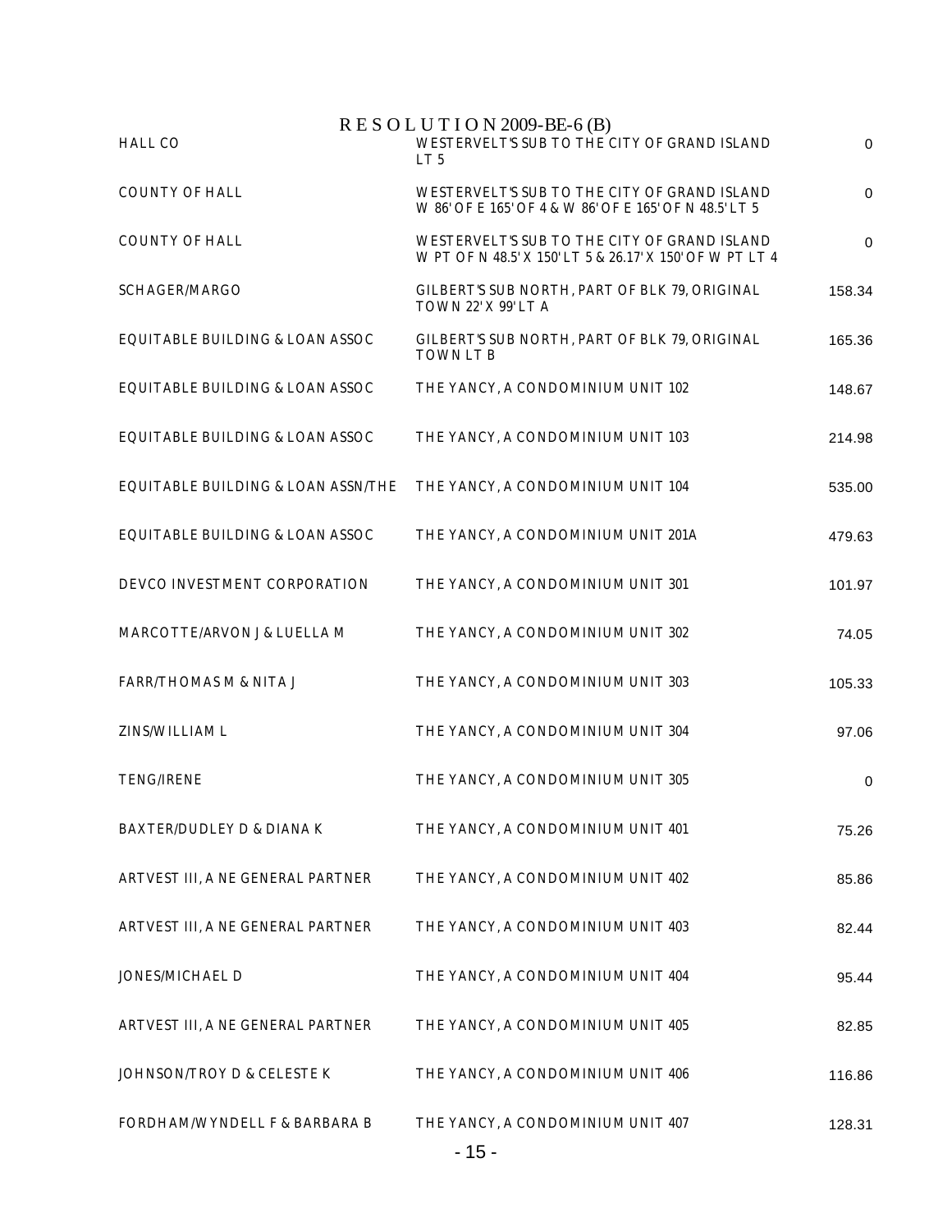RESOLUTION 2009-BE-6 (B)

| | | |
|---|---|---|
| HALL CO | WESTERVELT'S SUB TO THE CITY OF GRAND ISLAND LT 5 | 0 |
| COUNTY OF HALL | WESTERVELT'S SUB TO THE CITY OF GRAND ISLAND W 86' OF E 165' OF 4 & W 86' OF E 165' OF N 48.5' LT 5 | 0 |
| COUNTY OF HALL | WESTERVELT'S SUB TO THE CITY OF GRAND ISLAND W PT OF N 48.5' X 150' LT 5 & 26.17' X 150' OF W PT LT 4 | 0 |
| SCHAGER/MARGO | GILBERT'S SUB NORTH, PART OF BLK 79, ORIGINAL TOWN 22' X 99' LT A | 158.34 |
| EQUITABLE BUILDING & LOAN ASSOC | GILBERT'S SUB NORTH, PART OF BLK 79, ORIGINAL TOWN LT B | 165.36 |
| EQUITABLE BUILDING & LOAN ASSOC | THE YANCY, A CONDOMINIUM UNIT 102 | 148.67 |
| EQUITABLE BUILDING & LOAN ASSOC | THE YANCY, A CONDOMINIUM UNIT 103 | 214.98 |
| EQUITABLE BUILDING & LOAN ASSN/THE | THE YANCY, A CONDOMINIUM UNIT 104 | 535.00 |
| EQUITABLE BUILDING & LOAN ASSOC | THE YANCY, A CONDOMINIUM UNIT 201A | 479.63 |
| DEVCO INVESTMENT CORPORATION | THE YANCY, A CONDOMINIUM UNIT 301 | 101.97 |
| MARCOTTE/ARVON J & LUELLA M | THE YANCY, A CONDOMINIUM UNIT 302 | 74.05 |
| FARR/THOMAS M & NITA J | THE YANCY, A CONDOMINIUM UNIT 303 | 105.33 |
| ZINS/WILLIAM L | THE YANCY, A CONDOMINIUM UNIT 304 | 97.06 |
| TENG/IRENE | THE YANCY, A CONDOMINIUM UNIT 305 | 0 |
| BAXTER/DUDLEY D & DIANA K | THE YANCY, A CONDOMINIUM UNIT 401 | 75.26 |
| ARTVEST III, A NE GENERAL PARTNER | THE YANCY, A CONDOMINIUM UNIT 402 | 85.86 |
| ARTVEST III, A NE GENERAL PARTNER | THE YANCY, A CONDOMINIUM UNIT 403 | 82.44 |
| JONES/MICHAEL D | THE YANCY, A CONDOMINIUM UNIT 404 | 95.44 |
| ARTVEST III, A NE GENERAL PARTNER | THE YANCY, A CONDOMINIUM UNIT 405 | 82.85 |
| JOHNSON/TROY D & CELESTE K | THE YANCY, A CONDOMINIUM UNIT 406 | 116.86 |
| FORDHAM/WYNDELL F & BARBARA B | THE YANCY, A CONDOMINIUM UNIT 407 | 128.31 |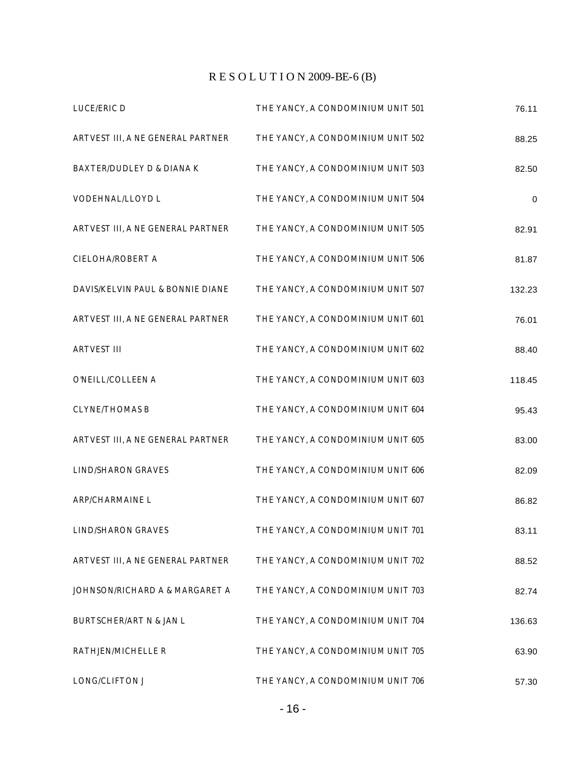# R E S O L U T I O N 2009-BE-6 (B)

| | | |
|---|---|---|
| LUCE/ERIC D | THE YANCY, A CONDOMINIUM UNIT 501 | 76.11 |
| ARTVEST III, A NE GENERAL PARTNER | THE YANCY, A CONDOMINIUM UNIT 502 | 88.25 |
| BAXTER/DUDLEY D & DIANA K | THE YANCY, A CONDOMINIUM UNIT 503 | 82.50 |
| VODEHNAL/LLOYD L | THE YANCY, A CONDOMINIUM UNIT 504 | 0 |
| ARTVEST III, A NE GENERAL PARTNER | THE YANCY, A CONDOMINIUM UNIT 505 | 82.91 |
| CIELOHA/ROBERT A | THE YANCY, A CONDOMINIUM UNIT 506 | 81.87 |
| DAVIS/KELVIN PAUL & BONNIE DIANE | THE YANCY, A CONDOMINIUM UNIT 507 | 132.23 |
| ARTVEST III, A NE GENERAL PARTNER | THE YANCY, A CONDOMINIUM UNIT 601 | 76.01 |
| ARTVEST III | THE YANCY, A CONDOMINIUM UNIT 602 | 88.40 |
| O'NEILL/COLLEEN A | THE YANCY, A CONDOMINIUM UNIT 603 | 118.45 |
| CLYNE/THOMAS B | THE YANCY, A CONDOMINIUM UNIT 604 | 95.43 |
| ARTVEST III, A NE GENERAL PARTNER | THE YANCY, A CONDOMINIUM UNIT 605 | 83.00 |
| LIND/SHARON GRAVES | THE YANCY, A CONDOMINIUM UNIT 606 | 82.09 |
| ARP/CHARMAINE L | THE YANCY, A CONDOMINIUM UNIT 607 | 86.82 |
| LIND/SHARON GRAVES | THE YANCY, A CONDOMINIUM UNIT 701 | 83.11 |
| ARTVEST III, A NE GENERAL PARTNER | THE YANCY, A CONDOMINIUM UNIT 702 | 88.52 |
| JOHNSON/RICHARD A & MARGARET A | THE YANCY, A CONDOMINIUM UNIT 703 | 82.74 |
| BURTSCHER/ART N & JAN L | THE YANCY, A CONDOMINIUM UNIT 704 | 136.63 |
| RATHJEN/MICHELLE R | THE YANCY, A CONDOMINIUM UNIT 705 | 63.90 |
| LONG/CLIFTON J | THE YANCY, A CONDOMINIUM UNIT 706 | 57.30 |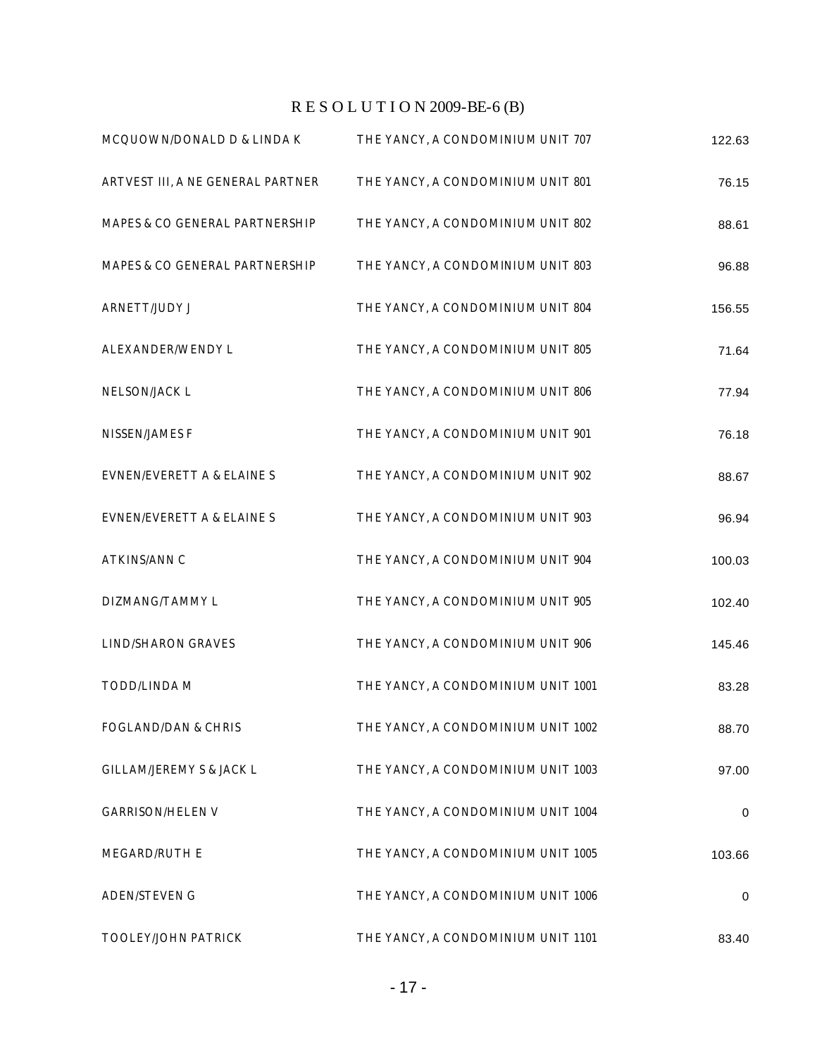# R E S O L U T I O N 2009-BE-6 (B)

| | | |
|---|---|---|
| MCQUOWN/DONALD D & LINDA K | THE YANCY, A CONDOMINIUM UNIT 707 | 122.63 |
| ARTVEST III, A NE GENERAL PARTNER | THE YANCY, A CONDOMINIUM UNIT 801 | 76.15 |
| MAPES & CO GENERAL PARTNERSHIP | THE YANCY, A CONDOMINIUM UNIT 802 | 88.61 |
| MAPES & CO GENERAL PARTNERSHIP | THE YANCY, A CONDOMINIUM UNIT 803 | 96.88 |
| ARNETT/JUDY J | THE YANCY, A CONDOMINIUM UNIT 804 | 156.55 |
| ALEXANDER/WENDY L | THE YANCY, A CONDOMINIUM UNIT 805 | 71.64 |
| NELSON/JACK L | THE YANCY, A CONDOMINIUM UNIT 806 | 77.94 |
| NISSEN/JAMES F | THE YANCY, A CONDOMINIUM UNIT 901 | 76.18 |
| EVNEN/EVERETT A & ELAINE S | THE YANCY, A CONDOMINIUM UNIT 902 | 88.67 |
| EVNEN/EVERETT A & ELAINE S | THE YANCY, A CONDOMINIUM UNIT 903 | 96.94 |
| ATKINS/ANN C | THE YANCY, A CONDOMINIUM UNIT 904 | 100.03 |
| DIZMANG/TAMMY L | THE YANCY, A CONDOMINIUM UNIT 905 | 102.40 |
| LIND/SHARON GRAVES | THE YANCY, A CONDOMINIUM UNIT 906 | 145.46 |
| TODD/LINDA M | THE YANCY, A CONDOMINIUM UNIT 1001 | 83.28 |
| FOGLAND/DAN & CHRIS | THE YANCY, A CONDOMINIUM UNIT 1002 | 88.70 |
| GILLAM/JEREMY S & JACK L | THE YANCY, A CONDOMINIUM UNIT 1003 | 97.00 |
| GARRISON/HELEN V | THE YANCY, A CONDOMINIUM UNIT 1004 | 0 |
| MEGARD/RUTH E | THE YANCY, A CONDOMINIUM UNIT 1005 | 103.66 |
| ADEN/STEVEN G | THE YANCY, A CONDOMINIUM UNIT 1006 | 0 |
| TOOLEY/JOHN PATRICK | THE YANCY, A CONDOMINIUM UNIT 1101 | 83.40 |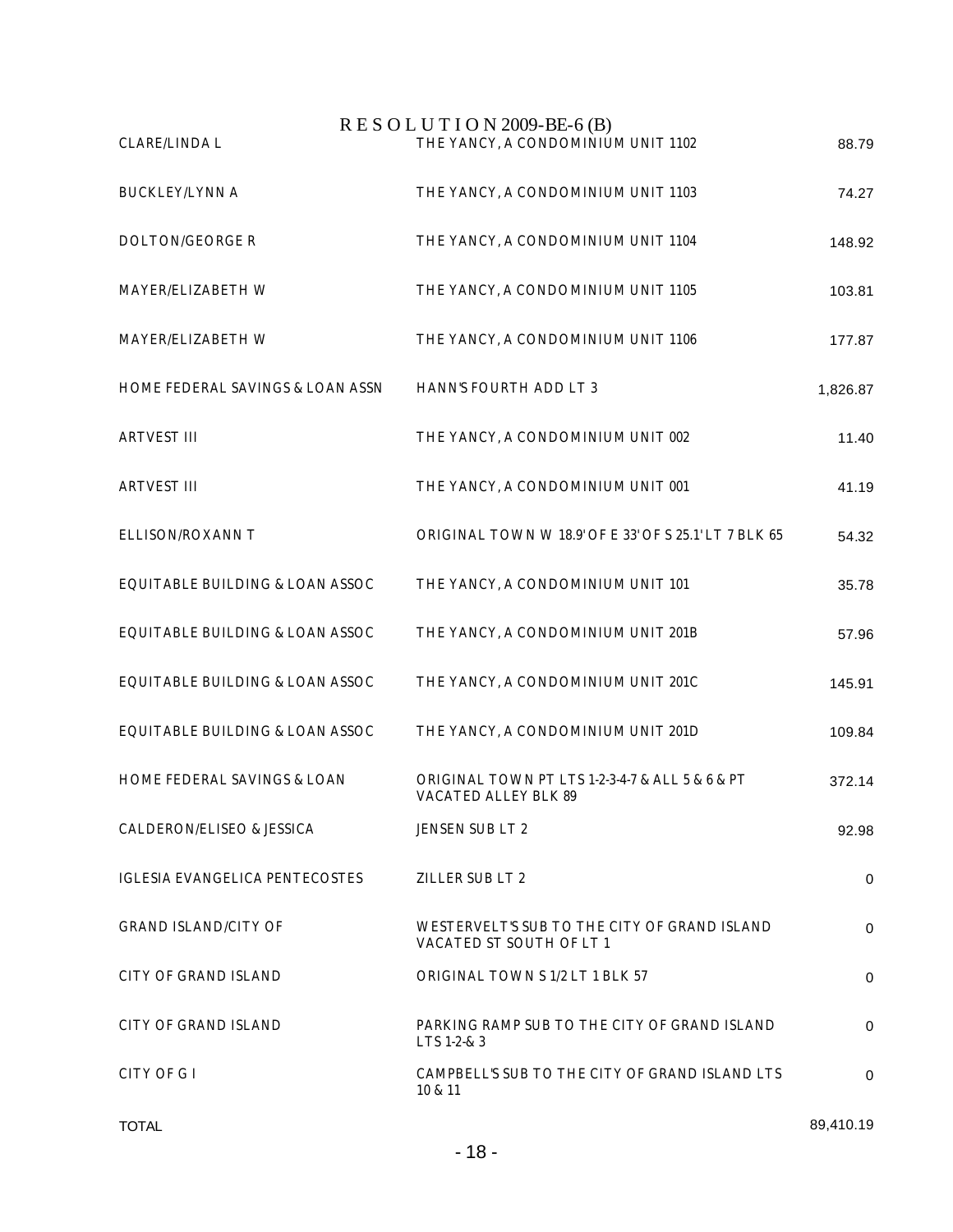# R E S O L U T I O N 2009-BE-6 (B)

| | | |
|---|---|---|
| CLARE/LINDA L | THE YANCY, A CONDOMINIUM UNIT 1102 | 88.79 |
| BUCKLEY/LYNN A | THE YANCY, A CONDOMINIUM UNIT 1103 | 74.27 |
| DOLTON/GEORGE R | THE YANCY, A CONDOMINIUM UNIT 1104 | 148.92 |
| MAYER/ELIZABETH W | THE YANCY, A CONDOMINIUM UNIT 1105 | 103.81 |
| MAYER/ELIZABETH W | THE YANCY, A CONDOMINIUM UNIT 1106 | 177.87 |
| HOME FEDERAL SAVINGS & LOAN ASSN | HANN'S FOURTH ADD LT 3 | 1,826.87 |
| ARTVEST III | THE YANCY, A CONDOMINIUM UNIT 002 | 11.40 |
| ARTVEST III | THE YANCY, A CONDOMINIUM UNIT 001 | 41.19 |
| ELLISON/ROXANN T | ORIGINAL TOWN W 18.9' OF E 33' OF S 25.1' LT 7 BLK 65 | 54.32 |
| EQUITABLE BUILDING & LOAN ASSOC | THE YANCY, A CONDOMINIUM UNIT 101 | 35.78 |
| EQUITABLE BUILDING & LOAN ASSOC | THE YANCY, A CONDOMINIUM UNIT 201B | 57.96 |
| EQUITABLE BUILDING & LOAN ASSOC | THE YANCY, A CONDOMINIUM UNIT 201C | 145.91 |
| EQUITABLE BUILDING & LOAN ASSOC | THE YANCY, A CONDOMINIUM UNIT 201D | 109.84 |
| HOME FEDERAL SAVINGS & LOAN | ORIGINAL TOWN PT LTS 1-2-3-4-7 & ALL 5 & 6 & PT VACATED ALLEY BLK 89 | 372.14 |
| CALDERON/ELISEO & JESSICA | JENSEN SUB LT 2 | 92.98 |
| IGLESIA EVANGELICA PENTECOSTES | ZILLER SUB LT 2 | 0 |
| GRAND ISLAND/CITY OF | WESTERVELT'S SUB TO THE CITY OF GRAND ISLAND VACATED ST SOUTH OF LT 1 | 0 |
| CITY OF GRAND ISLAND | ORIGINAL TOWN S 1/2 LT 1 BLK 57 | 0 |
| CITY OF GRAND ISLAND | PARKING RAMP SUB TO THE CITY OF GRAND ISLAND LTS 1-2-& 3 | 0 |
| CITY OF G I | CAMPBELL'S SUB TO THE CITY OF GRAND ISLAND LTS 10 & 11 | 0 |
| TOTAL | | 89,410.19 |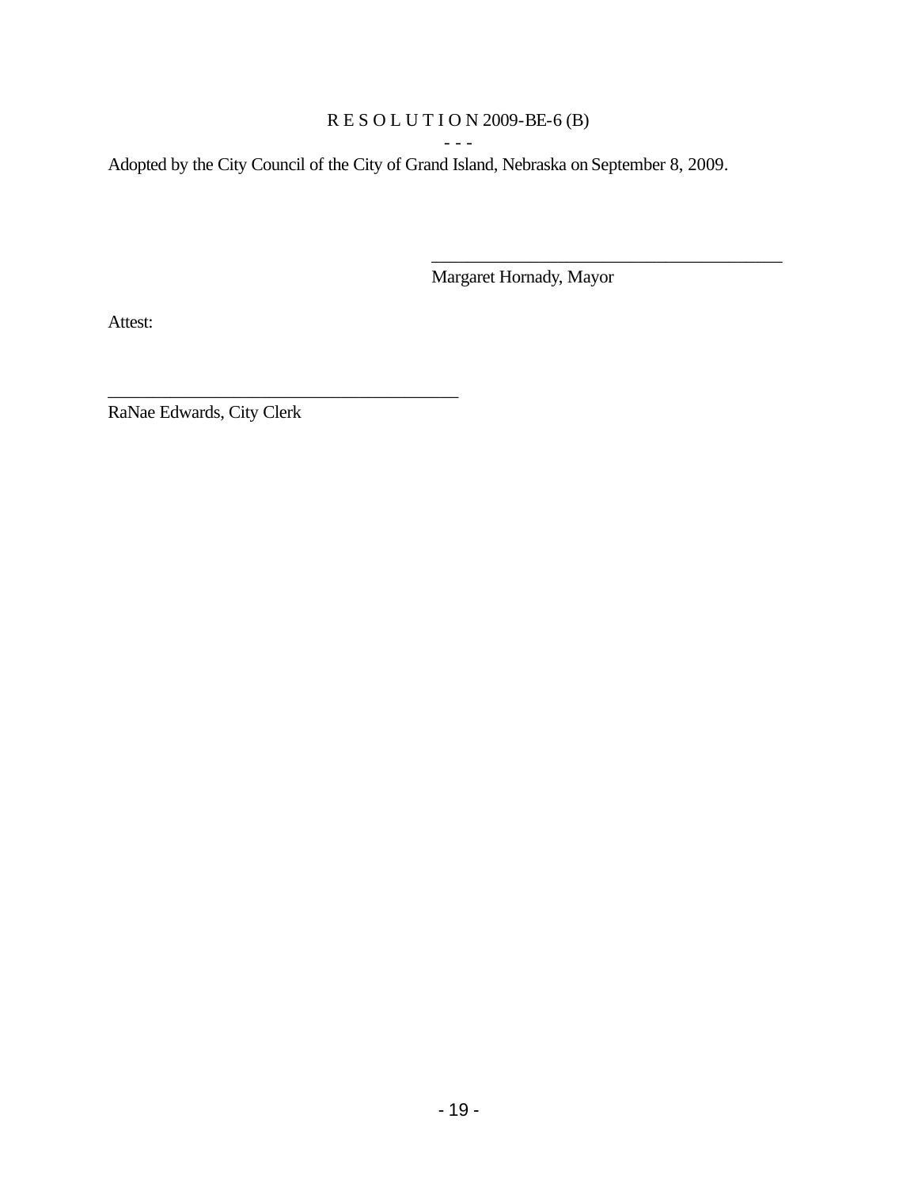R E S O L U T I O N 2009-BE-6 (B)

- - -

Adopted by the City Council of the City of Grand Island, Nebraska on September 8, 2009.

\_\_\_\_\_\_\_\_\_\_\_\_\_\_\_\_\_\_\_\_\_\_\_\_\_\_\_\_\_\_\_\_\_\_\_\_\_\_\_\_\_

Margaret Hornady, Mayor

Attest:

\_\_\_\_\_\_\_\_\_\_\_\_\_\_\_\_\_\_\_\_\_\_\_\_\_\_\_\_\_\_\_\_\_\_\_\_\_\_\_\_\_

RaNae Edwards, City Clerk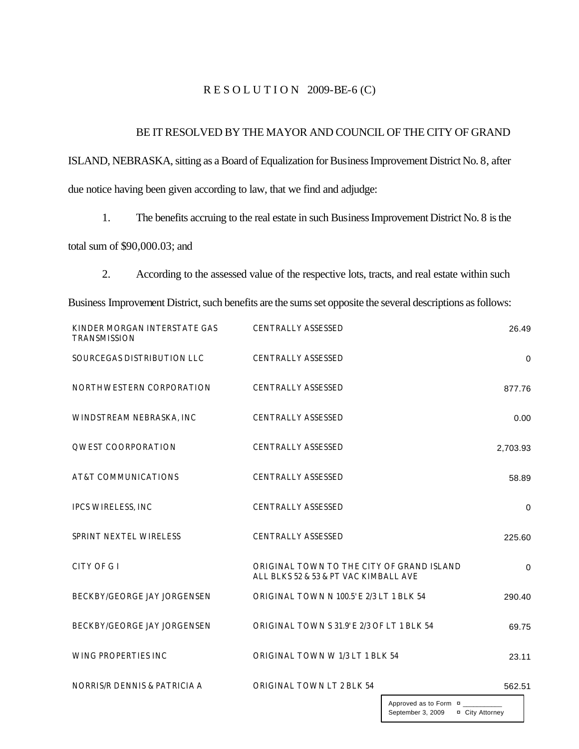# R E S O L U T I O N 2009-BE-6 (C)

BE IT RESOLVED BY THE MAYOR AND COUNCIL OF THE CITY OF GRAND ISLAND, NEBRASKA, sitting as a Board of Equalization for Business Improvement District No. 8, after due notice having been given according to law, that we find and adjudge:

1. The benefits accruing to the real estate in such Business Improvement District No. 8 is the total sum of $90,000.03; and

2. According to the assessed value of the respective lots, tracts, and real estate within such Business Improvement District, such benefits are the sums set opposite the several descriptions as follows:

| | | |
|---|---|---|
| KINDER MORGAN INTERSTATE GAS TRANSMISSION | CENTRALLY ASSESSED | 26.49 |
| SOURCEGAS DISTRIBUTION LLC | CENTRALLY ASSESSED | 0 |
| NORTHWESTERN CORPORATION | CENTRALLY ASSESSED | 877.76 |
| WINDSTREAM NEBRASKA, INC | CENTRALLY ASSESSED | 0.00 |
| QWEST COORPORATION | CENTRALLY ASSESSED | 2,703.93 |
| AT&T COMMUNICATIONS | CENTRALLY ASSESSED | 58.89 |
| IPCS WIRELESS, INC | CENTRALLY ASSESSED | 0 |
| SPRINT NEXTEL WIRELESS | CENTRALLY ASSESSED | 225.60 |
| CITY OF G I | ORIGINAL TOWN TO THE CITY OF GRAND ISLAND ALL BLKS 52 & 53 & PT VAC KIMBALL AVE | 0 |
| BECKBY/GEORGE JAY JORGENSEN | ORIGINAL TOWN N 100.5' E 2/3 LT 1 BLK 54 | 290.40 |
| BECKBY/GEORGE JAY JORGENSEN | ORIGINAL TOWN S 31.9' E 2/3 OF LT 1 BLK 54 | 69.75 |
| WING PROPERTIES INC | ORIGINAL TOWN W 1/3 LT 1 BLK 54 | 23.11 |
| NORRIS/R DENNIS & PATRICIA A | ORIGINAL TOWN LT 2 BLK 54 | 562.51 |

Approved as to Form ¤ ___________
September 3, 2009 ¤ City Attorney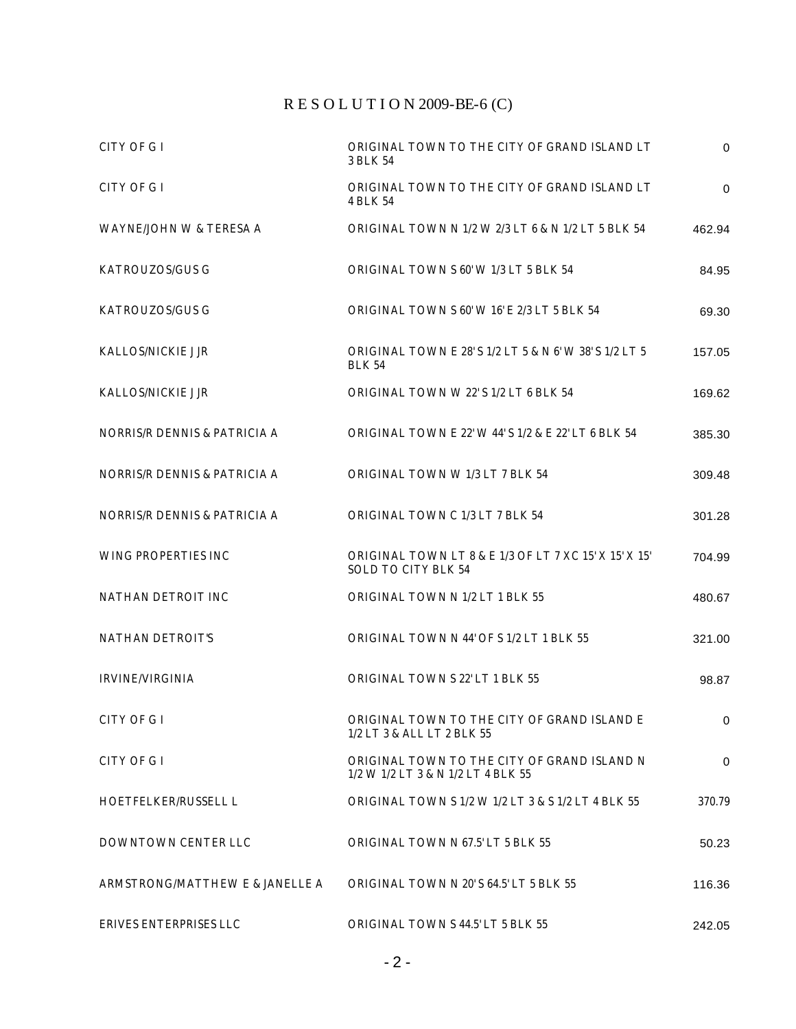# R E S O L U T I O N 2009-BE-6 (C)

| | | |
|---|---|---|
| CITY OF G I | ORIGINAL TOWN TO THE CITY OF GRAND ISLAND LT 3 BLK 54 | 0 |
| CITY OF G I | ORIGINAL TOWN TO THE CITY OF GRAND ISLAND LT 4 BLK 54 | 0 |
| WAYNE/JOHN W & TERESA A | ORIGINAL TOWN N 1/2 W 2/3 LT 6 & N 1/2 LT 5 BLK 54 | 462.94 |
| KATROUZOS/GUS G | ORIGINAL TOWN S 60' W 1/3 LT 5 BLK 54 | 84.95 |
| KATROUZOS/GUS G | ORIGINAL TOWN S 60' W 16' E 2/3 LT 5 BLK 54 | 69.30 |
| KALLOS/NICKIE J JR | ORIGINAL TOWN E 28' S 1/2 LT 5 & N 6' W 38' S 1/2 LT 5 BLK 54 | 157.05 |
| KALLOS/NICKIE J JR | ORIGINAL TOWN W 22' S 1/2 LT 6 BLK 54 | 169.62 |
| NORRIS/R DENNIS & PATRICIA A | ORIGINAL TOWN E 22' W 44' S 1/2 & E 22' LT 6 BLK 54 | 385.30 |
| NORRIS/R DENNIS & PATRICIA A | ORIGINAL TOWN W 1/3 LT 7 BLK 54 | 309.48 |
| NORRIS/R DENNIS & PATRICIA A | ORIGINAL TOWN C 1/3 LT 7 BLK 54 | 301.28 |
| WING PROPERTIES INC | ORIGINAL TOWN LT 8 & E 1/3 OF LT 7 X C 15' X 15' X 15' SOLD TO CITY BLK 54 | 704.99 |
| NATHAN DETROIT INC | ORIGINAL TOWN N 1/2 LT 1 BLK 55 | 480.67 |
| NATHAN DETROIT'S | ORIGINAL TOWN N 44' OF S 1/2 LT 1 BLK 55 | 321.00 |
| IRVINE/VIRGINIA | ORIGINAL TOWN S 22' LT 1 BLK 55 | 98.87 |
| CITY OF G I | ORIGINAL TOWN TO THE CITY OF GRAND ISLAND E 1/2 LT 3 & ALL LT 2 BLK 55 | 0 |
| CITY OF G I | ORIGINAL TOWN TO THE CITY OF GRAND ISLAND N 1/2 W 1/2 LT 3 & N 1/2 LT 4 BLK 55 | 0 |
| HOETFELKER/RUSSELL L | ORIGINAL TOWN S 1/2 W 1/2 LT 3 & S 1/2 LT 4 BLK 55 | 370.79 |
| DOWNTOWN CENTER LLC | ORIGINAL TOWN N 67.5' LT 5 BLK 55 | 50.23 |
| ARMSTRONG/MATTHEW E & JANELLE A | ORIGINAL TOWN N 20' S 64.5' LT 5 BLK 55 | 116.36 |
| ERIVES ENTERPRISES LLC | ORIGINAL TOWN S 44.5' LT 5 BLK 55 | 242.05 |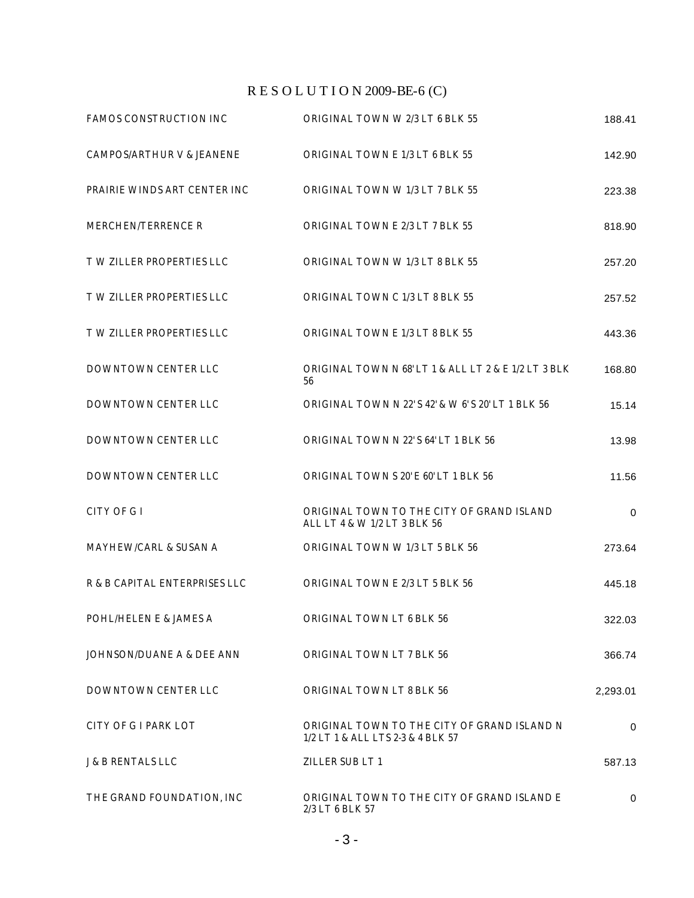# RESOLUTION 2009-BE-6 (C)

| | | |
|---|---|---|
| FAMOS CONSTRUCTION INC | ORIGINAL TOWN W 2/3 LT 6 BLK 55 | 188.41 |
| CAMPOS/ARTHUR V & JEANENE | ORIGINAL TOWN E 1/3 LT 6 BLK 55 | 142.90 |
| PRAIRIE WINDS ART CENTER INC | ORIGINAL TOWN W 1/3 LT 7 BLK 55 | 223.38 |
| MERCHEN/TERRENCE R | ORIGINAL TOWN E 2/3 LT 7 BLK 55 | 818.90 |
| T W ZILLER PROPERTIES LLC | ORIGINAL TOWN W 1/3 LT 8 BLK 55 | 257.20 |
| T W ZILLER PROPERTIES LLC | ORIGINAL TOWN C 1/3 LT 8 BLK 55 | 257.52 |
| T W ZILLER PROPERTIES LLC | ORIGINAL TOWN E 1/3 LT 8 BLK 55 | 443.36 |
| DOWNTOWN CENTER LLC | ORIGINAL TOWN N 68' LT 1 & ALL LT 2 & E 1/2 LT 3 BLK 56 | 168.80 |
| DOWNTOWN CENTER LLC | ORIGINAL TOWN N 22' S 42' & W 6' S 20' LT 1 BLK 56 | 15.14 |
| DOWNTOWN CENTER LLC | ORIGINAL TOWN N 22' S 64' LT 1 BLK 56 | 13.98 |
| DOWNTOWN CENTER LLC | ORIGINAL TOWN S 20' E 60' LT 1 BLK 56 | 11.56 |
| CITY OF G I | ORIGINAL TOWN TO THE CITY OF GRAND ISLAND ALL LT 4 & W 1/2 LT 3 BLK 56 | 0 |
| MAYHEW/CARL & SUSAN A | ORIGINAL TOWN W 1/3 LT 5 BLK 56 | 273.64 |
| R & B CAPITAL ENTERPRISES LLC | ORIGINAL TOWN E 2/3 LT 5 BLK 56 | 445.18 |
| POHL/HELEN E & JAMES A | ORIGINAL TOWN LT 6 BLK 56 | 322.03 |
| JOHNSON/DUANE A & DEE ANN | ORIGINAL TOWN LT 7 BLK 56 | 366.74 |
| DOWNTOWN CENTER LLC | ORIGINAL TOWN LT 8 BLK 56 | 2,293.01 |
| CITY OF G I PARK LOT | ORIGINAL TOWN TO THE CITY OF GRAND ISLAND N 1/2 LT 1 & ALL LTS 2-3 & 4 BLK 57 | 0 |
| J & B RENTALS LLC | ZILLER SUB LT 1 | 587.13 |
| THE GRAND FOUNDATION, INC | ORIGINAL TOWN TO THE CITY OF GRAND ISLAND E 2/3 LT 6 BLK 57 | 0 |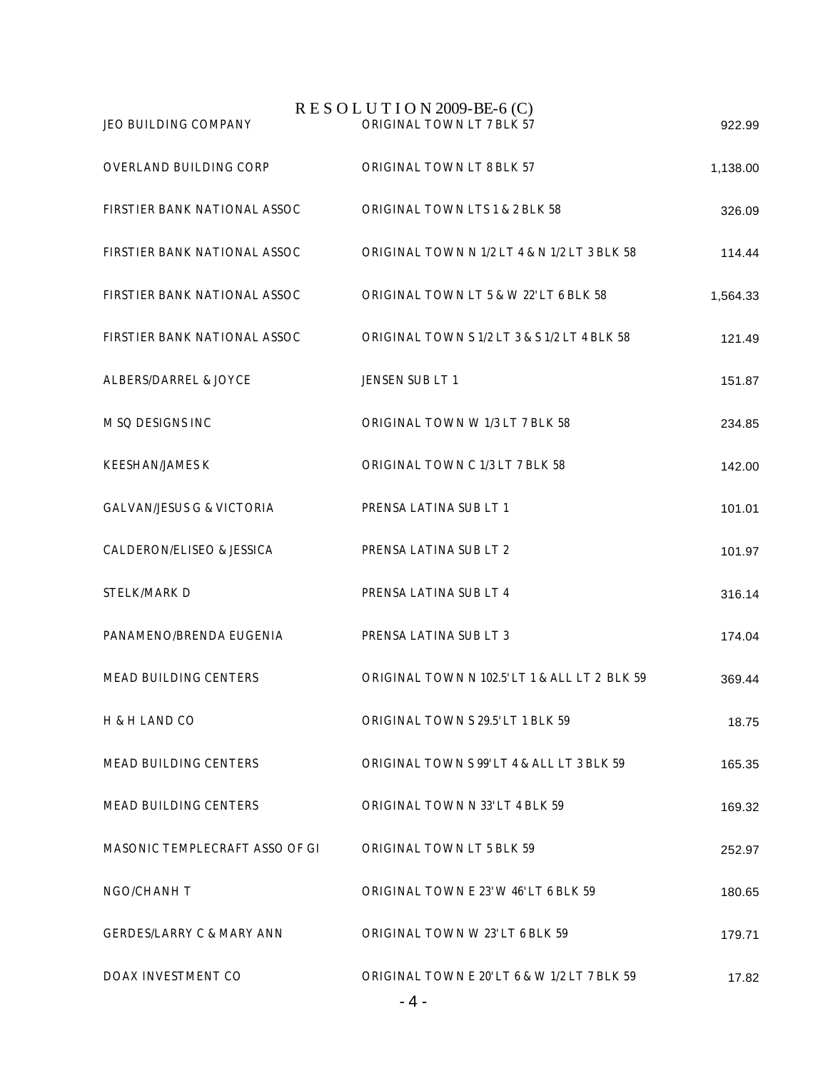RESOLUTION 2009-BE-6 (C)

| | | |
|---|---|---|
| JEO BUILDING COMPANY | ORIGINAL TOWN LT 7 BLK 57 | 922.99 |
| OVERLAND BUILDING CORP | ORIGINAL TOWN LT 8 BLK 57 | 1,138.00 |
| FIRSTIER BANK NATIONAL ASSOC | ORIGINAL TOWN LTS 1 & 2 BLK 58 | 326.09 |
| FIRSTIER BANK NATIONAL ASSOC | ORIGINAL TOWN N 1/2 LT 4 & N 1/2 LT 3 BLK 58 | 114.44 |
| FIRSTIER BANK NATIONAL ASSOC | ORIGINAL TOWN LT 5 & W 22' LT 6 BLK 58 | 1,564.33 |
| FIRSTIER BANK NATIONAL ASSOC | ORIGINAL TOWN S 1/2 LT 3 & S 1/2 LT 4 BLK 58 | 121.49 |
| ALBERS/DARREL & JOYCE | JENSEN SUB LT 1 | 151.87 |
| M SQ DESIGNS INC | ORIGINAL TOWN W 1/3 LT 7 BLK 58 | 234.85 |
| KEESHAN/JAMES K | ORIGINAL TOWN C 1/3 LT 7 BLK 58 | 142.00 |
| GALVAN/JESUS G & VICTORIA | PRENSA LATINA SUB LT 1 | 101.01 |
| CALDERON/ELISEO & JESSICA | PRENSA LATINA SUB LT 2 | 101.97 |
| STELK/MARK D | PRENSA LATINA SUB LT 4 | 316.14 |
| PANAMENO/BRENDA EUGENIA | PRENSA LATINA SUB LT 3 | 174.04 |
| MEAD BUILDING CENTERS | ORIGINAL TOWN N 102.5' LT 1 & ALL LT 2 BLK 59 | 369.44 |
| H & H LAND CO | ORIGINAL TOWN S 29.5' LT 1 BLK 59 | 18.75 |
| MEAD BUILDING CENTERS | ORIGINAL TOWN S 99' LT 4 & ALL LT 3 BLK 59 | 165.35 |
| MEAD BUILDING CENTERS | ORIGINAL TOWN N 33' LT 4 BLK 59 | 169.32 |
| MASONIC TEMPLECRAFT ASSO OF GI | ORIGINAL TOWN LT 5 BLK 59 | 252.97 |
| NGO/CHANH T | ORIGINAL TOWN E 23' W 46' LT 6 BLK 59 | 180.65 |
| GERDES/LARRY C & MARY ANN | ORIGINAL TOWN W 23' LT 6 BLK 59 | 179.71 |
| DOAX INVESTMENT CO | ORIGINAL TOWN E 20' LT 6 & W 1/2 LT 7 BLK 59 | 17.82 |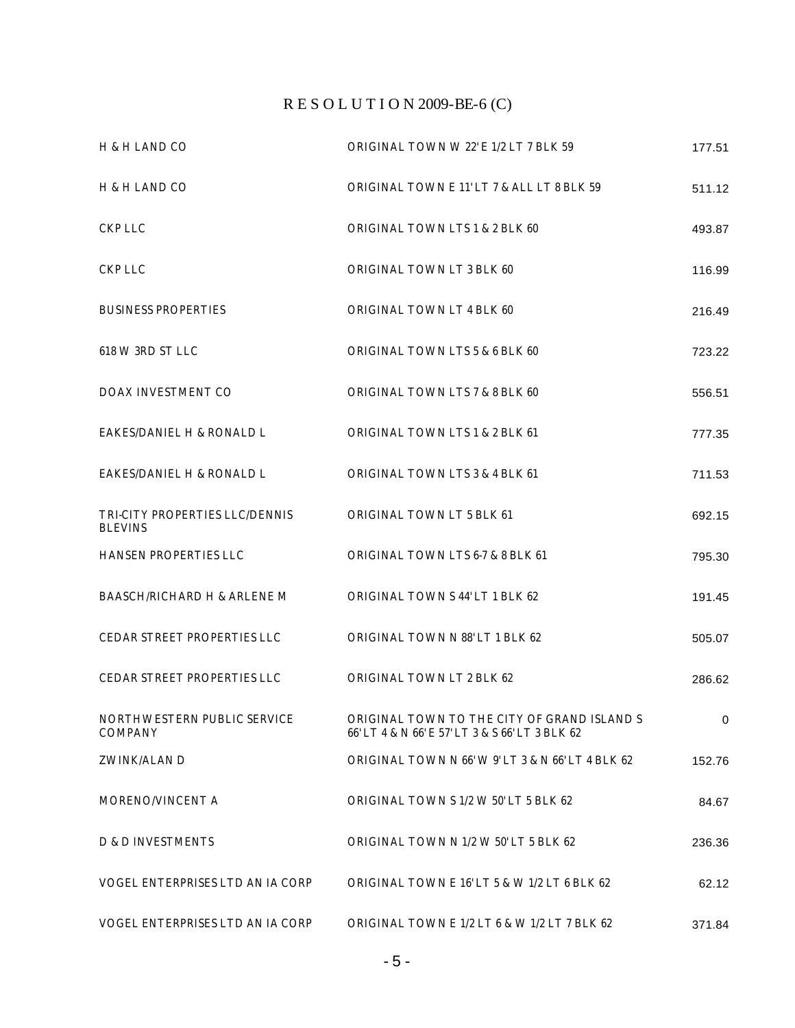# R E S O L U T I O N 2009-BE-6 (C)

| | | |
|---|---|---|
| H & H LAND CO | ORIGINAL TOWN W 22' E 1/2 LT 7 BLK 59 | 177.51 |
| H & H LAND CO | ORIGINAL TOWN E 11' LT 7 & ALL LT 8 BLK 59 | 511.12 |
| CKP LLC | ORIGINAL TOWN LTS 1 & 2 BLK 60 | 493.87 |
| CKP LLC | ORIGINAL TOWN LT 3 BLK 60 | 116.99 |
| BUSINESS PROPERTIES | ORIGINAL TOWN LT 4 BLK 60 | 216.49 |
| 618 W 3RD ST LLC | ORIGINAL TOWN LTS 5 & 6 BLK 60 | 723.22 |
| DOAX INVESTMENT CO | ORIGINAL TOWN LTS 7 & 8 BLK 60 | 556.51 |
| EAKES/DANIEL H & RONALD L | ORIGINAL TOWN LTS 1 & 2 BLK 61 | 777.35 |
| EAKES/DANIEL H & RONALD L | ORIGINAL TOWN LTS 3 & 4 BLK 61 | 711.53 |
| TRI-CITY PROPERTIES LLC/DENNIS BLEVINS | ORIGINAL TOWN LT 5 BLK 61 | 692.15 |
| HANSEN PROPERTIES LLC | ORIGINAL TOWN LTS 6-7 & 8 BLK 61 | 795.30 |
| BAASCH/RICHARD H & ARLENE M | ORIGINAL TOWN S 44' LT 1 BLK 62 | 191.45 |
| CEDAR STREET PROPERTIES LLC | ORIGINAL TOWN N 88' LT 1 BLK 62 | 505.07 |
| CEDAR STREET PROPERTIES LLC | ORIGINAL TOWN LT 2 BLK 62 | 286.62 |
| NORTHWESTERN PUBLIC SERVICE COMPANY | ORIGINAL TOWN TO THE CITY OF GRAND ISLAND S 66' LT 4 & N 66' E 57' LT 3 & S 66' LT 3 BLK 62 | 0 |
| ZWINK/ALAN D | ORIGINAL TOWN N 66' W 9' LT 3 & N 66' LT 4 BLK 62 | 152.76 |
| MORENO/VINCENT A | ORIGINAL TOWN S 1/2 W 50' LT 5 BLK 62 | 84.67 |
| D & D INVESTMENTS | ORIGINAL TOWN N 1/2 W 50' LT 5 BLK 62 | 236.36 |
| VOGEL ENTERPRISES LTD AN IA CORP | ORIGINAL TOWN E 16' LT 5 & W 1/2 LT 6 BLK 62 | 62.12 |
| VOGEL ENTERPRISES LTD AN IA CORP | ORIGINAL TOWN E 1/2 LT 6 & W 1/2 LT 7 BLK 62 | 371.84 |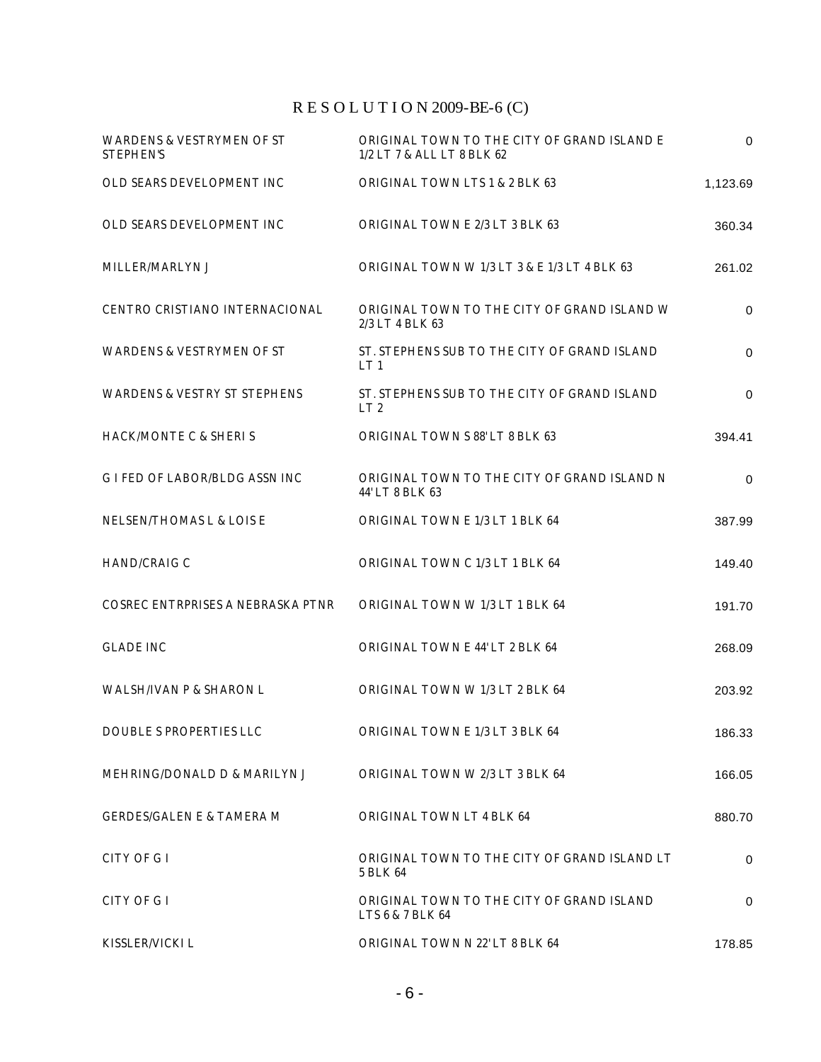# R E S O L U T I O N 2009-BE-6 (C)

| | | |
|---|---|---|
| WARDENS & VESTRYMEN OF ST STEPHEN'S | ORIGINAL TOWN TO THE CITY OF GRAND ISLAND E 1/2 LT 7 & ALL LT 8 BLK 62 | 0 |
| OLD SEARS DEVELOPMENT INC | ORIGINAL TOWN LTS 1 & 2 BLK 63 | 1,123.69 |
| OLD SEARS DEVELOPMENT INC | ORIGINAL TOWN E 2/3 LT 3 BLK 63 | 360.34 |
| MILLER/MARLYN J | ORIGINAL TOWN W 1/3 LT 3 & E 1/3 LT 4 BLK 63 | 261.02 |
| CENTRO CRISTIANO INTERNACIONAL | ORIGINAL TOWN TO THE CITY OF GRAND ISLAND W 2/3 LT 4 BLK 63 | 0 |
| WARDENS & VESTRYMEN OF ST | ST. STEPHENS SUB TO THE CITY OF GRAND ISLAND LT 1 | 0 |
| WARDENS & VESTRY ST STEPHENS | ST. STEPHENS SUB TO THE CITY OF GRAND ISLAND LT 2 | 0 |
| HACK/MONTE C & SHERI S | ORIGINAL TOWN S 88' LT 8 BLK 63 | 394.41 |
| G I FED OF LABOR/BLDG ASSN INC | ORIGINAL TOWN TO THE CITY OF GRAND ISLAND N 44' LT 8 BLK 63 | 0 |
| NELSEN/THOMAS L & LOIS E | ORIGINAL TOWN E 1/3 LT 1 BLK 64 | 387.99 |
| HAND/CRAIG C | ORIGINAL TOWN C 1/3 LT 1 BLK 64 | 149.40 |
| COSREC ENTRPRISES A NEBRASKA PTNR | ORIGINAL TOWN W 1/3 LT 1 BLK 64 | 191.70 |
| GLADE INC | ORIGINAL TOWN E 44' LT 2 BLK 64 | 268.09 |
| WALSH/IVAN P & SHARON L | ORIGINAL TOWN W 1/3 LT 2 BLK 64 | 203.92 |
| DOUBLE S PROPERTIES LLC | ORIGINAL TOWN E 1/3 LT 3 BLK 64 | 186.33 |
| MEHRING/DONALD D & MARILYN J | ORIGINAL TOWN W 2/3 LT 3 BLK 64 | 166.05 |
| GERDES/GALEN E & TAMERA M | ORIGINAL TOWN LT 4 BLK 64 | 880.70 |
| CITY OF G I | ORIGINAL TOWN TO THE CITY OF GRAND ISLAND LT 5 BLK 64 | 0 |
| CITY OF G I | ORIGINAL TOWN TO THE CITY OF GRAND ISLAND LTS 6 & 7 BLK 64 | 0 |
| KISSLER/VICKI L | ORIGINAL TOWN N 22' LT 8 BLK 64 | 178.85 |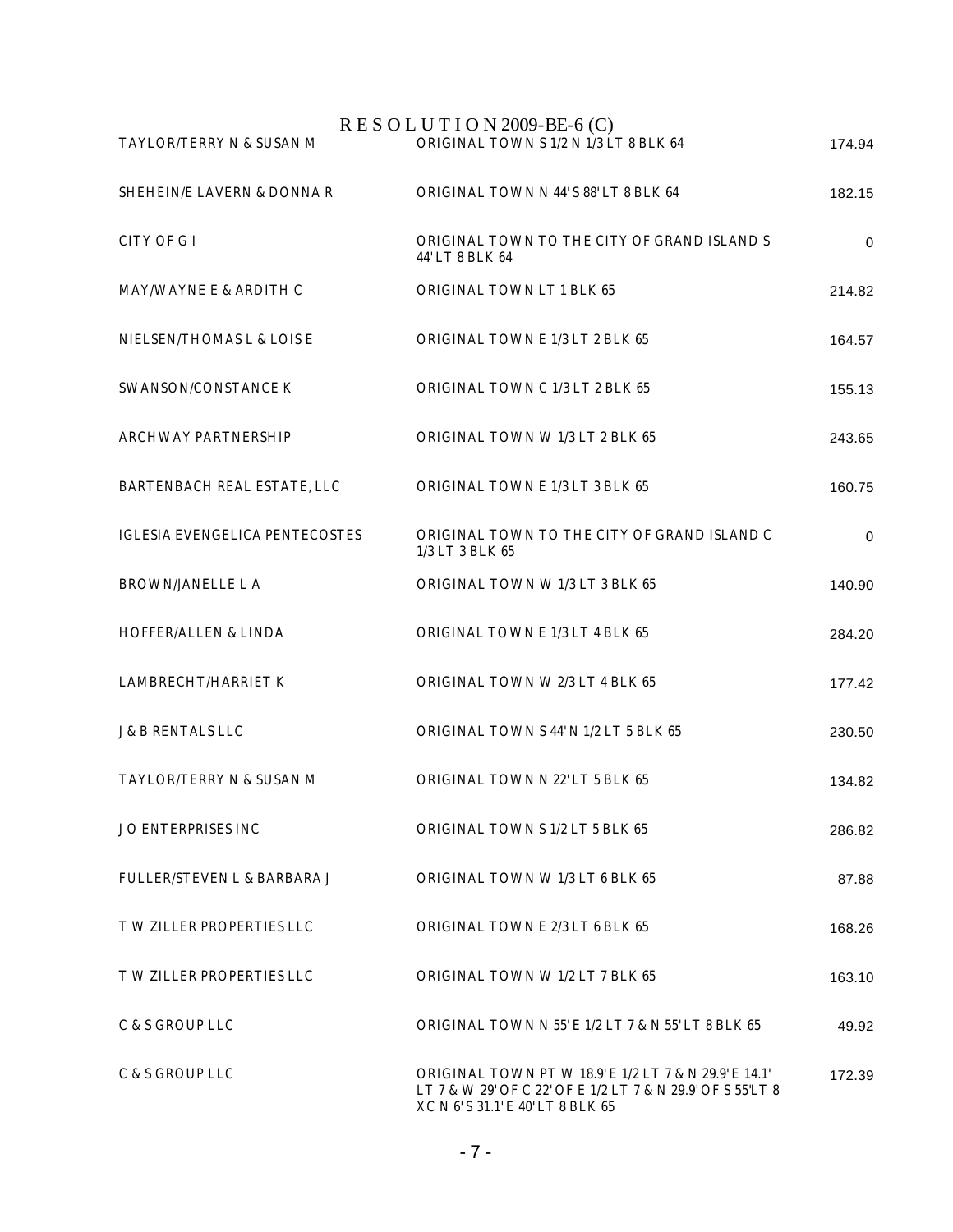# RESOLUTION 2009-BE-6 (C)

| | | |
|---|---|---|
| TAYLOR/TERRY N & SUSAN M | ORIGINAL TOWN S 1/2 N 1/3 LT 8 BLK 64 | 174.94 |
| SHEHEIN/E LAVERN & DONNA R | ORIGINAL TOWN N 44' S 88' LT 8 BLK 64 | 182.15 |
| CITY OF G I | ORIGINAL TOWN TO THE CITY OF GRAND ISLAND S 44' LT 8 BLK 64 | 0 |
| MAY/WAYNE E & ARDITH C | ORIGINAL TOWN LT 1 BLK 65 | 214.82 |
| NIELSEN/THOMAS L & LOIS E | ORIGINAL TOWN E 1/3 LT 2 BLK 65 | 164.57 |
| SWANSON/CONSTANCE K | ORIGINAL TOWN C 1/3 LT 2 BLK 65 | 155.13 |
| ARCHWAY PARTNERSHIP | ORIGINAL TOWN W 1/3 LT 2 BLK 65 | 243.65 |
| BARTENBACH REAL ESTATE, LLC | ORIGINAL TOWN E 1/3 LT 3 BLK 65 | 160.75 |
| IGLESIA EVENGELICA PENTECOSTES | ORIGINAL TOWN TO THE CITY OF GRAND ISLAND C 1/3 LT 3 BLK 65 | 0 |
| BROWN/JANELLE L A | ORIGINAL TOWN W 1/3 LT 3 BLK 65 | 140.90 |
| HOFFER/ALLEN & LINDA | ORIGINAL TOWN E 1/3 LT 4 BLK 65 | 284.20 |
| LAMBRECHT/HARRIET K | ORIGINAL TOWN W 2/3 LT 4 BLK 65 | 177.42 |
| J & B RENTALS LLC | ORIGINAL TOWN S 44' N 1/2 LT 5 BLK 65 | 230.50 |
| TAYLOR/TERRY N & SUSAN M | ORIGINAL TOWN N 22' LT 5 BLK 65 | 134.82 |
| J O ENTERPRISES INC | ORIGINAL TOWN S 1/2 LT 5 BLK 65 | 286.82 |
| FULLER/STEVEN L & BARBARA J | ORIGINAL TOWN W 1/3 LT 6 BLK 65 | 87.88 |
| T W ZILLER PROPERTIES LLC | ORIGINAL TOWN E 2/3 LT 6 BLK 65 | 168.26 |
| T W ZILLER PROPERTIES LLC | ORIGINAL TOWN W 1/2 LT 7 BLK 65 | 163.10 |
| C & S GROUP LLC | ORIGINAL TOWN N 55' E 1/2 LT 7 & N 55' LT 8 BLK 65 | 49.92 |
| C & S GROUP LLC | ORIGINAL TOWN PT W 18.9' E 1/2 LT 7 & N 29.9' E 14.1' LT 7 & W 29' OF C 22' OF E 1/2 LT 7 & N 29.9' OF S 55'LT 8 X C N 6' S 31.1' E 40' LT 8 BLK 65 | 172.39 |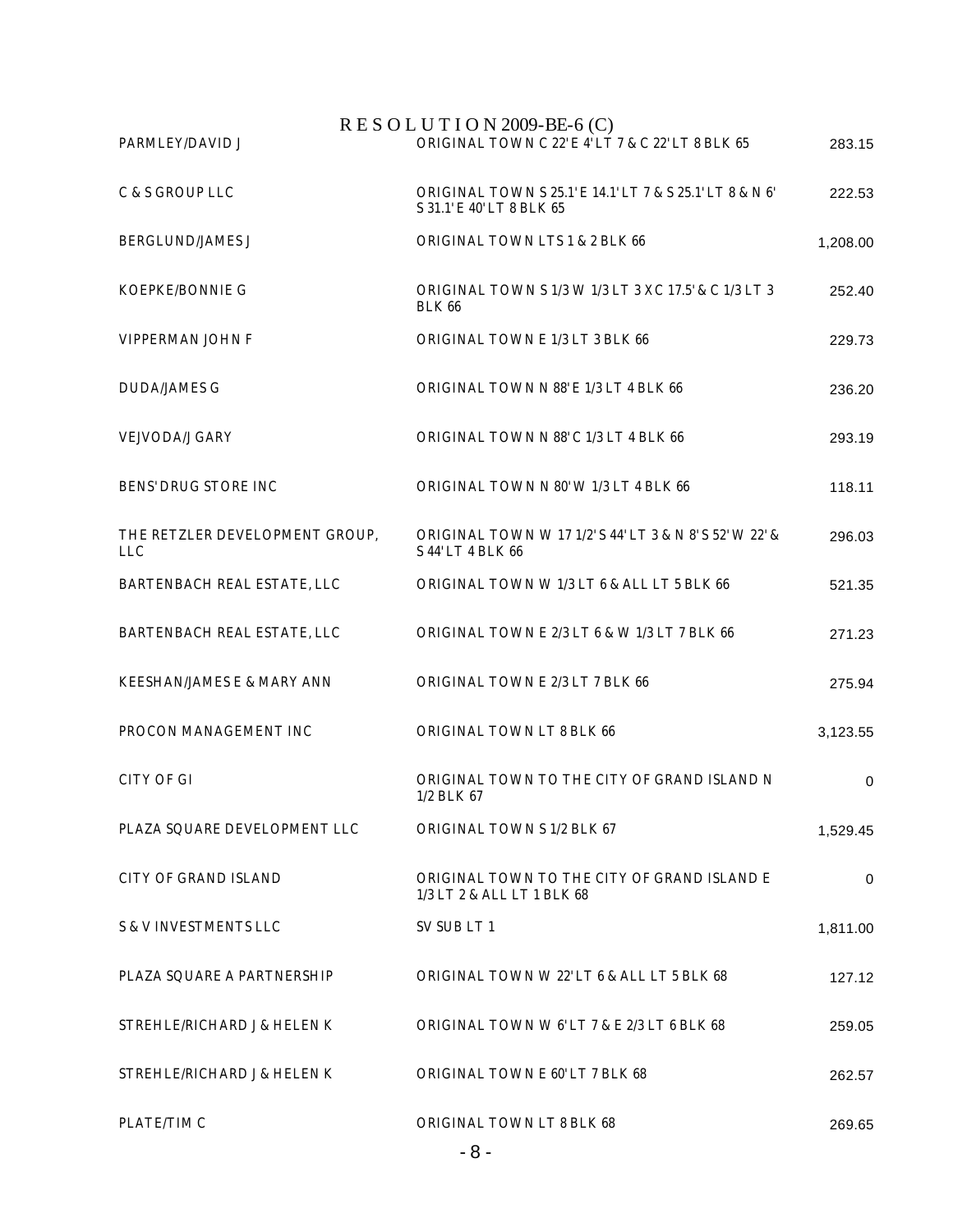# RESOLUTION 2009-BE-6 (C)

| | | |
|---|---|---|
| PARMLEY/DAVID J | ORIGINAL TOWN C 22' E 4' LT 7 & C 22' LT 8 BLK 65 | 283.15 |
| C & S GROUP LLC | ORIGINAL TOWN S 25.1' E 14.1' LT 7 & S 25.1' LT 8 & N 6' S 31.1' E 40' LT 8 BLK 65 | 222.53 |
| BERGLUND/JAMES J | ORIGINAL TOWN LTS 1 & 2 BLK 66 | 1,208.00 |
| KOEPKE/BONNIE G | ORIGINAL TOWN S 1/3 W 1/3 LT 3 X C 17.5' & C 1/3 LT 3 BLK 66 | 252.40 |
| VIPPERMAN JOHN F | ORIGINAL TOWN E 1/3 LT 3 BLK 66 | 229.73 |
| DUDA/JAMES G | ORIGINAL TOWN N 88' E 1/3 LT 4 BLK 66 | 236.20 |
| VEJVODA/J GARY | ORIGINAL TOWN N 88' C 1/3 LT 4 BLK 66 | 293.19 |
| BENS' DRUG STORE INC | ORIGINAL TOWN N 80' W 1/3 LT 4 BLK 66 | 118.11 |
| THE RETZLER DEVELOPMENT GROUP, LLC | ORIGINAL TOWN W 17 1/2' S 44' LT 3 & N 8' S 52' W 22' & S 44' LT 4 BLK 66 | 296.03 |
| BARTENBACH REAL ESTATE, LLC | ORIGINAL TOWN W 1/3 LT 6 & ALL LT 5 BLK 66 | 521.35 |
| BARTENBACH REAL ESTATE, LLC | ORIGINAL TOWN E 2/3 LT 6 & W 1/3 LT 7 BLK 66 | 271.23 |
| KEESHAN/JAMES E & MARY ANN | ORIGINAL TOWN E 2/3 LT 7 BLK 66 | 275.94 |
| PROCON MANAGEMENT INC | ORIGINAL TOWN LT 8 BLK 66 | 3,123.55 |
| CITY OF GI | ORIGINAL TOWN TO THE CITY OF GRAND ISLAND N 1/2 BLK 67 | 0 |
| PLAZA SQUARE DEVELOPMENT LLC | ORIGINAL TOWN S 1/2 BLK 67 | 1,529.45 |
| CITY OF GRAND ISLAND | ORIGINAL TOWN TO THE CITY OF GRAND ISLAND E 1/3 LT 2 & ALL LT 1 BLK 68 | 0 |
| S & V INVESTMENTS LLC | SV SUB LT 1 | 1,811.00 |
| PLAZA SQUARE A PARTNERSHIP | ORIGINAL TOWN W 22' LT 6 & ALL LT 5 BLK 68 | 127.12 |
| STREHLE/RICHARD J & HELEN K | ORIGINAL TOWN W 6' LT 7 & E 2/3 LT 6 BLK 68 | 259.05 |
| STREHLE/RICHARD J & HELEN K | ORIGINAL TOWN E 60' LT 7 BLK 68 | 262.57 |
| PLATE/TIM C | ORIGINAL TOWN LT 8 BLK 68 | 269.65 |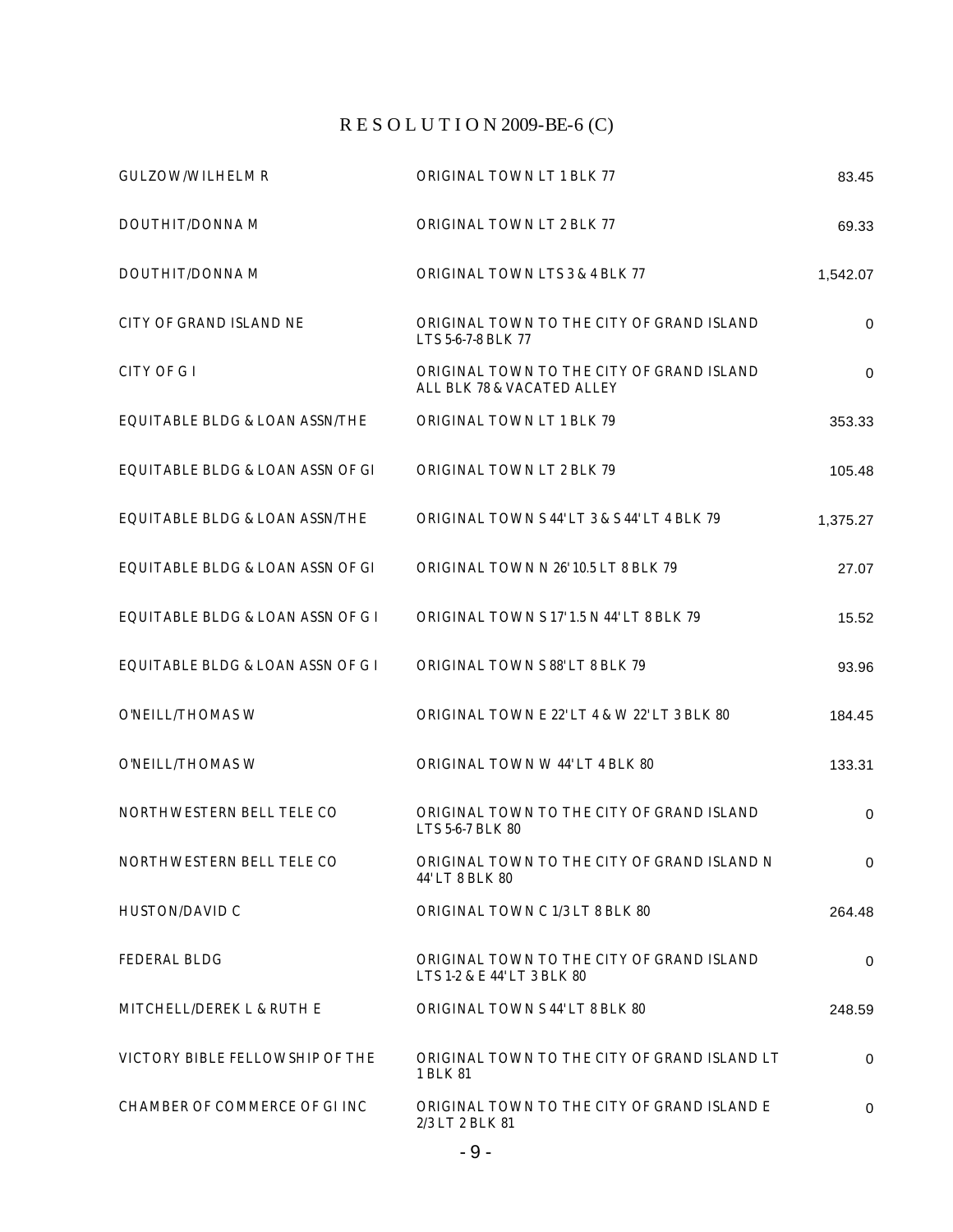# RESOLUTION 2009-BE-6 (C)

| | | |
|---|---|---|
| GULZOW/WILHELM R | ORIGINAL TOWN LT 1 BLK 77 | 83.45 |
| DOUTHIT/DONNA M | ORIGINAL TOWN LT 2 BLK 77 | 69.33 |
| DOUTHIT/DONNA M | ORIGINAL TOWN LTS 3 & 4 BLK 77 | 1,542.07 |
| CITY OF GRAND ISLAND NE | ORIGINAL TOWN TO THE CITY OF GRAND ISLAND LTS 5-6-7-8 BLK 77 | 0 |
| CITY OF G I | ORIGINAL TOWN TO THE CITY OF GRAND ISLAND ALL BLK 78 & VACATED ALLEY | 0 |
| EQUITABLE BLDG & LOAN ASSN/THE | ORIGINAL TOWN LT 1 BLK 79 | 353.33 |
| EQUITABLE BLDG & LOAN ASSN OF GI | ORIGINAL TOWN LT 2 BLK 79 | 105.48 |
| EQUITABLE BLDG & LOAN ASSN/THE | ORIGINAL TOWN S 44' LT 3 & S 44' LT 4 BLK 79 | 1,375.27 |
| EQUITABLE BLDG & LOAN ASSN OF GI | ORIGINAL TOWN N 26' 10.5 LT 8 BLK 79 | 27.07 |
| EQUITABLE BLDG & LOAN ASSN OF G I | ORIGINAL TOWN S 17' 1.5 N 44' LT 8 BLK 79 | 15.52 |
| EQUITABLE BLDG & LOAN ASSN OF G I | ORIGINAL TOWN S 88' LT 8 BLK 79 | 93.96 |
| O'NEILL/THOMAS W | ORIGINAL TOWN E 22' LT 4 & W 22' LT 3 BLK 80 | 184.45 |
| O'NEILL/THOMAS W | ORIGINAL TOWN W 44' LT 4 BLK 80 | 133.31 |
| NORTHWESTERN BELL TELE CO | ORIGINAL TOWN TO THE CITY OF GRAND ISLAND LTS 5-6-7 BLK 80 | 0 |
| NORTHWESTERN BELL TELE CO | ORIGINAL TOWN TO THE CITY OF GRAND ISLAND N 44' LT 8 BLK 80 | 0 |
| HUSTON/DAVID C | ORIGINAL TOWN C 1/3 LT 8 BLK 80 | 264.48 |
| FEDERAL BLDG | ORIGINAL TOWN TO THE CITY OF GRAND ISLAND LTS 1-2 & E 44' LT 3 BLK 80 | 0 |
| MITCHELL/DEREK L & RUTH E | ORIGINAL TOWN S 44' LT 8 BLK 80 | 248.59 |
| VICTORY BIBLE FELLOWSHIP OF THE | ORIGINAL TOWN TO THE CITY OF GRAND ISLAND LT 1 BLK 81 | 0 |
| CHAMBER OF COMMERCE OF GI INC | ORIGINAL TOWN TO THE CITY OF GRAND ISLAND E 2/3 LT 2 BLK 81 | 0 |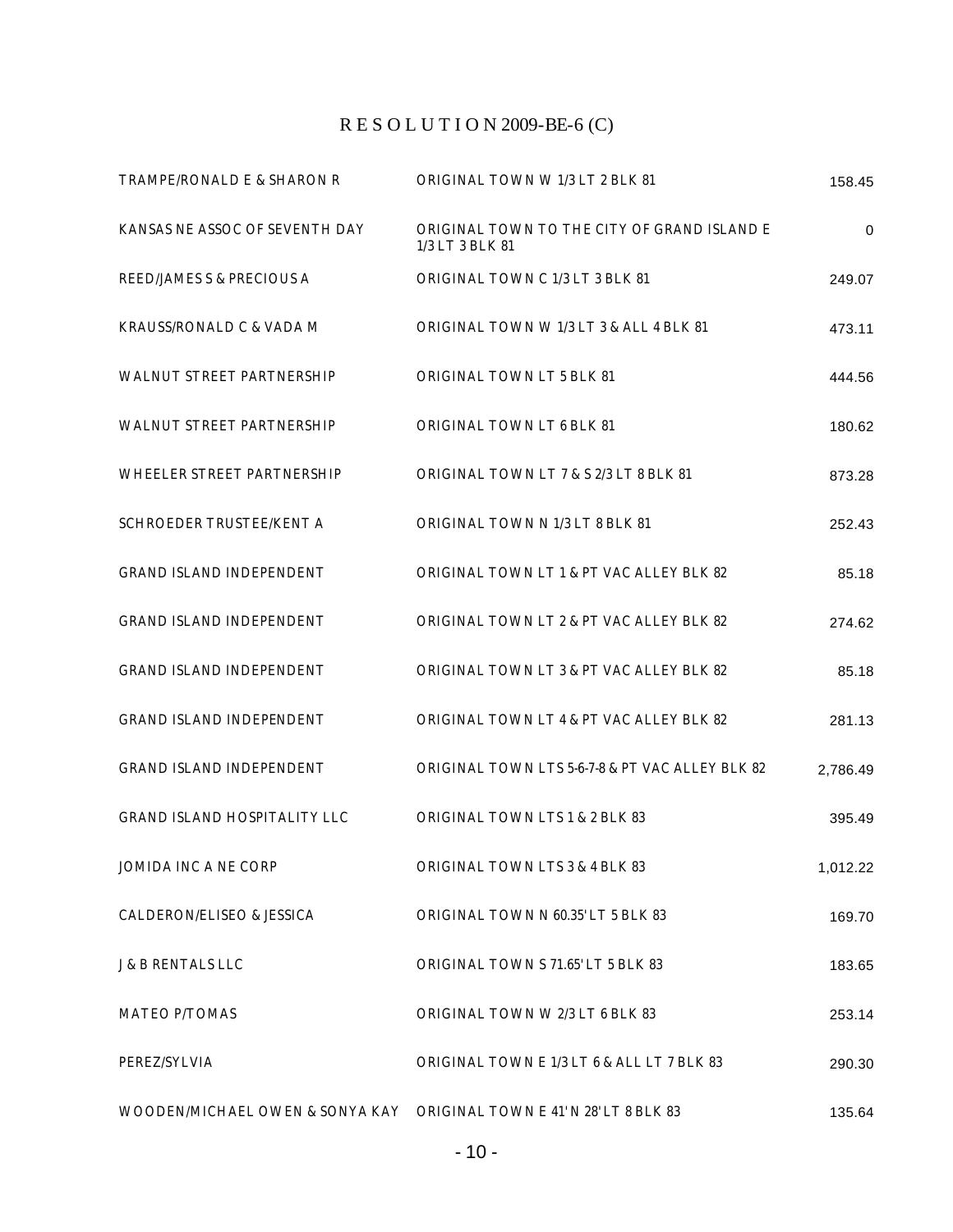# RESOLUTION 2009-BE-6 (C)

| | | |
|---|---|---|
| TRAMPE/RONALD E & SHARON R | ORIGINAL TOWN W 1/3 LT 2 BLK 81 | 158.45 |
| KANSAS NE ASSOC OF SEVENTH DAY | ORIGINAL TOWN TO THE CITY OF GRAND ISLAND E 1/3 LT 3 BLK 81 | 0 |
| REED/JAMES S & PRECIOUS A | ORIGINAL TOWN C 1/3 LT 3 BLK 81 | 249.07 |
| KRAUSS/RONALD C & VADA M | ORIGINAL TOWN W 1/3 LT 3 & ALL 4 BLK 81 | 473.11 |
| WALNUT STREET PARTNERSHIP | ORIGINAL TOWN LT 5 BLK 81 | 444.56 |
| WALNUT STREET PARTNERSHIP | ORIGINAL TOWN LT 6 BLK 81 | 180.62 |
| WHEELER STREET PARTNERSHIP | ORIGINAL TOWN LT 7 & S 2/3 LT 8 BLK 81 | 873.28 |
| SCHROEDER TRUSTEE/KENT A | ORIGINAL TOWN N 1/3 LT 8 BLK 81 | 252.43 |
| GRAND ISLAND INDEPENDENT | ORIGINAL TOWN LT 1 & PT VAC ALLEY BLK 82 | 85.18 |
| GRAND ISLAND INDEPENDENT | ORIGINAL TOWN LT 2 & PT VAC ALLEY BLK 82 | 274.62 |
| GRAND ISLAND INDEPENDENT | ORIGINAL TOWN LT 3 & PT VAC ALLEY BLK 82 | 85.18 |
| GRAND ISLAND INDEPENDENT | ORIGINAL TOWN LT 4 & PT VAC ALLEY BLK 82 | 281.13 |
| GRAND ISLAND INDEPENDENT | ORIGINAL TOWN LTS 5-6-7-8 & PT VAC ALLEY BLK 82 | 2,786.49 |
| GRAND ISLAND HOSPITALITY LLC | ORIGINAL TOWN LTS 1 & 2 BLK 83 | 395.49 |
| JOMIDA INC A NE CORP | ORIGINAL TOWN LTS 3 & 4 BLK 83 | 1,012.22 |
| CALDERON/ELISEO & JESSICA | ORIGINAL TOWN N 60.35' LT 5 BLK 83 | 169.70 |
| J & B RENTALS LLC | ORIGINAL TOWN S 71.65' LT 5 BLK 83 | 183.65 |
| MATEO P/TOMAS | ORIGINAL TOWN W 2/3 LT 6 BLK 83 | 253.14 |
| PEREZ/SYLVIA | ORIGINAL TOWN E 1/3 LT 6 & ALL LT 7 BLK 83 | 290.30 |
| WOODEN/MICHAEL OWEN & SONYA KAY | ORIGINAL TOWN E 41' N 28' LT 8 BLK 83 | 135.64 |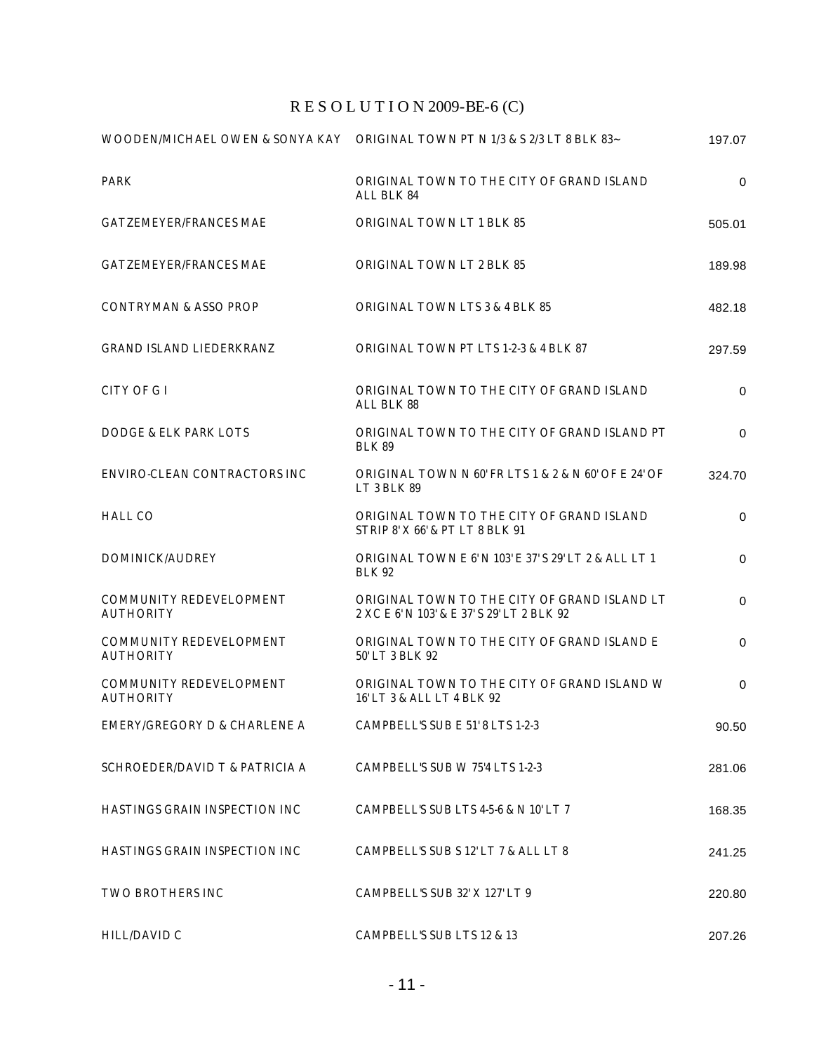# R E S O L U T I O N 2009-BE-6 (C)

| | | |
|---|---|---|
| WOODEN/MICHAEL OWEN & SONYA KAY | ORIGINAL TOWN PT N 1/3 & S 2/3 LT 8 BLK 83~ | 197.07 |
| PARK | ORIGINAL TOWN TO THE CITY OF GRAND ISLAND ALL BLK 84 | 0 |
| GATZEMEYER/FRANCES MAE | ORIGINAL TOWN LT 1 BLK 85 | 505.01 |
| GATZEMEYER/FRANCES MAE | ORIGINAL TOWN LT 2 BLK 85 | 189.98 |
| CONTRYMAN & ASSO PROP | ORIGINAL TOWN LTS 3 & 4 BLK 85 | 482.18 |
| GRAND ISLAND LIEDERKRANZ | ORIGINAL TOWN PT LTS 1-2-3 & 4 BLK 87 | 297.59 |
| CITY OF G I | ORIGINAL TOWN TO THE CITY OF GRAND ISLAND ALL BLK 88 | 0 |
| DODGE & ELK PARK LOTS | ORIGINAL TOWN TO THE CITY OF GRAND ISLAND PT BLK 89 | 0 |
| ENVIRO-CLEAN CONTRACTORS INC | ORIGINAL TOWN N 60' FR LTS 1 & 2 & N 60' OF E 24' OF LT 3 BLK 89 | 324.70 |
| HALL CO | ORIGINAL TOWN TO THE CITY OF GRAND ISLAND STRIP 8' X 66' & PT LT 8 BLK 91 | 0 |
| DOMINICK/AUDREY | ORIGINAL TOWN E 6' N 103' E 37' S 29' LT 2 & ALL LT 1 BLK 92 | 0 |
| COMMUNITY REDEVELOPMENT AUTHORITY | ORIGINAL TOWN TO THE CITY OF GRAND ISLAND LT 2 X C E 6' N 103' & E 37' S 29' LT 2 BLK 92 | 0 |
| COMMUNITY REDEVELOPMENT AUTHORITY | ORIGINAL TOWN TO THE CITY OF GRAND ISLAND E 50' LT 3 BLK 92 | 0 |
| COMMUNITY REDEVELOPMENT AUTHORITY | ORIGINAL TOWN TO THE CITY OF GRAND ISLAND W 16' LT 3 & ALL LT 4 BLK 92 | 0 |
| EMERY/GREGORY D & CHARLENE A | CAMPBELL'S SUB E 51' 8 LTS 1-2-3 | 90.50 |
| SCHROEDER/DAVID T & PATRICIA A | CAMPBELL'S SUB W 75'4 LTS 1-2-3 | 281.06 |
| HASTINGS GRAIN INSPECTION INC | CAMPBELL'S SUB LTS 4-5-6 & N 10' LT 7 | 168.35 |
| HASTINGS GRAIN INSPECTION INC | CAMPBELL'S SUB S 12' LT 7 & ALL LT 8 | 241.25 |
| TWO BROTHERS INC | CAMPBELL'S SUB 32' X 127' LT 9 | 220.80 |
| HILL/DAVID C | CAMPBELL'S SUB LTS 12 & 13 | 207.26 |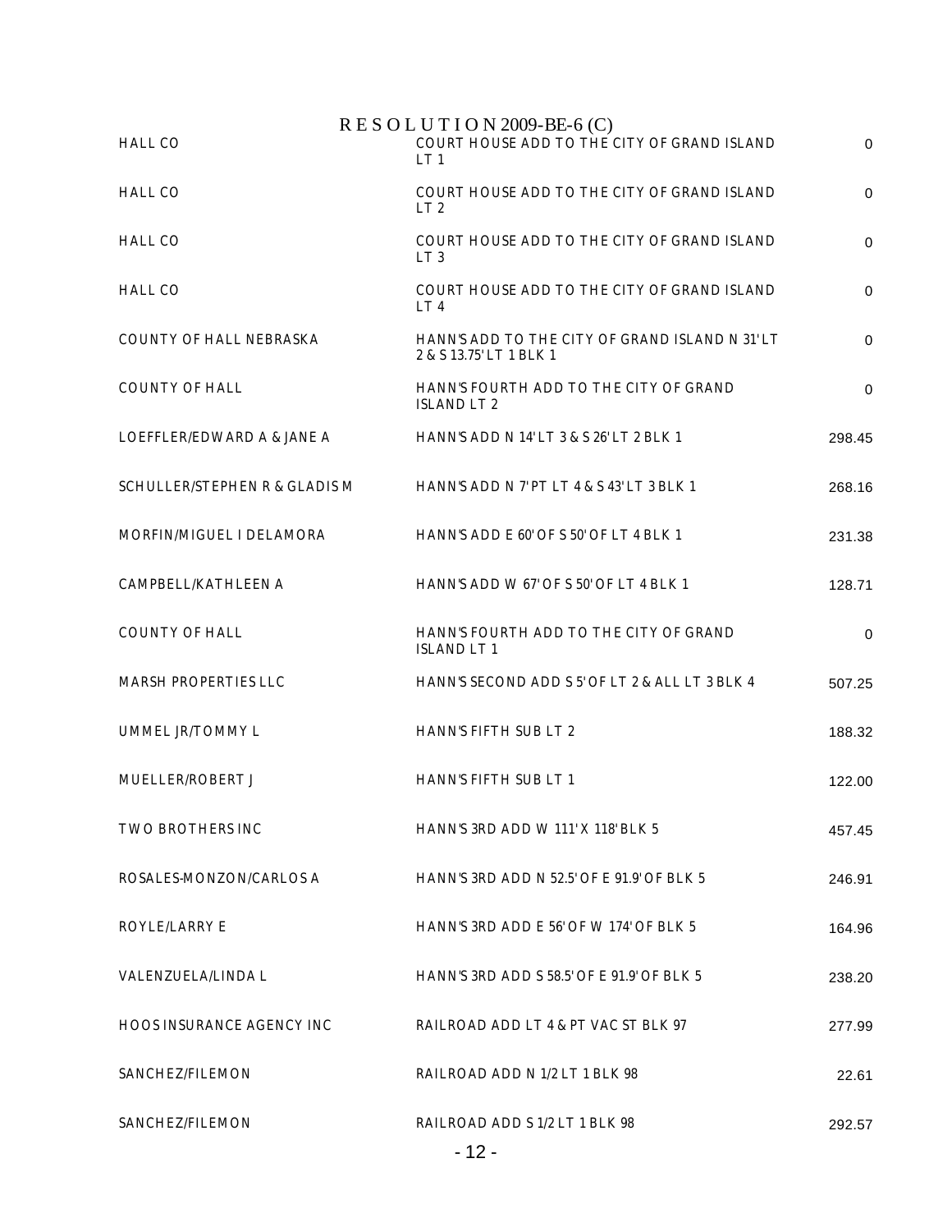RESOLUTION 2009-BE-6 (C)

| | | |
|---|---|---|
| HALL CO | COURT HOUSE ADD TO THE CITY OF GRAND ISLAND LT 1 | 0 |
| HALL CO | COURT HOUSE ADD TO THE CITY OF GRAND ISLAND LT 2 | 0 |
| HALL CO | COURT HOUSE ADD TO THE CITY OF GRAND ISLAND LT 3 | 0 |
| HALL CO | COURT HOUSE ADD TO THE CITY OF GRAND ISLAND LT 4 | 0 |
| COUNTY OF HALL NEBRASKA | HANN'S ADD TO THE CITY OF GRAND ISLAND N 31' LT 2 & S 13.75' LT 1 BLK 1 | 0 |
| COUNTY OF HALL | HANN'S FOURTH ADD TO THE CITY OF GRAND ISLAND LT 2 | 0 |
| LOEFFLER/EDWARD A & JANE A | HANN'S ADD N 14' LT 3 & S 26' LT 2 BLK 1 | 298.45 |
| SCHULLER/STEPHEN R & GLADIS M | HANN'S ADD N 7' PT LT 4 & S 43' LT 3 BLK 1 | 268.16 |
| MORFIN/MIGUEL I DELAMORA | HANN'S ADD E 60' OF S 50' OF LT 4 BLK 1 | 231.38 |
| CAMPBELL/KATHLEEN A | HANN'S ADD W 67' OF S 50' OF LT 4 BLK 1 | 128.71 |
| COUNTY OF HALL | HANN'S FOURTH ADD TO THE CITY OF GRAND ISLAND LT 1 | 0 |
| MARSH PROPERTIES LLC | HANN'S SECOND ADD S 5' OF LT 2 & ALL LT 3 BLK 4 | 507.25 |
| UMMEL JR/TOMMY L | HANN'S FIFTH SUB LT 2 | 188.32 |
| MUELLER/ROBERT J | HANN'S FIFTH SUB LT 1 | 122.00 |
| TWO BROTHERS INC | HANN'S 3RD ADD W 111' X 118' BLK 5 | 457.45 |
| ROSALES-MONZON/CARLOS A | HANN'S 3RD ADD N 52.5' OF E 91.9' OF BLK 5 | 246.91 |
| ROYLE/LARRY E | HANN'S 3RD ADD E 56' OF W 174' OF BLK 5 | 164.96 |
| VALENZUELA/LINDA L | HANN'S 3RD ADD S 58.5' OF E 91.9' OF BLK 5 | 238.20 |
| HOOS INSURANCE AGENCY INC | RAILROAD ADD LT 4 & PT VAC ST BLK 97 | 277.99 |
| SANCHEZ/FILEMON | RAILROAD ADD N 1/2 LT 1 BLK 98 | 22.61 |
| SANCHEZ/FILEMON | RAILROAD ADD S 1/2 LT 1 BLK 98 | 292.57 |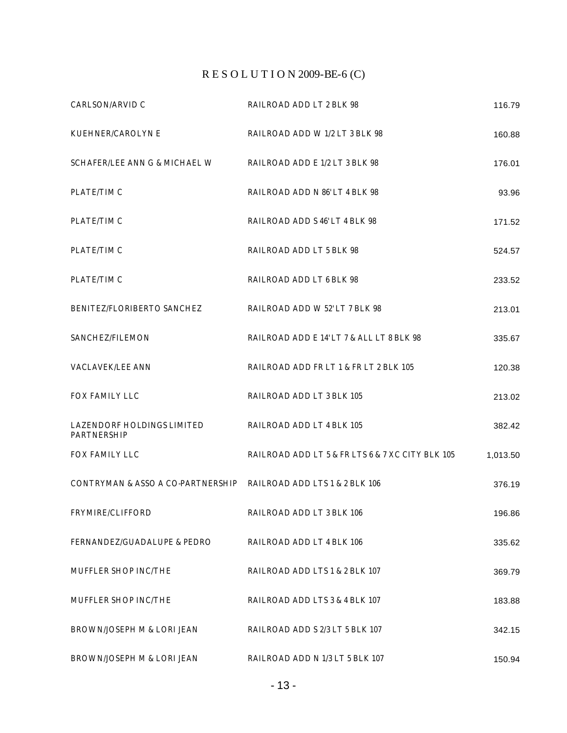# RESOLUTION 2009-BE-6 (C)

| | | |
|---|---|---|
| CARLSON/ARVID C | RAILROAD ADD LT 2 BLK 98 | 116.79 |
| KUEHNER/CAROLYN E | RAILROAD ADD W 1/2 LT 3 BLK 98 | 160.88 |
| SCHAFER/LEE ANN G & MICHAEL W | RAILROAD ADD E 1/2 LT 3 BLK 98 | 176.01 |
| PLATE/TIM C | RAILROAD ADD N 86' LT 4 BLK 98 | 93.96 |
| PLATE/TIM C | RAILROAD ADD S 46' LT 4 BLK 98 | 171.52 |
| PLATE/TIM C | RAILROAD ADD LT 5 BLK 98 | 524.57 |
| PLATE/TIM C | RAILROAD ADD LT 6 BLK 98 | 233.52 |
| BENITEZ/FLORIBERTO SANCHEZ | RAILROAD ADD W 52' LT 7 BLK 98 | 213.01 |
| SANCHEZ/FILEMON | RAILROAD ADD E 14' LT 7 & ALL LT 8 BLK 98 | 335.67 |
| VACLAVEK/LEE ANN | RAILROAD ADD FR LT 1 & FR LT 2 BLK 105 | 120.38 |
| FOX FAMILY LLC | RAILROAD ADD LT 3 BLK 105 | 213.02 |
| LAZENDORF HOLDINGS LIMITED PARTNERSHIP | RAILROAD ADD LT 4 BLK 105 | 382.42 |
| FOX FAMILY LLC | RAILROAD ADD LT 5 & FR LTS 6 & 7 X C CITY BLK 105 | 1,013.50 |
| CONTRYMAN & ASSO A CO-PARTNERSHIP | RAILROAD ADD LTS 1 & 2 BLK 106 | 376.19 |
| FRYMIRE/CLIFFORD | RAILROAD ADD LT 3 BLK 106 | 196.86 |
| FERNANDEZ/GUADALUPE & PEDRO | RAILROAD ADD LT 4 BLK 106 | 335.62 |
| MUFFLER SHOP INC/THE | RAILROAD ADD LTS 1 & 2 BLK 107 | 369.79 |
| MUFFLER SHOP INC/THE | RAILROAD ADD LTS 3 & 4 BLK 107 | 183.88 |
| BROWN/JOSEPH M & LORI JEAN | RAILROAD ADD S 2/3 LT 5 BLK 107 | 342.15 |
| BROWN/JOSEPH M & LORI JEAN | RAILROAD ADD N 1/3 LT 5 BLK 107 | 150.94 |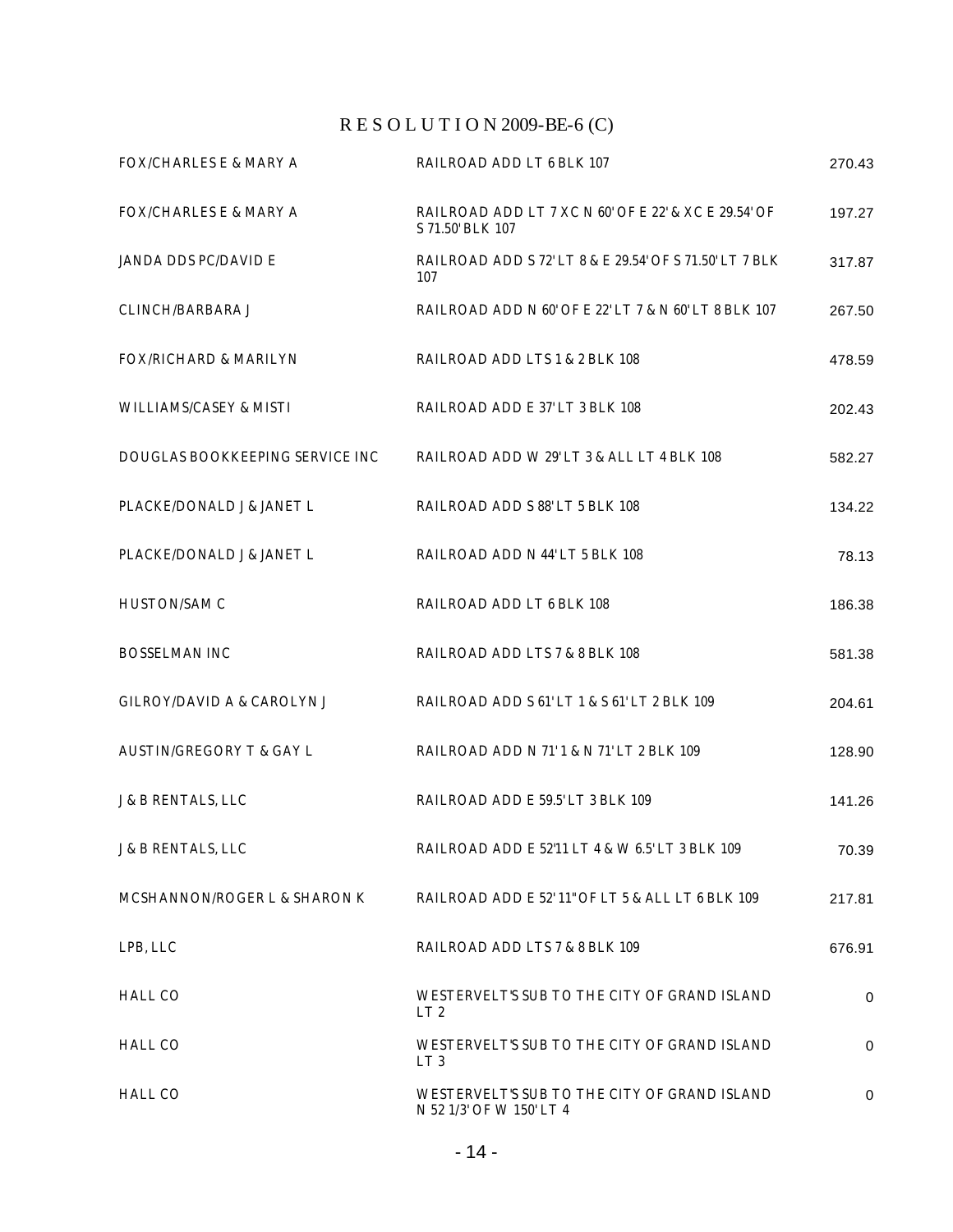# R E S O L U T I O N 2009-BE-6 (C)

| | | |
|---|---|---|
| FOX/CHARLES E & MARY A | RAILROAD ADD LT 6 BLK 107 | 270.43 |
| FOX/CHARLES E & MARY A | RAILROAD ADD LT 7 XC N 60' OF E 22' & XC E 29.54' OF S 71.50' BLK 107 | 197.27 |
| JANDA DDS PC/DAVID E | RAILROAD ADD S 72' LT 8 & E 29.54' OF S 71.50' LT 7 BLK 107 | 317.87 |
| CLINCH/BARBARA J | RAILROAD ADD N 60' OF E 22' LT 7 & N 60' LT 8 BLK 107 | 267.50 |
| FOX/RICHARD & MARILYN | RAILROAD ADD LTS 1 & 2 BLK 108 | 478.59 |
| WILLIAMS/CASEY & MISTI | RAILROAD ADD E 37' LT 3 BLK 108 | 202.43 |
| DOUGLAS BOOKKEEPING SERVICE INC | RAILROAD ADD W 29' LT 3 & ALL LT 4 BLK 108 | 582.27 |
| PLACKE/DONALD J & JANET L | RAILROAD ADD S 88' LT 5 BLK 108 | 134.22 |
| PLACKE/DONALD J & JANET L | RAILROAD ADD N 44' LT 5 BLK 108 | 78.13 |
| HUSTON/SAM C | RAILROAD ADD LT 6 BLK 108 | 186.38 |
| BOSSELMAN INC | RAILROAD ADD LTS 7 & 8 BLK 108 | 581.38 |
| GILROY/DAVID A & CAROLYN J | RAILROAD ADD S 61' LT 1 & S 61' LT 2 BLK 109 | 204.61 |
| AUSTIN/GREGORY T & GAY L | RAILROAD ADD N 71' 1 & N 71' LT 2 BLK 109 | 128.90 |
| J & B RENTALS, LLC | RAILROAD ADD E 59.5' LT 3 BLK 109 | 141.26 |
| J & B RENTALS, LLC | RAILROAD ADD E 52'11 LT 4 & W 6.5' LT 3 BLK 109 | 70.39 |
| MCSHANNON/ROGER L & SHARON K | RAILROAD ADD E 52' 11" OF LT 5 & ALL LT 6 BLK 109 | 217.81 |
| LPB, LLC | RAILROAD ADD LTS 7 & 8 BLK 109 | 676.91 |
| HALL CO | WESTERVELT'S SUB TO THE CITY OF GRAND ISLAND LT 2 | 0 |
| HALL CO | WESTERVELT'S SUB TO THE CITY OF GRAND ISLAND LT 3 | 0 |
| HALL CO | WESTERVELT'S SUB TO THE CITY OF GRAND ISLAND N 52 1/3' OF W 150' LT 4 | 0 |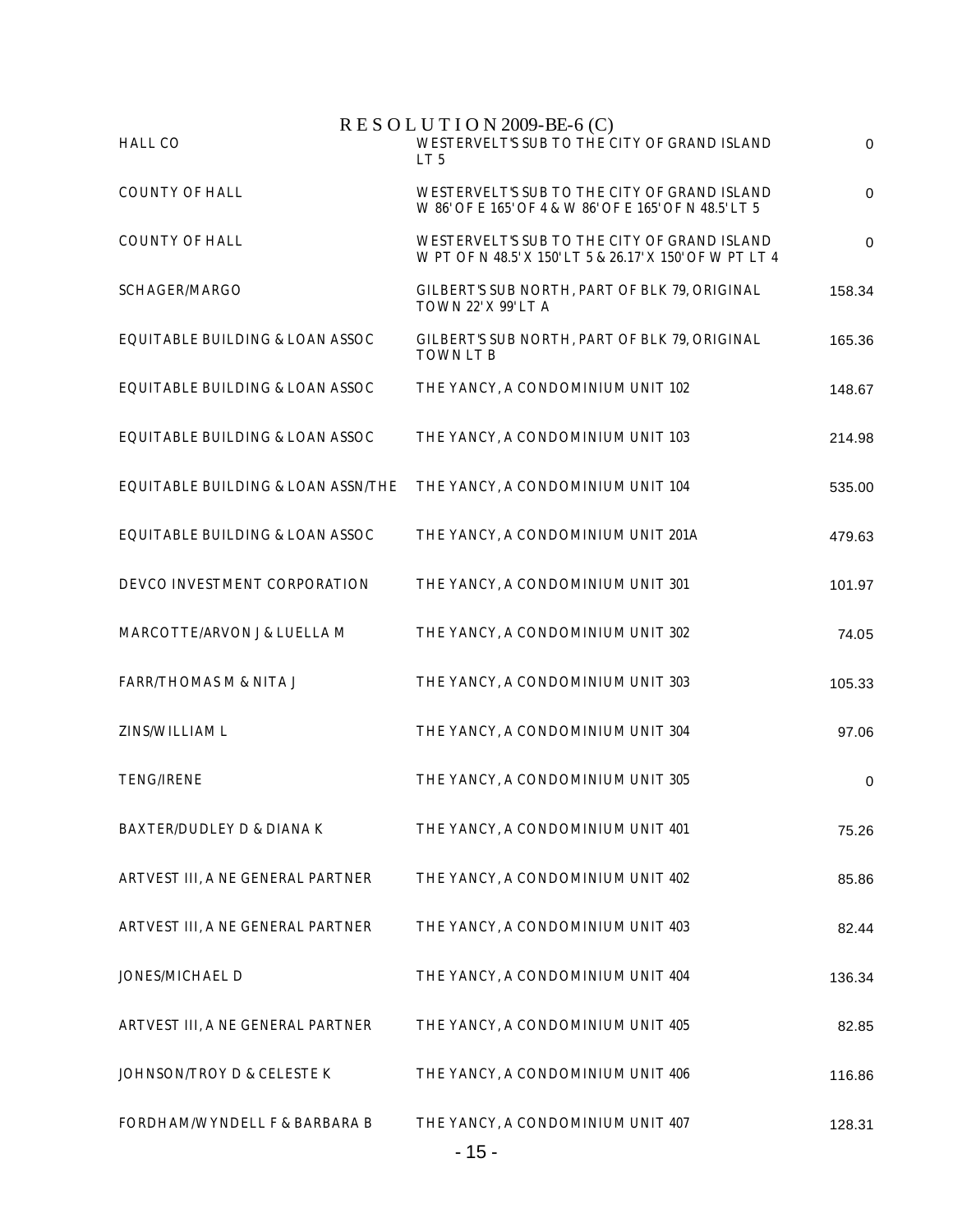RESOLUTION 2009-BE-6 (C)

| | | |
|---|---|---|
| HALL CO | WESTERVELT'S SUB TO THE CITY OF GRAND ISLAND LT 5 | 0 |
| COUNTY OF HALL | WESTERVELT'S SUB TO THE CITY OF GRAND ISLAND W 86' OF E 165' OF 4 & W 86' OF E 165' OF N 48.5' LT 5 | 0 |
| COUNTY OF HALL | WESTERVELT'S SUB TO THE CITY OF GRAND ISLAND W PT OF N 48.5' X 150' LT 5 & 26.17' X 150' OF W PT LT 4 | 0 |
| SCHAGER/MARGO | GILBERT'S SUB NORTH, PART OF BLK 79, ORIGINAL TOWN 22' X 99' LT A | 158.34 |
| EQUITABLE BUILDING & LOAN ASSOC | GILBERT'S SUB NORTH, PART OF BLK 79, ORIGINAL TOWN LT B | 165.36 |
| EQUITABLE BUILDING & LOAN ASSOC | THE YANCY, A CONDOMINIUM UNIT 102 | 148.67 |
| EQUITABLE BUILDING & LOAN ASSOC | THE YANCY, A CONDOMINIUM UNIT 103 | 214.98 |
| EQUITABLE BUILDING & LOAN ASSN/THE | THE YANCY, A CONDOMINIUM UNIT 104 | 535.00 |
| EQUITABLE BUILDING & LOAN ASSOC | THE YANCY, A CONDOMINIUM UNIT 201A | 479.63 |
| DEVCO INVESTMENT CORPORATION | THE YANCY, A CONDOMINIUM UNIT 301 | 101.97 |
| MARCOTTE/ARVON J & LUELLA M | THE YANCY, A CONDOMINIUM UNIT 302 | 74.05 |
| FARR/THOMAS M & NITA J | THE YANCY, A CONDOMINIUM UNIT 303 | 105.33 |
| ZINS/WILLIAM L | THE YANCY, A CONDOMINIUM UNIT 304 | 97.06 |
| TENG/IRENE | THE YANCY, A CONDOMINIUM UNIT 305 | 0 |
| BAXTER/DUDLEY D & DIANA K | THE YANCY, A CONDOMINIUM UNIT 401 | 75.26 |
| ARTVEST III, A NE GENERAL PARTNER | THE YANCY, A CONDOMINIUM UNIT 402 | 85.86 |
| ARTVEST III, A NE GENERAL PARTNER | THE YANCY, A CONDOMINIUM UNIT 403 | 82.44 |
| JONES/MICHAEL D | THE YANCY, A CONDOMINIUM UNIT 404 | 136.34 |
| ARTVEST III, A NE GENERAL PARTNER | THE YANCY, A CONDOMINIUM UNIT 405 | 82.85 |
| JOHNSON/TROY D & CELESTE K | THE YANCY, A CONDOMINIUM UNIT 406 | 116.86 |
| FORDHAM/WYNDELL F & BARBARA B | THE YANCY, A CONDOMINIUM UNIT 407 | 128.31 |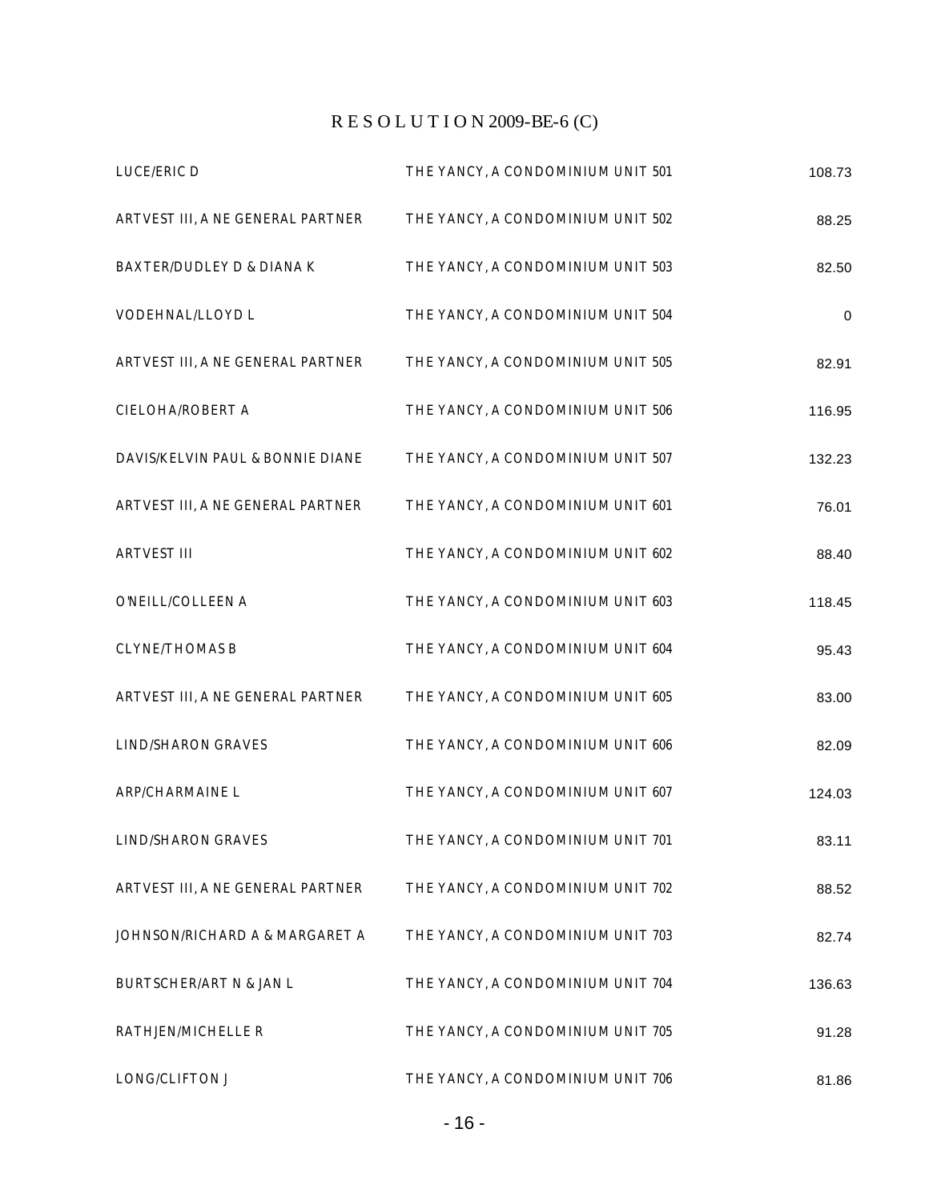# R E S O L U T I O N 2009-BE-6 (C)

| | | |
|---|---|---|
| LUCE/ERIC D | THE YANCY, A CONDOMINIUM UNIT 501 | 108.73 |
| ARTVEST III, A NE GENERAL PARTNER | THE YANCY, A CONDOMINIUM UNIT 502 | 88.25 |
| BAXTER/DUDLEY D & DIANA K | THE YANCY, A CONDOMINIUM UNIT 503 | 82.50 |
| VODEHNAL/LLOYD L | THE YANCY, A CONDOMINIUM UNIT 504 | 0 |
| ARTVEST III, A NE GENERAL PARTNER | THE YANCY, A CONDOMINIUM UNIT 505 | 82.91 |
| CIELOHA/ROBERT A | THE YANCY, A CONDOMINIUM UNIT 506 | 116.95 |
| DAVIS/KELVIN PAUL & BONNIE DIANE | THE YANCY, A CONDOMINIUM UNIT 507 | 132.23 |
| ARTVEST III, A NE GENERAL PARTNER | THE YANCY, A CONDOMINIUM UNIT 601 | 76.01 |
| ARTVEST III | THE YANCY, A CONDOMINIUM UNIT 602 | 88.40 |
| O'NEILL/COLLEEN A | THE YANCY, A CONDOMINIUM UNIT 603 | 118.45 |
| CLYNE/THOMAS B | THE YANCY, A CONDOMINIUM UNIT 604 | 95.43 |
| ARTVEST III, A NE GENERAL PARTNER | THE YANCY, A CONDOMINIUM UNIT 605 | 83.00 |
| LIND/SHARON GRAVES | THE YANCY, A CONDOMINIUM UNIT 606 | 82.09 |
| ARP/CHARMAINE L | THE YANCY, A CONDOMINIUM UNIT 607 | 124.03 |
| LIND/SHARON GRAVES | THE YANCY, A CONDOMINIUM UNIT 701 | 83.11 |
| ARTVEST III, A NE GENERAL PARTNER | THE YANCY, A CONDOMINIUM UNIT 702 | 88.52 |
| JOHNSON/RICHARD A & MARGARET A | THE YANCY, A CONDOMINIUM UNIT 703 | 82.74 |
| BURTSCHER/ART N & JAN L | THE YANCY, A CONDOMINIUM UNIT 704 | 136.63 |
| RATHJEN/MICHELLE R | THE YANCY, A CONDOMINIUM UNIT 705 | 91.28 |
| LONG/CLIFTON J | THE YANCY, A CONDOMINIUM UNIT 706 | 81.86 |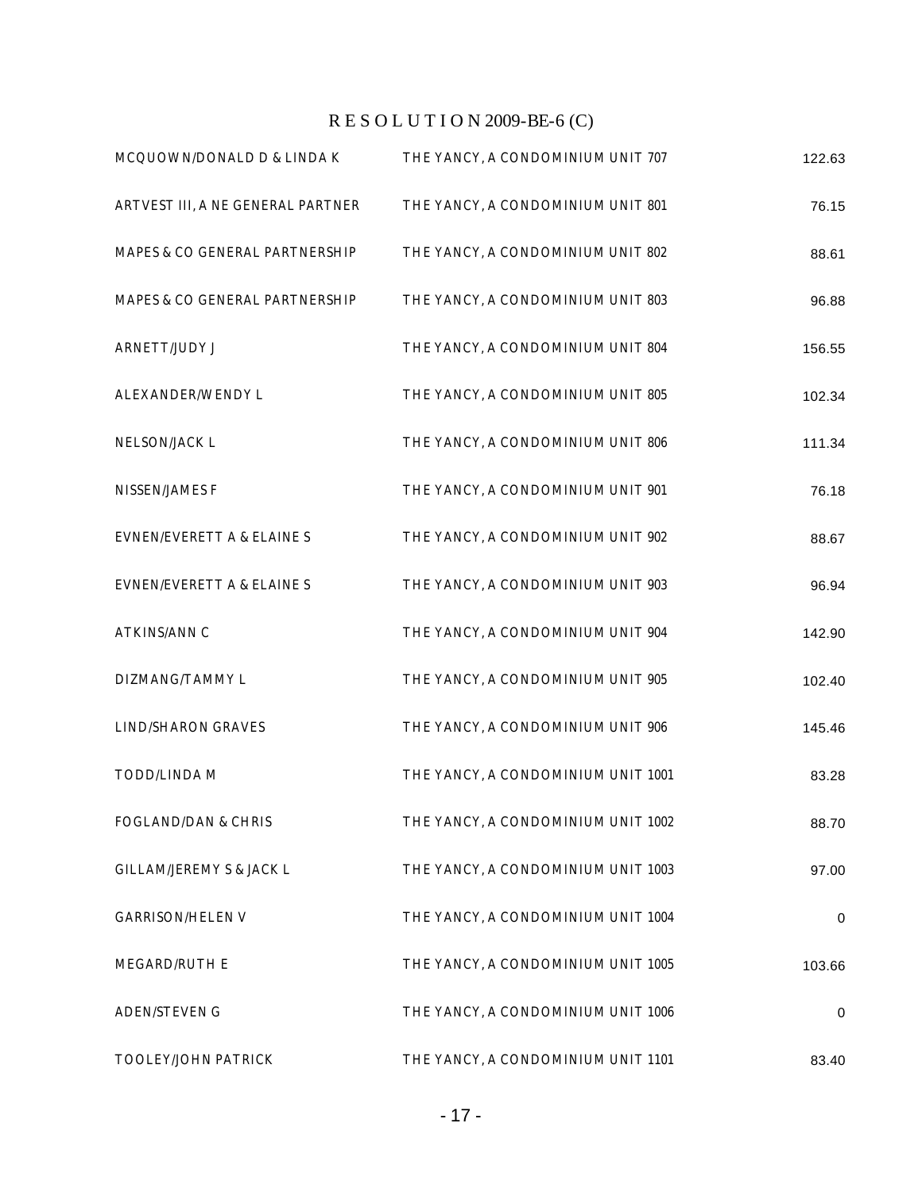# R E S O L U T I O N 2009-BE-6 (C)

| | | |
|---|---|---|
| MCQUOWN/DONALD D & LINDA K | THE YANCY, A CONDOMINIUM UNIT 707 | 122.63 |
| ARTVEST III, A NE GENERAL PARTNER | THE YANCY, A CONDOMINIUM UNIT 801 | 76.15 |
| MAPES & CO GENERAL PARTNERSHIP | THE YANCY, A CONDOMINIUM UNIT 802 | 88.61 |
| MAPES & CO GENERAL PARTNERSHIP | THE YANCY, A CONDOMINIUM UNIT 803 | 96.88 |
| ARNETT/JUDY J | THE YANCY, A CONDOMINIUM UNIT 804 | 156.55 |
| ALEXANDER/WENDY L | THE YANCY, A CONDOMINIUM UNIT 805 | 102.34 |
| NELSON/JACK L | THE YANCY, A CONDOMINIUM UNIT 806 | 111.34 |
| NISSEN/JAMES F | THE YANCY, A CONDOMINIUM UNIT 901 | 76.18 |
| EVNEN/EVERETT A & ELAINE S | THE YANCY, A CONDOMINIUM UNIT 902 | 88.67 |
| EVNEN/EVERETT A & ELAINE S | THE YANCY, A CONDOMINIUM UNIT 903 | 96.94 |
| ATKINS/ANN C | THE YANCY, A CONDOMINIUM UNIT 904 | 142.90 |
| DIZMANG/TAMMY L | THE YANCY, A CONDOMINIUM UNIT 905 | 102.40 |
| LIND/SHARON GRAVES | THE YANCY, A CONDOMINIUM UNIT 906 | 145.46 |
| TODD/LINDA M | THE YANCY, A CONDOMINIUM UNIT 1001 | 83.28 |
| FOGLAND/DAN & CHRIS | THE YANCY, A CONDOMINIUM UNIT 1002 | 88.70 |
| GILLAM/JEREMY S & JACK L | THE YANCY, A CONDOMINIUM UNIT 1003 | 97.00 |
| GARRISON/HELEN V | THE YANCY, A CONDOMINIUM UNIT 1004 | 0 |
| MEGARD/RUTH E | THE YANCY, A CONDOMINIUM UNIT 1005 | 103.66 |
| ADEN/STEVEN G | THE YANCY, A CONDOMINIUM UNIT 1006 | 0 |
| TOOLEY/JOHN PATRICK | THE YANCY, A CONDOMINIUM UNIT 1101 | 83.40 |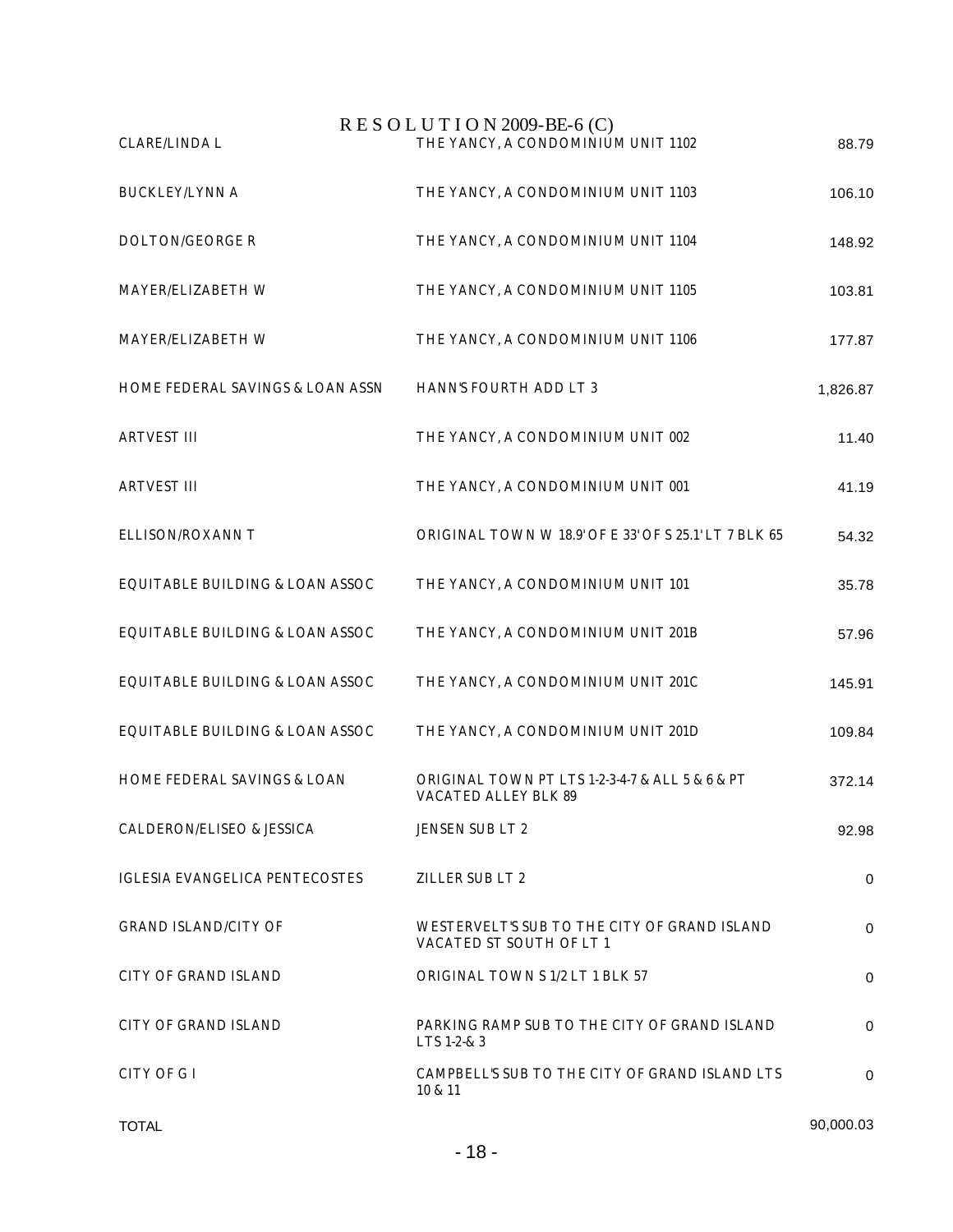# R E S O L U T I O N 2009-BE-6 (C)

| | | |
|---|---|---|
| CLARE/LINDA L | THE YANCY, A CONDOMINIUM UNIT 1102 | 88.79 |
| BUCKLEY/LYNN A | THE YANCY, A CONDOMINIUM UNIT 1103 | 106.10 |
| DOLTON/GEORGE R | THE YANCY, A CONDOMINIUM UNIT 1104 | 148.92 |
| MAYER/ELIZABETH W | THE YANCY, A CONDOMINIUM UNIT 1105 | 103.81 |
| MAYER/ELIZABETH W | THE YANCY, A CONDOMINIUM UNIT 1106 | 177.87 |
| HOME FEDERAL SAVINGS & LOAN ASSN | HANN'S FOURTH ADD LT 3 | 1,826.87 |
| ARTVEST III | THE YANCY, A CONDOMINIUM UNIT 002 | 11.40 |
| ARTVEST III | THE YANCY, A CONDOMINIUM UNIT 001 | 41.19 |
| ELLISON/ROXANN T | ORIGINAL TOWN W 18.9' OF E 33' OF S 25.1' LT 7 BLK 65 | 54.32 |
| EQUITABLE BUILDING & LOAN ASSOC | THE YANCY, A CONDOMINIUM UNIT 101 | 35.78 |
| EQUITABLE BUILDING & LOAN ASSOC | THE YANCY, A CONDOMINIUM UNIT 201B | 57.96 |
| EQUITABLE BUILDING & LOAN ASSOC | THE YANCY, A CONDOMINIUM UNIT 201C | 145.91 |
| EQUITABLE BUILDING & LOAN ASSOC | THE YANCY, A CONDOMINIUM UNIT 201D | 109.84 |
| HOME FEDERAL SAVINGS & LOAN | ORIGINAL TOWN PT LTS 1-2-3-4-7 & ALL 5 & 6 & PT VACATED ALLEY BLK 89 | 372.14 |
| CALDERON/ELISEO & JESSICA | JENSEN SUB LT 2 | 92.98 |
| IGLESIA EVANGELICA PENTECOSTES | ZILLER SUB LT 2 | 0 |
| GRAND ISLAND/CITY OF | WESTERVELT'S SUB TO THE CITY OF GRAND ISLAND VACATED ST SOUTH OF LT 1 | 0 |
| CITY OF GRAND ISLAND | ORIGINAL TOWN S 1/2 LT 1 BLK 57 | 0 |
| CITY OF GRAND ISLAND | PARKING RAMP SUB TO THE CITY OF GRAND ISLAND LTS 1-2-& 3 | 0 |
| CITY OF G I | CAMPBELL'S SUB TO THE CITY OF GRAND ISLAND LTS 10 & 11 | 0 |
| TOTAL | | 90,000.03 |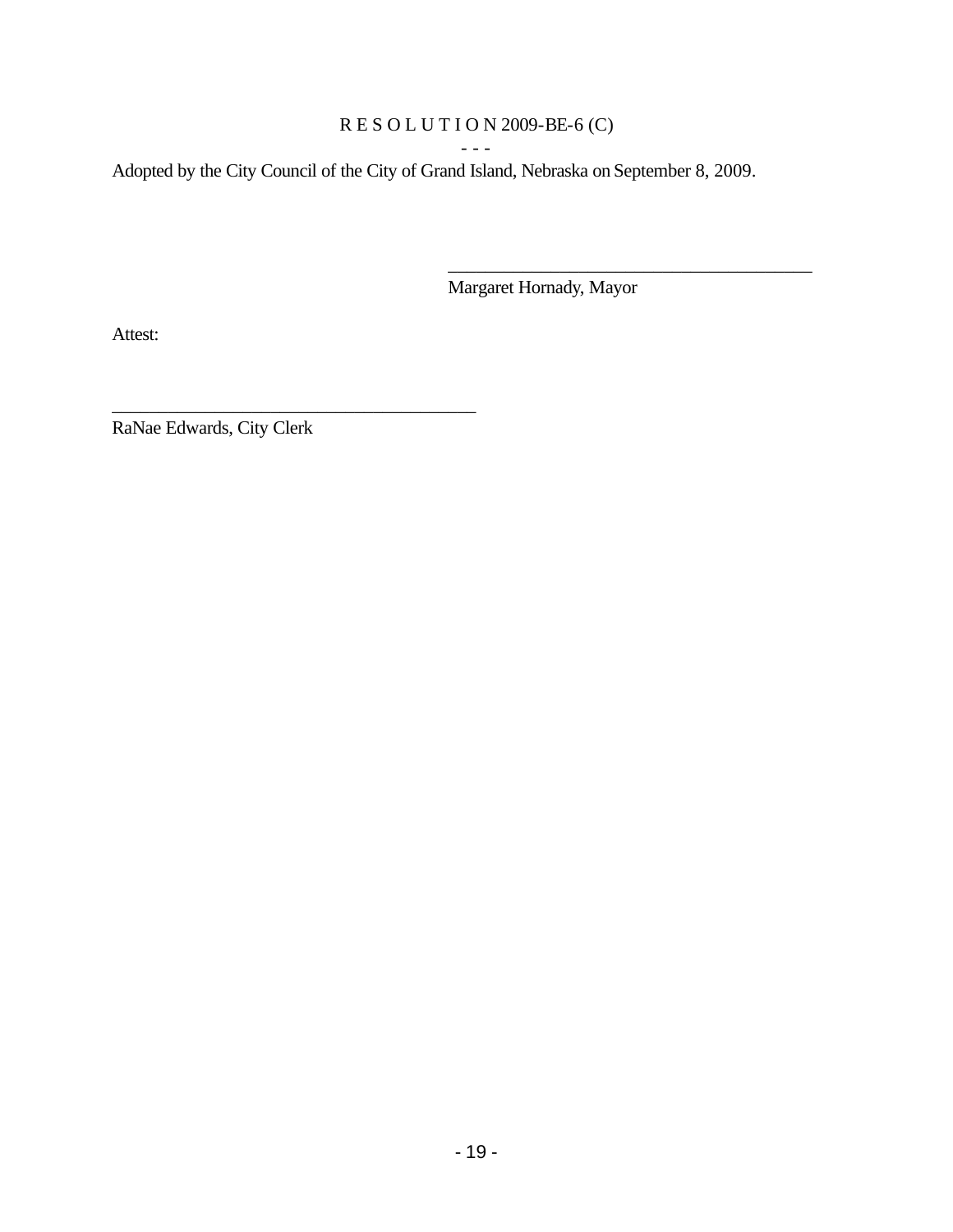R E S O L U T I O N 2009-BE-6 (C)

- - -

Adopted by the City Council of the City of Grand Island, Nebraska on September 8, 2009.

\_\_\_\_\_\_\_\_\_\_\_\_\_\_\_\_\_\_\_\_\_\_\_\_\_\_\_\_\_\_\_\_\_\_\_\_\_\_\_\_\_\_\_

Margaret Hornady, Mayor

Attest:

\_\_\_\_\_\_\_\_\_\_\_\_\_\_\_\_\_\_\_\_\_\_\_\_\_\_\_\_\_\_\_\_\_\_\_\_\_\_\_\_\_\_\_

RaNae Edwards, City Clerk